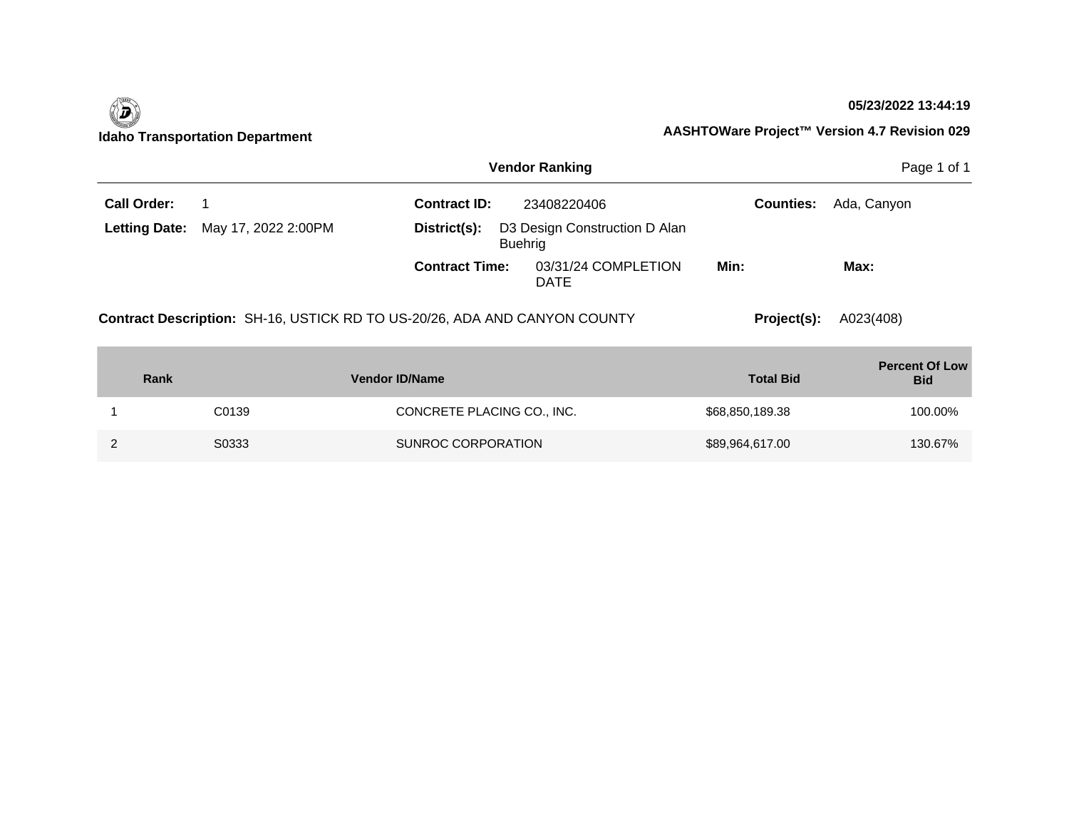**Idaho Transportation Department**

**05/23/2022 13:44:19**

**AASHTOWare Project™ Version 4.7 Revision 029**

## Vendor Ranking

| | | | | | |
|---|---|---|---|---|---|
| **Call Order:** | 1 | **Contract ID:** | 23408220406 | **Counties:** | Ada, Canyon |
| **Letting Date:** | May 17, 2022 2:00PM | **District(s):** | D3 Design Construction D Alan Buehrig | | |
| | | **Contract Time:** | 03/31/24 COMPLETION DATE | **Min:** | **Max:** |

**Contract Description:** SH-16, USTICK RD TO US-20/26, ADA AND CANYON COUNTY

**Project(s):** A023(408)

| Rank | Vendor ID | Name | Total Bid | Percent Of Low Bid |
|---|---|---|---|---|
| 1 | C0139 | CONCRETE PLACING CO., INC. | $68,850,189.38 | 100.00% |
| 2 | S0333 | SUNROC CORPORATION | $89,964,617.00 | 130.67% |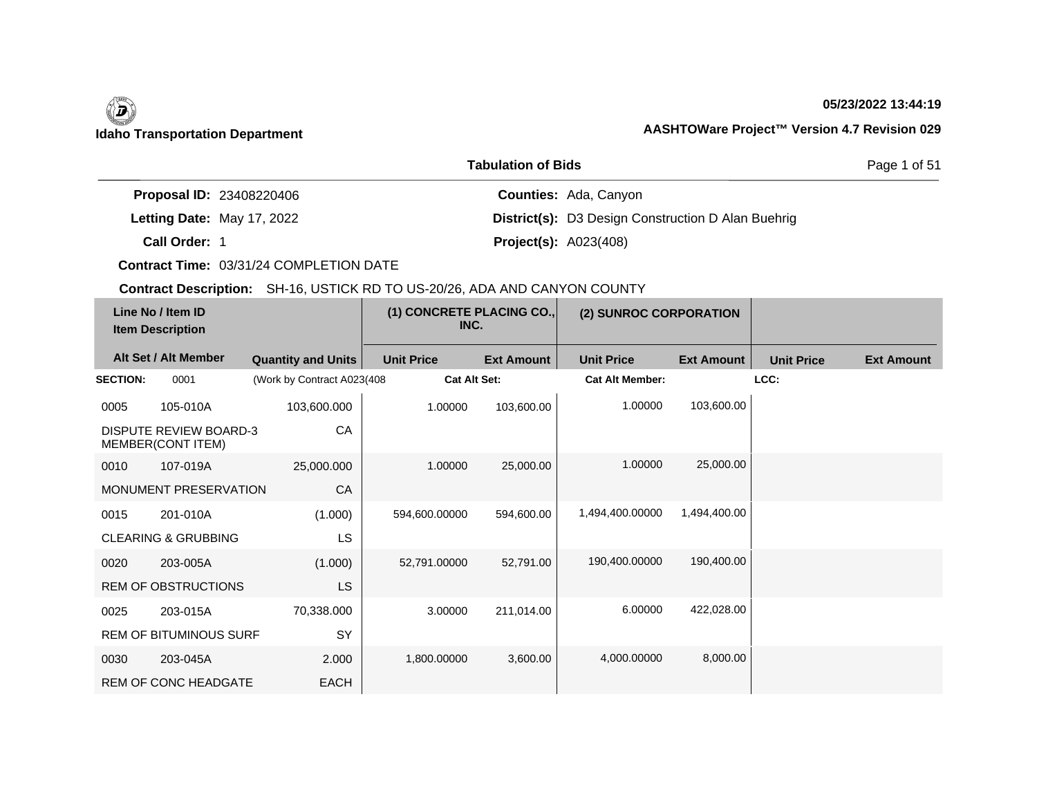**Idaho Transportation Department**

**05/23/2022 13:44:19**

**AASHTOWare Project™ Version 4.7 Revision 029**

## Tabulation of Bids

**Proposal ID:** 23408220406

**Letting Date:** May 17, 2022

**Call Order:** 1

**Contract Time:** 03/31/24 COMPLETION DATE

**Counties:** Ada, Canyon

**District(s):** D3 Design Construction D Alan Buehrig

**Project(s):** A023(408)

**Contract Description:** SH-16, USTICK RD TO US-20/26, ADA AND CANYON COUNTY

| Line No / Item ID | Item Description | Quantity and Units | (1) CONCRETE PLACING CO., INC. Unit Price | (1) CONCRETE PLACING CO., INC. Ext Amount | (2) SUNROC CORPORATION Unit Price | (2) SUNROC CORPORATION Ext Amount | Unit Price | Ext Amount |
|---|---|---|---|---|---|---|---|---|
| Alt Set / Alt Member | | | | | | | | |
| **SECTION:** 0001 | (Work by Contract A023(408 | | Cat Alt Set: | | Cat Alt Member: | | LCC: | |
| 0005 105-010A | DISPUTE REVIEW BOARD-3 MEMBER(CONT ITEM) | 103,600.000 CA | 1.00000 | 103,600.00 | 1.00000 | 103,600.00 | | |
| 0010 107-019A | MONUMENT PRESERVATION | 25,000.000 CA | 1.00000 | 25,000.00 | 1.00000 | 25,000.00 | | |
| 0015 201-010A | CLEARING & GRUBBING | (1.000) LS | 594,600.00000 | 594,600.00 | 1,494,400.00000 | 1,494,400.00 | | |
| 0020 203-005A | REM OF OBSTRUCTIONS | (1.000) LS | 52,791.00000 | 52,791.00 | 190,400.00000 | 190,400.00 | | |
| 0025 203-015A | REM OF BITUMINOUS SURF | 70,338.000 SY | 3.00000 | 211,014.00 | 6.00000 | 422,028.00 | | |
| 0030 203-045A | REM OF CONC HEADGATE | 2.000 EACH | 1,800.00000 | 3,600.00 | 4,000.00000 | 8,000.00 | | |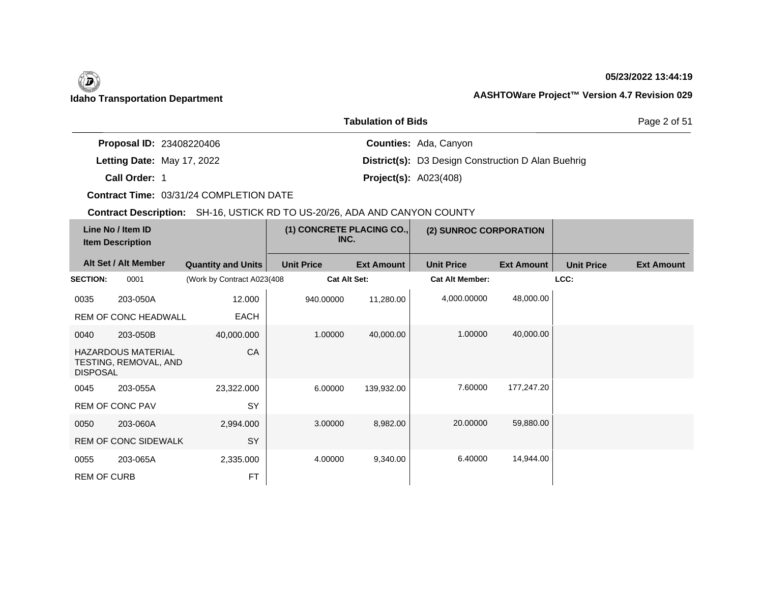**Idaho Transportation Department**

**05/23/2022 13:44:19**

**AASHTOWare Project™ Version 4.7 Revision 029**

**Tabulation of Bids**

**Proposal ID:** 23408220406

**Letting Date:** May 17, 2022

**Call Order:** 1

**Contract Time:** 03/31/24 COMPLETION DATE

**Counties:** Ada, Canyon

**District(s):** D3 Design Construction D Alan Buehrig

**Project(s):** A023(408)

**Contract Description:** SH-16, USTICK RD TO US-20/26, ADA AND CANYON COUNTY

| Line No / Item ID | Item Description | Quantity and Units | (1) CONCRETE PLACING CO., INC. Unit Price | Ext Amount | (2) SUNROC CORPORATION Unit Price | Ext Amount | Unit Price | Ext Amount |
|---|---|---|---|---|---|---|---|---|
| **SECTION:** 0001 | | (Work by Contract A023(408 | **Cat Alt Set:** | | **Cat Alt Member:** | | **LCC:** | |
| 0035 203-050A | REM OF CONC HEADWALL | 12.000 EACH | 940.00000 | 11,280.00 | 4,000.00000 | 48,000.00 | | |
| 0040 203-050B | HAZARDOUS MATERIAL TESTING, REMOVAL, AND DISPOSAL | 40,000.000 CA | 1.00000 | 40,000.00 | 1.00000 | 40,000.00 | | |
| 0045 203-055A | REM OF CONC PAV | 23,322.000 SY | 6.00000 | 139,932.00 | 7.60000 | 177,247.20 | | |
| 0050 203-060A | REM OF CONC SIDEWALK | 2,994.000 SY | 3.00000 | 8,982.00 | 20.00000 | 59,880.00 | | |
| 0055 203-065A | REM OF CURB | 2,335.000 FT | 4.00000 | 9,340.00 | 6.40000 | 14,944.00 | | |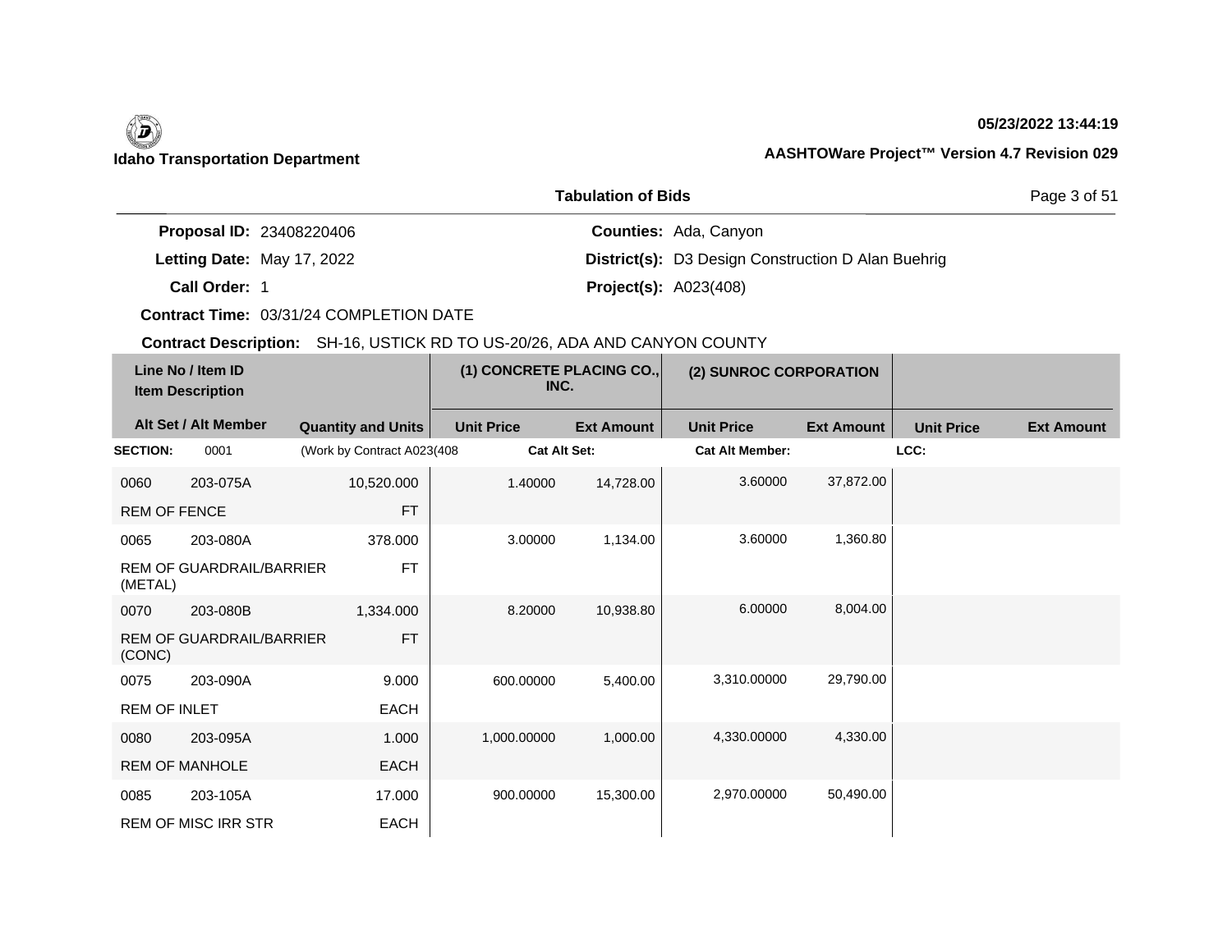**Idaho Transportation Department**

**05/23/2022 13:44:19**

**AASHTOWare Project™ Version 4.7 Revision 029**

**Tabulation of Bids**

**Proposal ID:** 23408220406
**Letting Date:** May 17, 2022
**Call Order:** 1
**Contract Time:** 03/31/24 COMPLETION DATE

**Counties:** Ada, Canyon
**District(s):** D3 Design Construction D Alan Buehrig
**Project(s):** A023(408)

**Contract Description:** SH-16, USTICK RD TO US-20/26, ADA AND CANYON COUNTY

| Line No / Item ID | Item Description | Quantity and Units | (1) CONCRETE PLACING CO., INC. Unit Price | Ext Amount | (2) SUNROC CORPORATION Unit Price | Ext Amount | Unit Price | Ext Amount |
|---|---|---|---|---|---|---|---|---|
| **SECTION:** 0001 | (Work by Contract A023(408 | | Cat Alt Set: | | Cat Alt Member: | | LCC: | |
| 0060 203-075A | REM OF FENCE | 10,520.000 FT | 1.40000 | 14,728.00 | 3.60000 | 37,872.00 | | |
| 0065 203-080A | REM OF GUARDRAIL/BARRIER (METAL) | 378.000 FT | 3.00000 | 1,134.00 | 3.60000 | 1,360.80 | | |
| 0070 203-080B | REM OF GUARDRAIL/BARRIER (CONC) | 1,334.000 FT | 8.20000 | 10,938.80 | 6.00000 | 8,004.00 | | |
| 0075 203-090A | REM OF INLET | 9.000 EACH | 600.00000 | 5,400.00 | 3,310.00000 | 29,790.00 | | |
| 0080 203-095A | REM OF MANHOLE | 1.000 EACH | 1,000.00000 | 1,000.00 | 4,330.00000 | 4,330.00 | | |
| 0085 203-105A | REM OF MISC IRR STR | 17.000 EACH | 900.00000 | 15,300.00 | 2,970.00000 | 50,490.00 | | |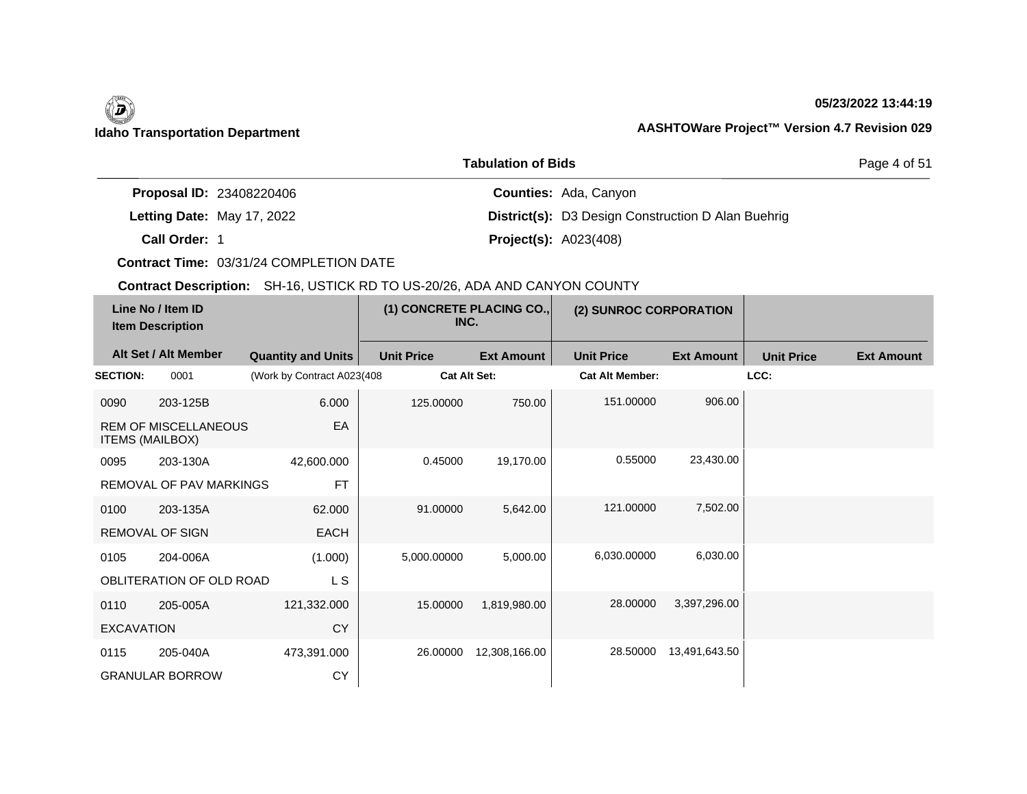**Idaho Transportation Department**

**05/23/2022 13:44:19**

**AASHTOWare Project™ Version 4.7 Revision 029**

**Tabulation of Bids**

**Proposal ID:** 23408220406
**Letting Date:** May 17, 2022
**Call Order:** 1
**Contract Time:** 03/31/24 COMPLETION DATE
**Counties:** Ada, Canyon
**District(s):** D3 Design Construction D Alan Buehrig
**Project(s):** A023(408)

**Contract Description:** SH-16, USTICK RD TO US-20/26, ADA AND CANYON COUNTY

| Line No / Item ID / Item Description / Alt Set / Alt Member | | Quantity and Units | (1) CONCRETE PLACING CO., INC. Unit Price | (1) CONCRETE PLACING CO., INC. Ext Amount | (2) SUNROC CORPORATION Unit Price | (2) SUNROC CORPORATION Ext Amount | Unit Price | Ext Amount |
|---|---|---|---|---|---|---|---|---|
| **SECTION:** | 0001 | (Work by Contract A023(408 | **Cat Alt Set:** | | **Cat Alt Member:** | | **LCC:** | |
| 0090 | 203-125B | 6.000 | 125.00000 | 750.00 | 151.00000 | 906.00 | | |
| REM OF MISCELLANEOUS ITEMS (MAILBOX) | | EA | | | | | | |
| 0095 | 203-130A | 42,600.000 | 0.45000 | 19,170.00 | 0.55000 | 23,430.00 | | |
| REMOVAL OF PAV MARKINGS | | FT | | | | | | |
| 0100 | 203-135A | 62.000 | 91.00000 | 5,642.00 | 121.00000 | 7,502.00 | | |
| REMOVAL OF SIGN | | EACH | | | | | | |
| 0105 | 204-006A | (1.000) | 5,000.00000 | 5,000.00 | 6,030.00000 | 6,030.00 | | |
| OBLITERATION OF OLD ROAD | | L S | | | | | | |
| 0110 | 205-005A | 121,332.000 | 15.00000 | 1,819,980.00 | 28.00000 | 3,397,296.00 | | |
| EXCAVATION | | CY | | | | | | |
| 0115 | 205-040A | 473,391.000 | 26.00000 | 12,308,166.00 | 28.50000 | 13,491,643.50 | | |
| GRANULAR BORROW | | CY | | | | | | |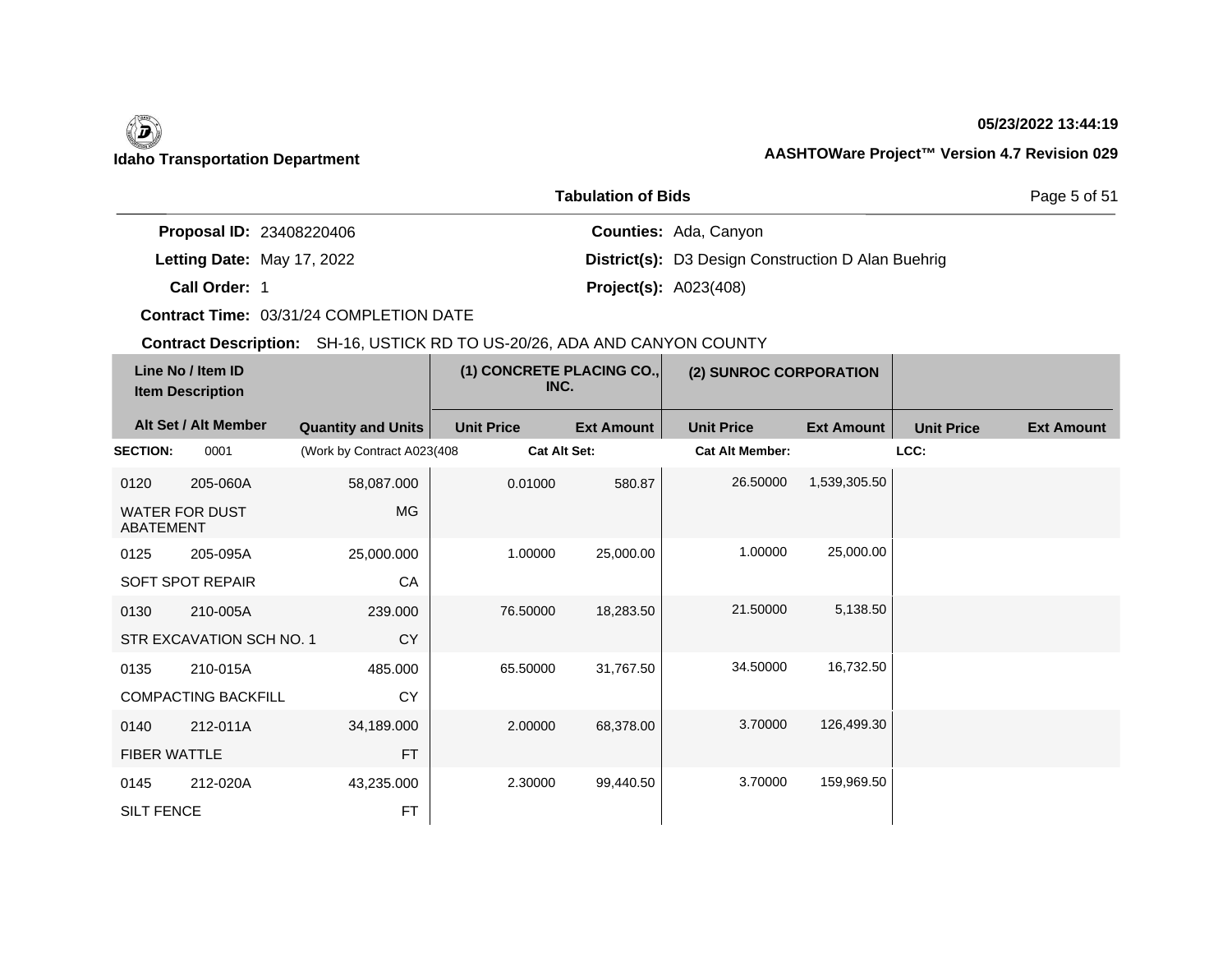**Tabulation of Bids**

**Proposal ID:** 23408220406
**Letting Date:** May 17, 2022
**Call Order:** 1
**Contract Time:** 03/31/24 COMPLETION DATE

**Counties:** Ada, Canyon
**District(s):** D3 Design Construction D Alan Buehrig
**Project(s):** A023(408)

**Contract Description:** SH-16, USTICK RD TO US-20/26, ADA AND CANYON COUNTY

| Line No / Item ID | Item Description / Alt Set / Alt Member | Quantity and Units | (1) CONCRETE PLACING CO., INC. Unit Price | (1) CONCRETE PLACING CO., INC. Ext Amount | (2) SUNROC CORPORATION Unit Price | (2) SUNROC CORPORATION Ext Amount | Unit Price | Ext Amount |
|---|---|---|---|---|---|---|---|---|
| **SECTION:** 0001 | | (Work by Contract A023(408 | Cat Alt Set: | | Cat Alt Member: | | LCC: | |
| 0120 205-060A | WATER FOR DUST ABATEMENT | 58,087.000 MG | 0.01000 | 580.87 | 26.50000 | 1,539,305.50 | | |
| 0125 205-095A | SOFT SPOT REPAIR | 25,000.000 CA | 1.00000 | 25,000.00 | 1.00000 | 25,000.00 | | |
| 0130 210-005A | STR EXCAVATION SCH NO. 1 | 239.000 CY | 76.50000 | 18,283.50 | 21.50000 | 5,138.50 | | |
| 0135 210-015A | COMPACTING BACKFILL | 485.000 CY | 65.50000 | 31,767.50 | 34.50000 | 16,732.50 | | |
| 0140 212-011A | FIBER WATTLE | 34,189.000 FT | 2.00000 | 68,378.00 | 3.70000 | 126,499.30 | | |
| 0145 212-020A | SILT FENCE | 43,235.000 FT | 2.30000 | 99,440.50 | 3.70000 | 159,969.50 | | |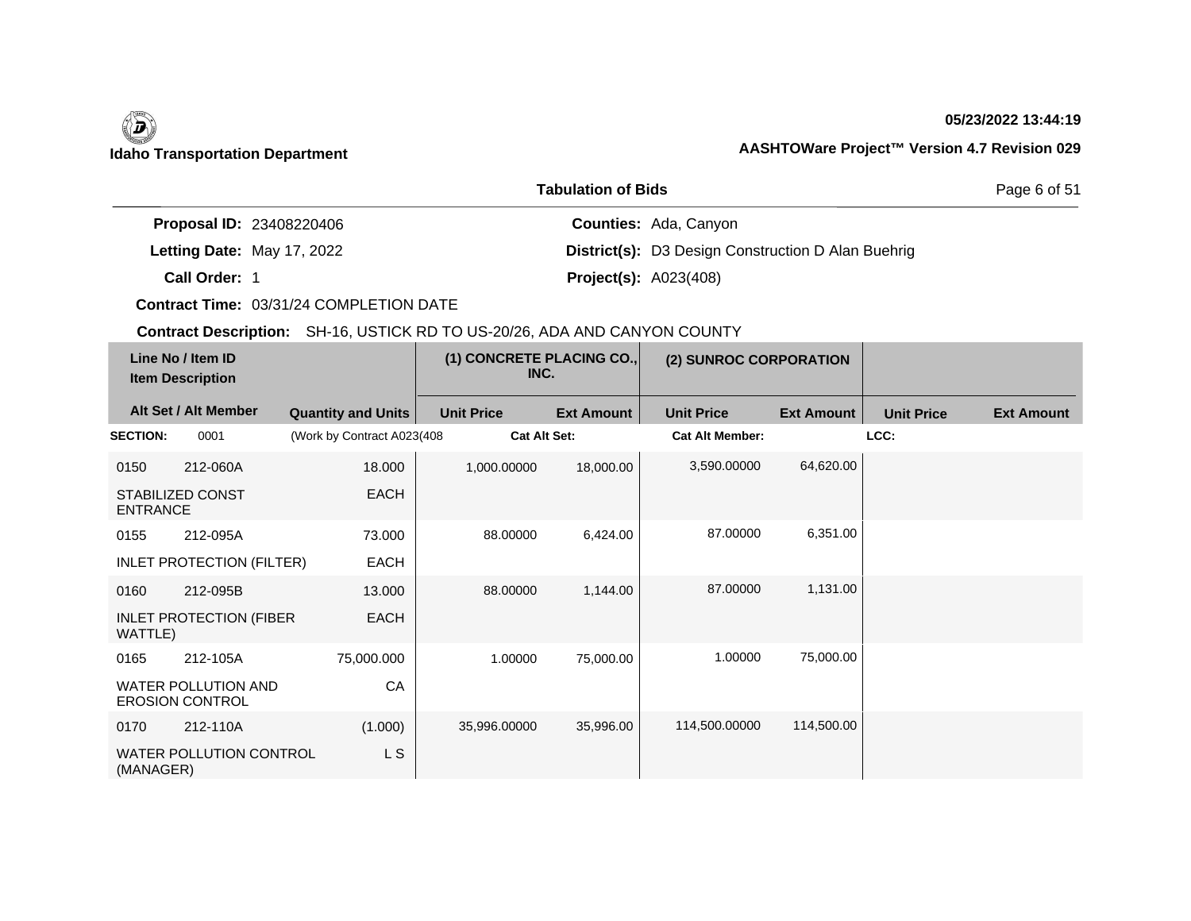**Idaho Transportation Department**

**05/23/2022 13:44:19**

**AASHTOWare Project™ Version 4.7 Revision 029**

**Tabulation of Bids**

**Proposal ID:** 23408220406

**Letting Date:** May 17, 2022

**Call Order:** 1

**Contract Time:** 03/31/24 COMPLETION DATE

**Counties:** Ada, Canyon

**District(s):** D3 Design Construction D Alan Buehrig

**Project(s):** A023(408)

**Contract Description:** SH-16, USTICK RD TO US-20/26, ADA AND CANYON COUNTY

| Line No / Item ID<br>Item Description | | | (1) CONCRETE PLACING CO., INC. | | (2) SUNROC CORPORATION | | | |
|---|---|---|---|---|---|---|---|---|
| Alt Set / Alt Member | | Quantity and Units | Unit Price | Ext Amount | Unit Price | Ext Amount | Unit Price | Ext Amount |
| **SECTION:** | 0001 | (Work by Contract A023(408 | **Cat Alt Set:** | | **Cat Alt Member:** | | **LCC:** | |
| 0150 | 212-060A | 18.000 | 1,000.00000 | 18,000.00 | 3,590.00000 | 64,620.00 | | |
| STABILIZED CONST ENTRANCE | | EACH | | | | | | |
| 0155 | 212-095A | 73.000 | 88.00000 | 6,424.00 | 87.00000 | 6,351.00 | | |
| INLET PROTECTION (FILTER) | | EACH | | | | | | |
| 0160 | 212-095B | 13.000 | 88.00000 | 1,144.00 | 87.00000 | 1,131.00 | | |
| INLET PROTECTION (FIBER WATTLE) | | EACH | | | | | | |
| 0165 | 212-105A | 75,000.000 | 1.00000 | 75,000.00 | 1.00000 | 75,000.00 | | |
| WATER POLLUTION AND EROSION CONTROL | | CA | | | | | | |
| 0170 | 212-110A | (1.000) | 35,996.00000 | 35,996.00 | 114,500.00000 | 114,500.00 | | |
| WATER POLLUTION CONTROL (MANAGER) | | L S | | | | | | |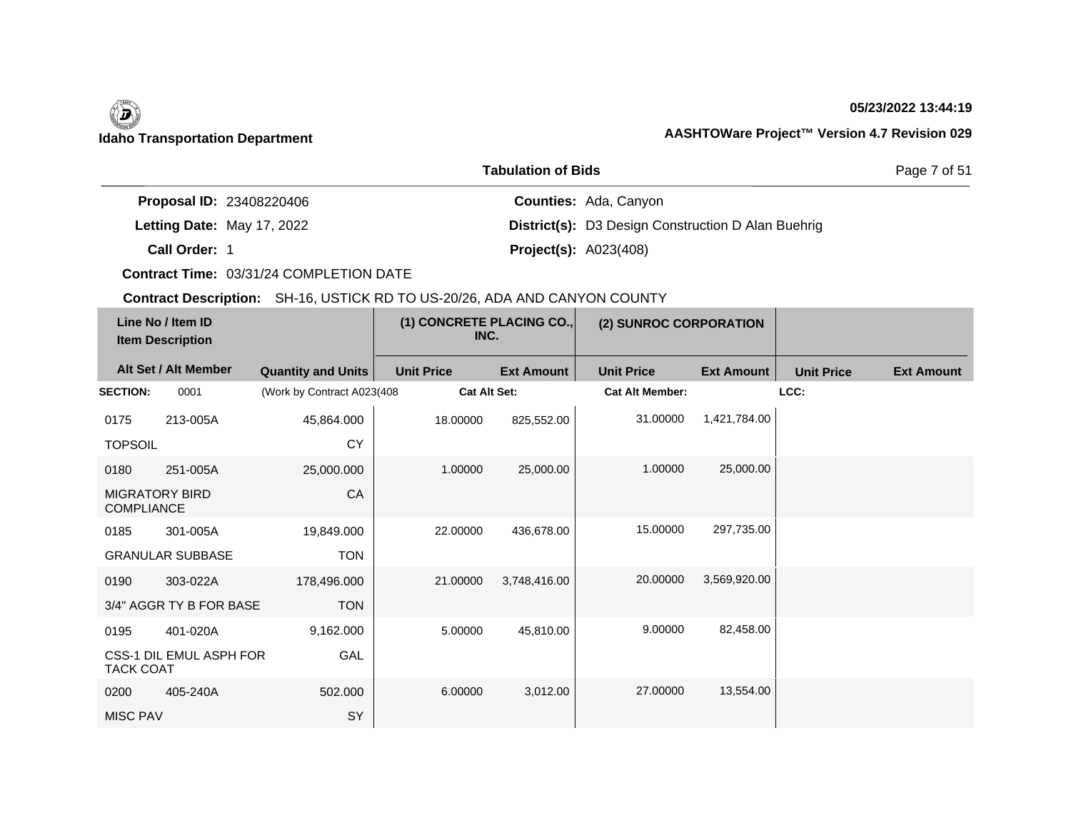**Idaho Transportation Department**

**05/23/2022 13:44:19**

**AASHTOWare Project™ Version 4.7 Revision 029**

**Tabulation of Bids**

**Proposal ID:** 23408220406
**Letting Date:** May 17, 2022
**Call Order:** 1
**Contract Time:** 03/31/24 COMPLETION DATE

**Counties:** Ada, Canyon
**District(s):** D3 Design Construction D Alan Buehrig
**Project(s):** A023(408)

**Contract Description:** SH-16, USTICK RD TO US-20/26, ADA AND CANYON COUNTY

| Line No / Item ID / Item Description | Alt Set / Alt Member | Quantity and Units | (1) CONCRETE PLACING CO., INC. Unit Price | (1) CONCRETE PLACING CO., INC. Ext Amount | (2) SUNROC CORPORATION Unit Price | (2) SUNROC CORPORATION Ext Amount | Unit Price | Ext Amount |
|---|---|---|---|---|---|---|---|---|
| **SECTION:** 0001 | | (Work by Contract A023(408 | **Cat Alt Set:** | | **Cat Alt Member:** | | **LCC:** | |
| 0175 213-005A TOPSOIL | | 45,864.000 CY | 18.00000 | 825,552.00 | 31.00000 | 1,421,784.00 | | |
| 0180 251-005A MIGRATORY BIRD COMPLIANCE | | 25,000.000 CA | 1.00000 | 25,000.00 | 1.00000 | 25,000.00 | | |
| 0185 301-005A GRANULAR SUBBASE | | 19,849.000 TON | 22.00000 | 436,678.00 | 15.00000 | 297,735.00 | | |
| 0190 303-022A 3/4" AGGR TY B FOR BASE | | 178,496.000 TON | 21.00000 | 3,748,416.00 | 20.00000 | 3,569,920.00 | | |
| 0195 401-020A CSS-1 DIL EMUL ASPH FOR TACK COAT | | 9,162.000 GAL | 5.00000 | 45,810.00 | 9.00000 | 82,458.00 | | |
| 0200 405-240A MISC PAV | | 502.000 SY | 6.00000 | 3,012.00 | 27.00000 | 13,554.00 | | |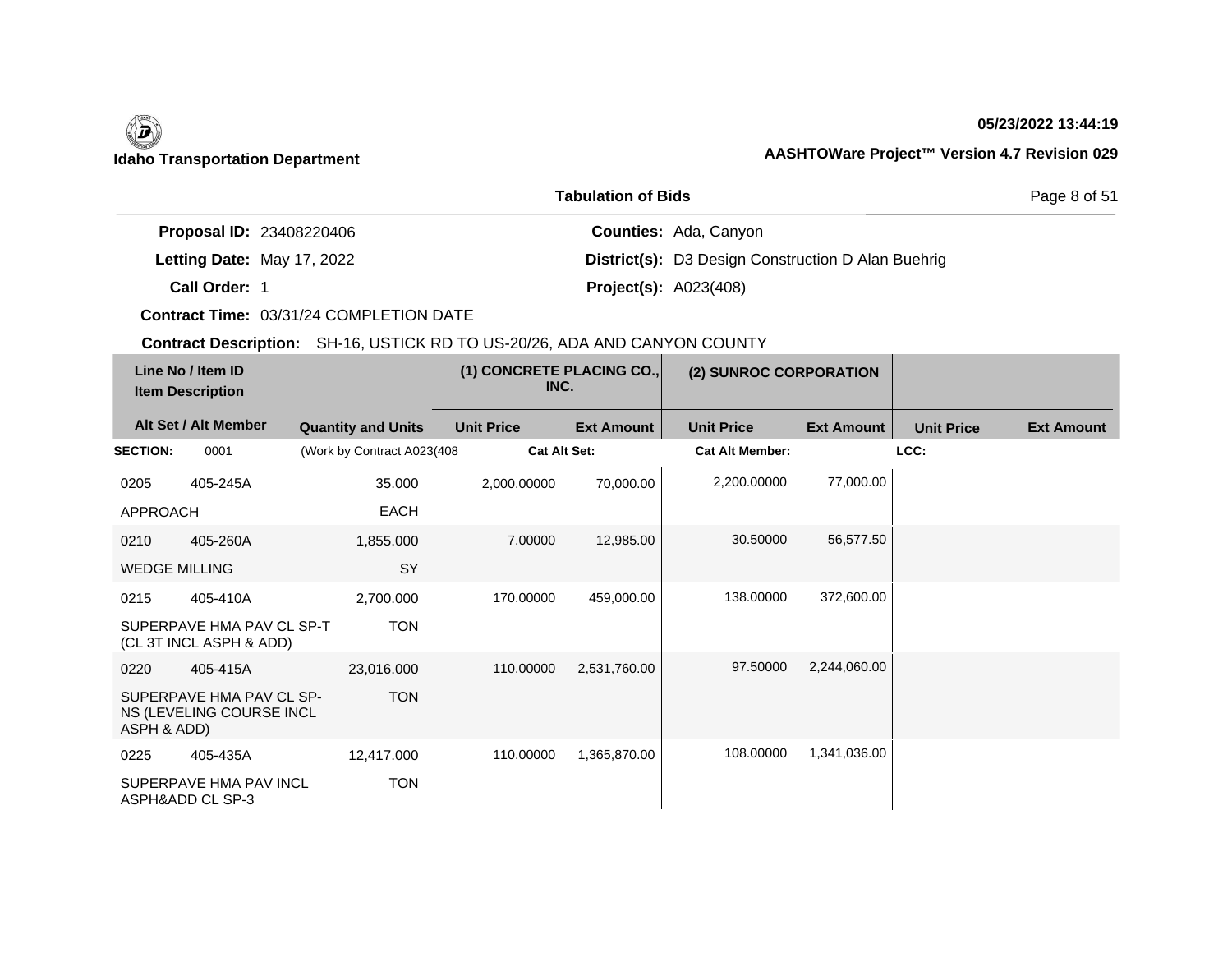**Idaho Transportation Department**

**05/23/2022 13:44:19**

**AASHTOWare Project™ Version 4.7 Revision 029**

**Tabulation of Bids**

**Proposal ID:** 23408220406

**Letting Date:** May 17, 2022

**Call Order:** 1

**Contract Time:** 03/31/24 COMPLETION DATE

**Counties:** Ada, Canyon

**District(s):** D3 Design Construction D Alan Buehrig

**Project(s):** A023(408)

**Contract Description:** SH-16, USTICK RD TO US-20/26, ADA AND CANYON COUNTY

| Line No / Item ID / Item Description / Alt Set / Alt Member | Quantity and Units | (1) CONCRETE PLACING CO., INC. Unit Price | (1) CONCRETE PLACING CO., INC. Ext Amount | (2) SUNROC CORPORATION Unit Price | (2) SUNROC CORPORATION Ext Amount | Unit Price | Ext Amount |
|---|---|---|---|---|---|---|---|
| **SECTION:** 0001 | (Work by Contract A023(408 | **Cat Alt Set:** | | **Cat Alt Member:** | | **LCC:** | |
| 0205 405-245A APPROACH | 35.000 EACH | 2,000.00000 | 70,000.00 | 2,200.00000 | 77,000.00 | | |
| 0210 405-260A WEDGE MILLING | 1,855.000 SY | 7.00000 | 12,985.00 | 30.50000 | 56,577.50 | | |
| 0215 405-410A SUPERPAVE HMA PAV CL SP-T (CL 3T INCL ASPH & ADD) | 2,700.000 TON | 170.00000 | 459,000.00 | 138.00000 | 372,600.00 | | |
| 0220 405-415A SUPERPAVE HMA PAV CL SP-NS (LEVELING COURSE INCL ASPH & ADD) | 23,016.000 TON | 110.00000 | 2,531,760.00 | 97.50000 | 2,244,060.00 | | |
| 0225 405-435A SUPERPAVE HMA PAV INCL ASPH&ADD CL SP-3 | 12,417.000 TON | 110.00000 | 1,365,870.00 | 108.00000 | 1,341,036.00 | | |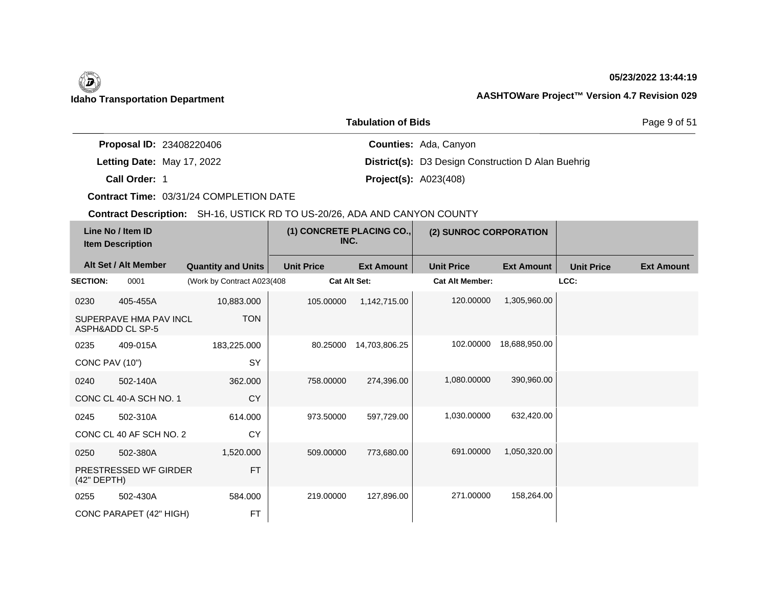**Idaho Transportation Department**

05/23/2022 13:44:19

AASHTOWare Project™ Version 4.7 Revision 029

## Tabulation of Bids

**Proposal ID:** 23408220406
**Letting Date:** May 17, 2022
**Call Order:** 1
**Contract Time:** 03/31/24 COMPLETION DATE

**Counties:** Ada, Canyon
**District(s):** D3 Design Construction D Alan Buehrig
**Project(s):** A023(408)

**Contract Description:** SH-16, USTICK RD TO US-20/26, ADA AND CANYON COUNTY

| Line No / Item ID / Item Description / Alt Set / Alt Member | Quantity and Units | (1) CONCRETE PLACING CO., INC. Unit Price | (1) CONCRETE PLACING CO., INC. Ext Amount | (2) SUNROC CORPORATION Unit Price | (2) SUNROC CORPORATION Ext Amount | Unit Price | Ext Amount |
|---|---|---|---|---|---|---|---|
| **SECTION:** 0001 | (Work by Contract A023(408 | **Cat Alt Set:** | | **Cat Alt Member:** | | **LCC:** | |
| 0230 405-455A SUPERPAVE HMA PAV INCL ASPH&ADD CL SP-5 | 10,883.000 TON | 105.00000 | 1,142,715.00 | 120.00000 | 1,305,960.00 | | |
| 0235 409-015A CONC PAV (10") | 183,225.000 SY | 80.25000 | 14,703,806.25 | 102.00000 | 18,688,950.00 | | |
| 0240 502-140A CONC CL 40-A SCH NO. 1 | 362.000 CY | 758.00000 | 274,396.00 | 1,080.00000 | 390,960.00 | | |
| 0245 502-310A CONC CL 40 AF SCH NO. 2 | 614.000 CY | 973.50000 | 597,729.00 | 1,030.00000 | 632,420.00 | | |
| 0250 502-380A PRESTRESSED WF GIRDER (42" DEPTH) | 1,520.000 FT | 509.00000 | 773,680.00 | 691.00000 | 1,050,320.00 | | |
| 0255 502-430A CONC PARAPET (42" HIGH) | 584.000 FT | 219.00000 | 127,896.00 | 271.00000 | 158,264.00 | | |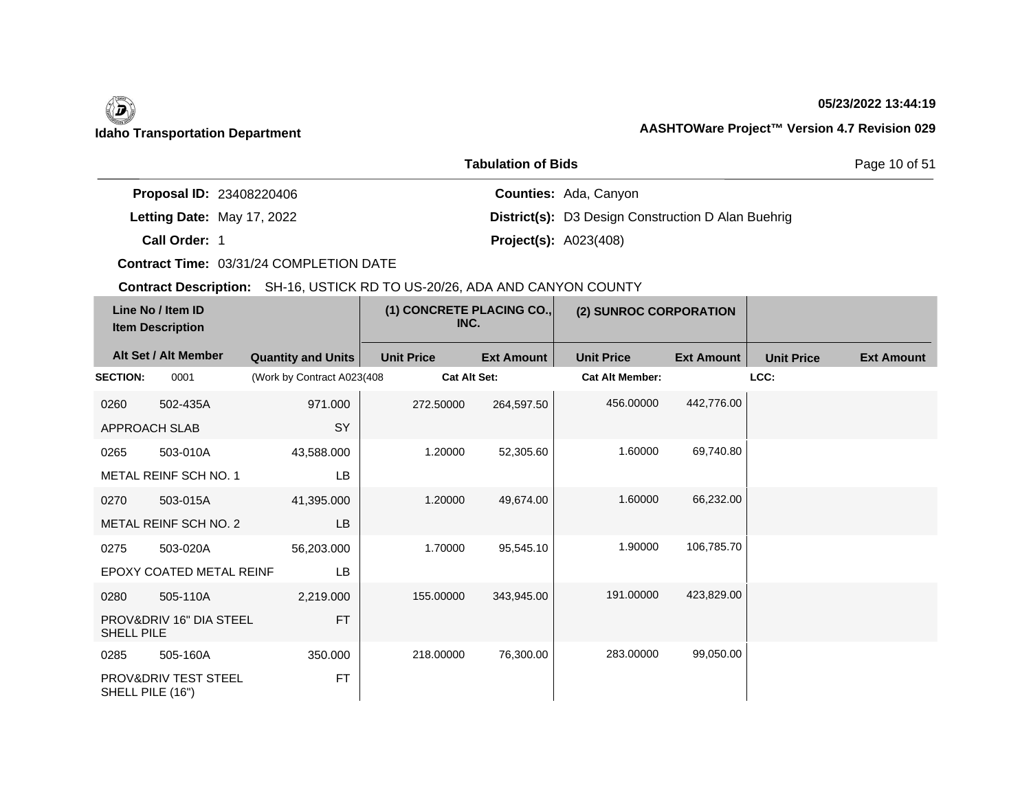**Idaho Transportation Department**

**05/23/2022 13:44:19**

**AASHTOWare Project™ Version 4.7 Revision 029**

**Tabulation of Bids**

**Proposal ID:** 23408220406
**Letting Date:** May 17, 2022
**Call Order:** 1
**Contract Time:** 03/31/24 COMPLETION DATE

**Counties:** Ada, Canyon
**District(s):** D3 Design Construction D Alan Buehrig
**Project(s):** A023(408)

**Contract Description:** SH-16, USTICK RD TO US-20/26, ADA AND CANYON COUNTY

| Line No / Item ID | Item Description / Alt Set / Alt Member | Quantity and Units | (1) CONCRETE PLACING CO., INC. Unit Price | (1) CONCRETE PLACING CO., INC. Ext Amount | (2) SUNROC CORPORATION Unit Price | (2) SUNROC CORPORATION Ext Amount | Unit Price | Ext Amount |
|---|---|---|---|---|---|---|---|---|
| **SECTION:** 0001 | (Work by Contract A023(408 | | **Cat Alt Set:** | | **Cat Alt Member:** | | **LCC:** | |
| 0260 502-435A | APPROACH SLAB | 971.000 SY | 272.50000 | 264,597.50 | 456.00000 | 442,776.00 | | |
| 0265 503-010A | METAL REINF SCH NO. 1 | 43,588.000 LB | 1.20000 | 52,305.60 | 1.60000 | 69,740.80 | | |
| 0270 503-015A | METAL REINF SCH NO. 2 | 41,395.000 LB | 1.20000 | 49,674.00 | 1.60000 | 66,232.00 | | |
| 0275 503-020A | EPOXY COATED METAL REINF | 56,203.000 LB | 1.70000 | 95,545.10 | 1.90000 | 106,785.70 | | |
| 0280 505-110A | PROV&DRIV 16" DIA STEEL SHELL PILE | 2,219.000 FT | 155.00000 | 343,945.00 | 191.00000 | 423,829.00 | | |
| 0285 505-160A | PROV&DRIV TEST STEEL SHELL PILE (16") | 350.000 FT | 218.00000 | 76,300.00 | 283.00000 | 99,050.00 | | |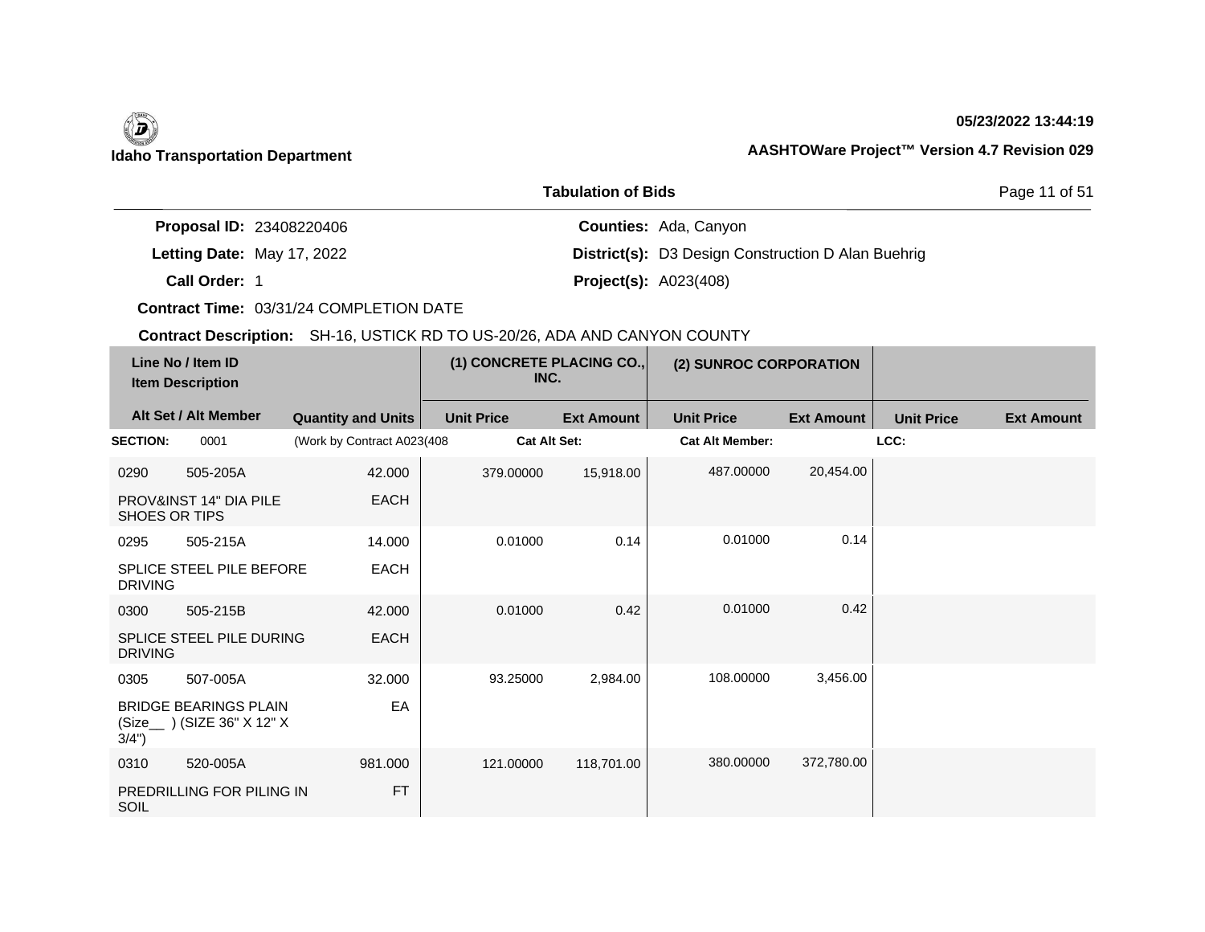**Idaho Transportation Department**

**05/23/2022 13:44:19**

**AASHTOWare Project™ Version 4.7 Revision 029**

**Tabulation of Bids**

**Proposal ID:** 23408220406

**Letting Date:** May 17, 2022

**Call Order:** 1

**Contract Time:** 03/31/24 COMPLETION DATE

**Counties:** Ada, Canyon

**District(s):** D3 Design Construction D Alan Buehrig

**Project(s):** A023(408)

**Contract Description:** SH-16, USTICK RD TO US-20/26, ADA AND CANYON COUNTY

| Line No / Item ID | Item Description | Quantity and Units | (1) CONCRETE PLACING CO., INC. Unit Price | (1) CONCRETE PLACING CO., INC. Ext Amount | (2) SUNROC CORPORATION Unit Price | (2) SUNROC CORPORATION Ext Amount | Unit Price | Ext Amount |
|---|---|---|---|---|---|---|---|---|
| **SECTION:** 0001 | (Work by Contract A023(408 | | Cat Alt Set: | | Cat Alt Member: | | LCC: | |
| 0290 505-205A | PROV&INST 14" DIA PILE SHOES OR TIPS | 42.000 EACH | 379.00000 | 15,918.00 | 487.00000 | 20,454.00 | | |
| 0295 505-215A | SPLICE STEEL PILE BEFORE DRIVING | 14.000 EACH | 0.01000 | 0.14 | 0.01000 | 0.14 | | |
| 0300 505-215B | SPLICE STEEL PILE DURING DRIVING | 42.000 EACH | 0.01000 | 0.42 | 0.01000 | 0.42 | | |
| 0305 507-005A | BRIDGE BEARINGS PLAIN (Size__ ) (SIZE 36" X 12" X 3/4") | 32.000 EA | 93.25000 | 2,984.00 | 108.00000 | 3,456.00 | | |
| 0310 520-005A | PREDRILLING FOR PILING IN SOIL | 981.000 FT | 121.00000 | 118,701.00 | 380.00000 | 372,780.00 | | |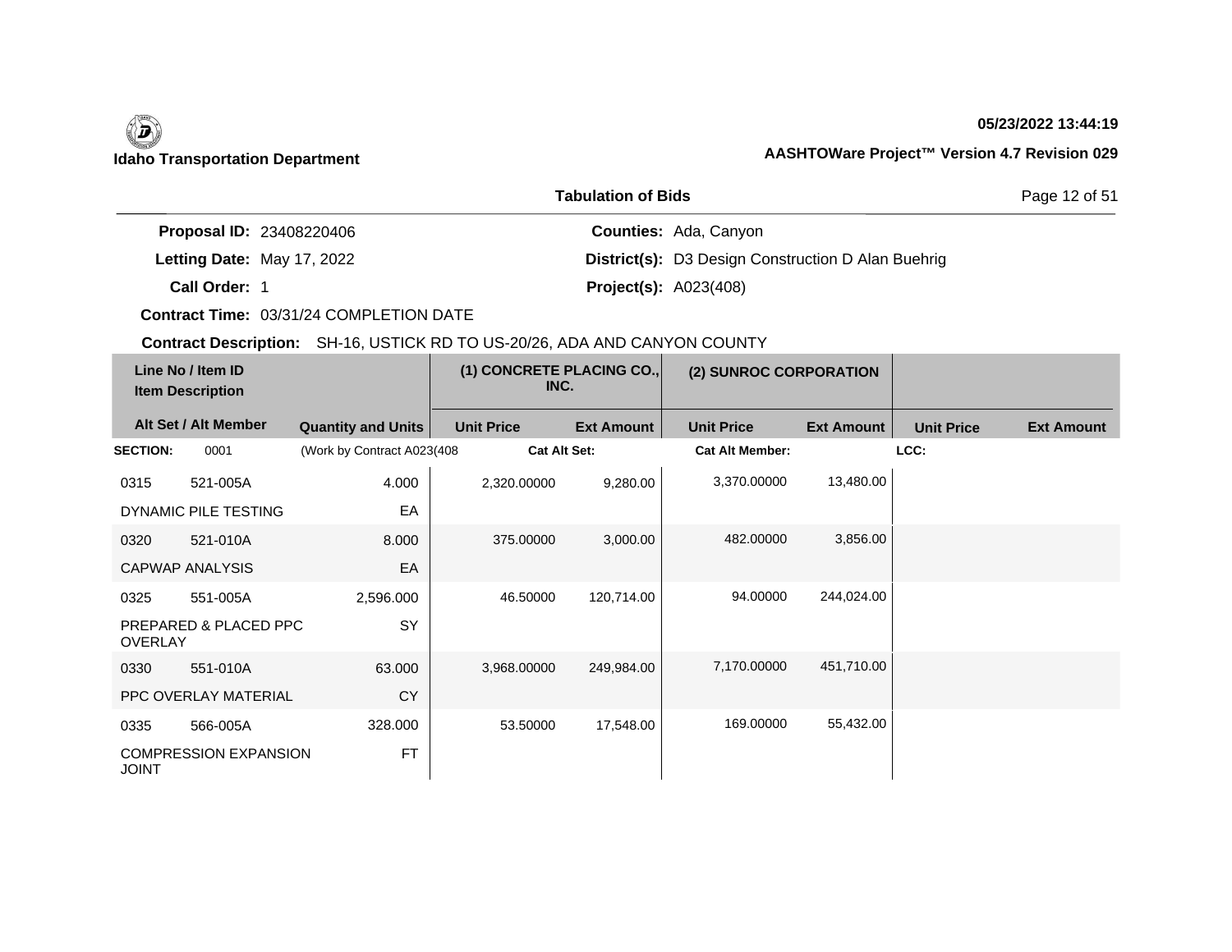**Idaho Transportation Department**

**05/23/2022 13:44:19**

**AASHTOWare Project™ Version 4.7 Revision 029**

**Tabulation of Bids**

**Proposal ID:** 23408220406
**Letting Date:** May 17, 2022
**Call Order:** 1
**Contract Time:** 03/31/24 COMPLETION DATE

**Counties:** Ada, Canyon
**District(s):** D3 Design Construction D Alan Buehrig
**Project(s):** A023(408)

**Contract Description:** SH-16, USTICK RD TO US-20/26, ADA AND CANYON COUNTY

| Line No / Item ID | Item Description / Alt Set / Alt Member | Quantity and Units | (1) CONCRETE PLACING CO., INC. Unit Price | (1) CONCRETE PLACING CO., INC. Ext Amount | (2) SUNROC CORPORATION Unit Price | (2) SUNROC CORPORATION Ext Amount | Unit Price | Ext Amount |
|---|---|---|---|---|---|---|---|---|
| **SECTION:** 0001 | (Work by Contract A023(408 | | **Cat Alt Set:** | | **Cat Alt Member:** | | **LCC:** | |
| 0315 521-005A | DYNAMIC PILE TESTING | 4.000 EA | 2,320.00000 | 9,280.00 | 3,370.00000 | 13,480.00 | | |
| 0320 521-010A | CAPWAP ANALYSIS | 8.000 EA | 375.00000 | 3,000.00 | 482.00000 | 3,856.00 | | |
| 0325 551-005A | PREPARED & PLACED PPC OVERLAY | 2,596.000 SY | 46.50000 | 120,714.00 | 94.00000 | 244,024.00 | | |
| 0330 551-010A | PPC OVERLAY MATERIAL | 63.000 CY | 3,968.00000 | 249,984.00 | 7,170.00000 | 451,710.00 | | |
| 0335 566-005A | COMPRESSION EXPANSION JOINT | 328.000 FT | 53.50000 | 17,548.00 | 169.00000 | 55,432.00 | | |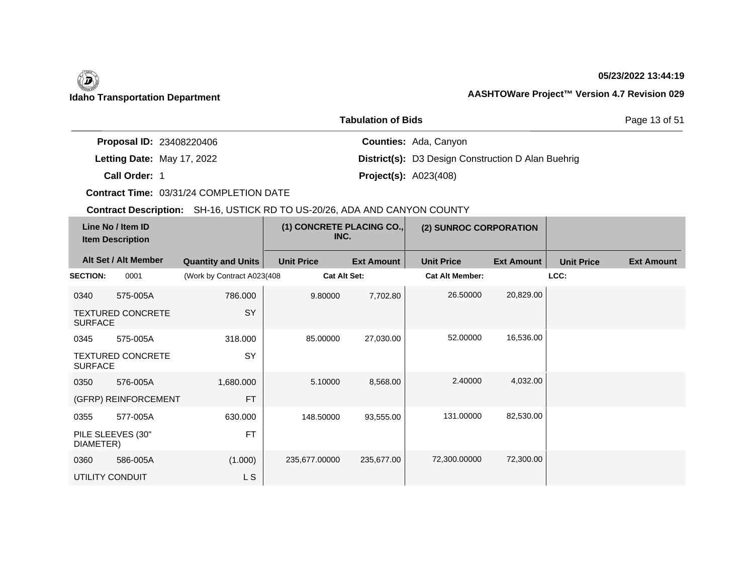**Idaho Transportation Department**

**05/23/2022 13:44:19**

**AASHTOWare Project™ Version 4.7 Revision 029**

**Tabulation of Bids**

| | | | |
|---|---|---|---|
| **Proposal ID:** | 23408220406 | **Counties:** | Ada, Canyon |
| **Letting Date:** | May 17, 2022 | **District(s):** | D3 Design Construction D Alan Buehrig |
| **Call Order:** | 1 | **Project(s):** | A023(408) |
| **Contract Time:** | 03/31/24 COMPLETION DATE | | |

**Contract Description:** SH-16, USTICK RD TO US-20/26, ADA AND CANYON COUNTY

| Line No / Item ID | Item Description | Quantity and Units | (1) CONCRETE PLACING CO., INC. Unit Price | (1) CONCRETE PLACING CO., INC. Ext Amount | (2) SUNROC CORPORATION Unit Price | (2) SUNROC CORPORATION Ext Amount | Unit Price | Ext Amount |
|---|---|---|---|---|---|---|---|---|
| **SECTION:** 0001 | | (Work by Contract A023(408 | **Cat Alt Set:** | | **Cat Alt Member:** | | **LCC:** | |
| 0340 575-005A | TEXTURED CONCRETE SURFACE | 786.000 SY | 9.80000 | 7,702.80 | 26.50000 | 20,829.00 | | |
| 0345 575-005A | TEXTURED CONCRETE SURFACE | 318.000 SY | 85.00000 | 27,030.00 | 52.00000 | 16,536.00 | | |
| 0350 576-005A | (GFRP) REINFORCEMENT | 1,680.000 FT | 5.10000 | 8,568.00 | 2.40000 | 4,032.00 | | |
| 0355 577-005A | PILE SLEEVES (30" DIAMETER) | 630.000 FT | 148.50000 | 93,555.00 | 131.00000 | 82,530.00 | | |
| 0360 586-005A | UTILITY CONDUIT | (1.000) L S | 235,677.00000 | 235,677.00 | 72,300.00000 | 72,300.00 | | |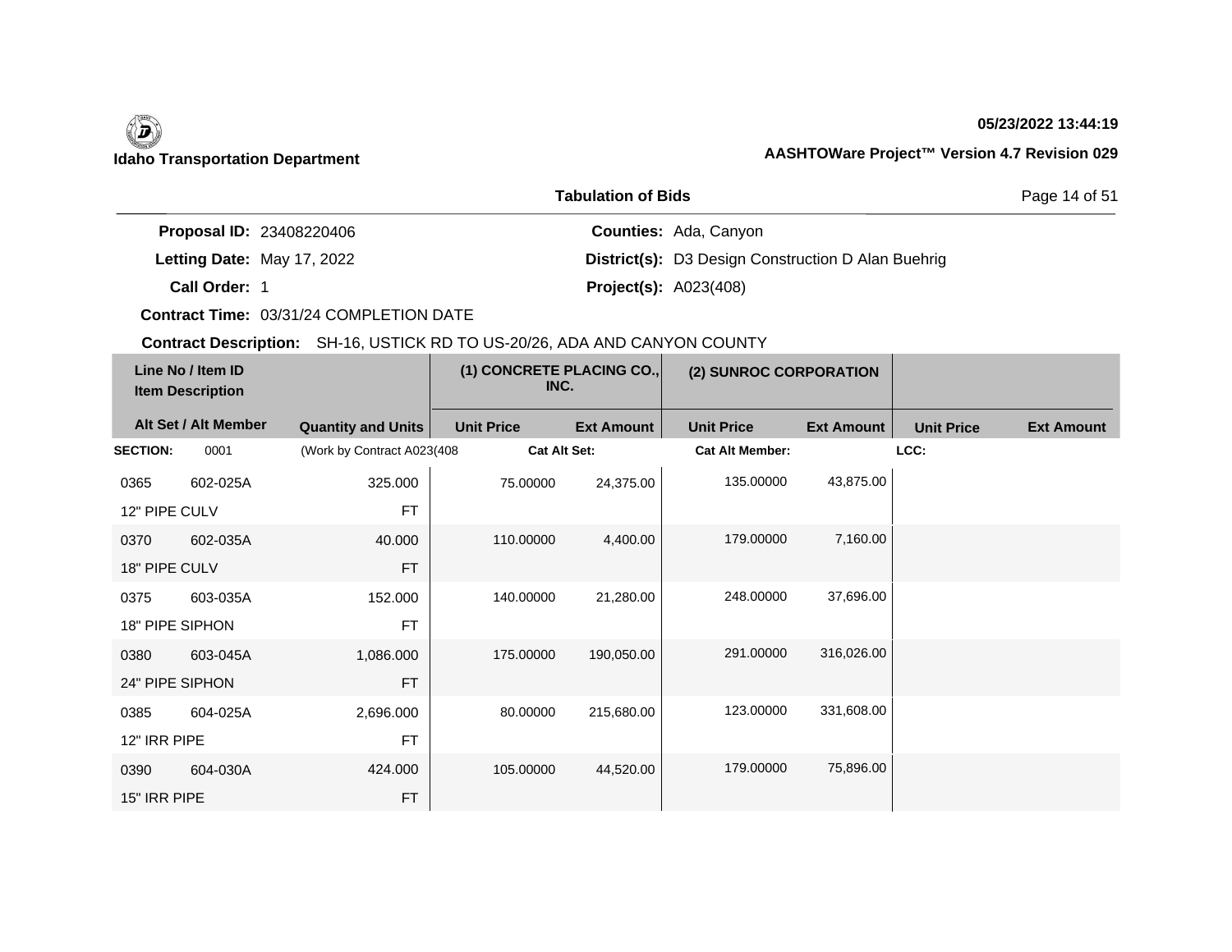**Idaho Transportation Department**

**05/23/2022 13:44:19**

**AASHTOWare Project™ Version 4.7 Revision 029**

**Tabulation of Bids**

**Proposal ID:** 23408220406
**Letting Date:** May 17, 2022
**Call Order:** 1
**Contract Time:** 03/31/24 COMPLETION DATE
**Contract Description:** SH-16, USTICK RD TO US-20/26, ADA AND CANYON COUNTY

**Counties:** Ada, Canyon
**District(s):** D3 Design Construction D Alan Buehrig
**Project(s):** A023(408)

| Line No / Item ID | Item Description | Quantity and Units | (1) CONCRETE PLACING CO., INC. Unit Price | Ext Amount | (2) SUNROC CORPORATION Unit Price | Ext Amount | Unit Price | Ext Amount |
|---|---|---|---|---|---|---|---|---|
| **SECTION:** 0001 | | (Work by Contract A023(408 | **Cat Alt Set:** | | **Cat Alt Member:** | | **LCC:** | |
| 0365 602-025A | 12" PIPE CULV | 325.000 FT | 75.00000 | 24,375.00 | 135.00000 | 43,875.00 | | |
| 0370 602-035A | 18" PIPE CULV | 40.000 FT | 110.00000 | 4,400.00 | 179.00000 | 7,160.00 | | |
| 0375 603-035A | 18" PIPE SIPHON | 152.000 FT | 140.00000 | 21,280.00 | 248.00000 | 37,696.00 | | |
| 0380 603-045A | 24" PIPE SIPHON | 1,086.000 FT | 175.00000 | 190,050.00 | 291.00000 | 316,026.00 | | |
| 0385 604-025A | 12" IRR PIPE | 2,696.000 FT | 80.00000 | 215,680.00 | 123.00000 | 331,608.00 | | |
| 0390 604-030A | 15" IRR PIPE | 424.000 FT | 105.00000 | 44,520.00 | 179.00000 | 75,896.00 | | |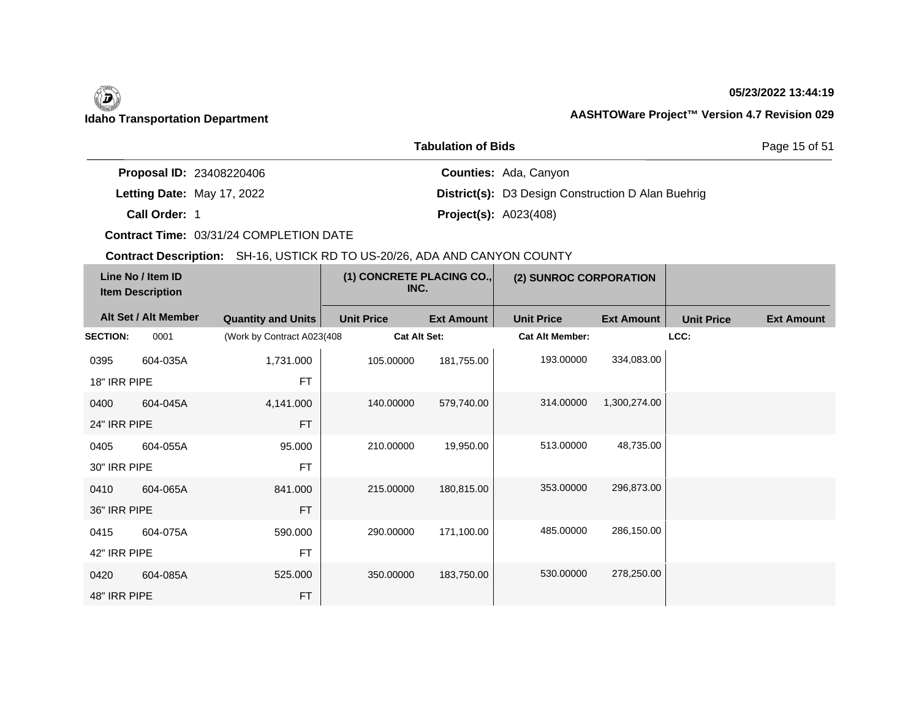**Idaho Transportation Department**

**05/23/2022 13:44:19**

**AASHTOWare Project™ Version 4.7 Revision 029**

**Tabulation of Bids**

**Proposal ID:** 23408220406 **Counties:** Ada, Canyon

**Letting Date:** May 17, 2022 **District(s):** D3 Design Construction D Alan Buehrig

**Call Order:** 1 **Project(s):** A023(408)

**Contract Time:** 03/31/24 COMPLETION DATE

**Contract Description:** SH-16, USTICK RD TO US-20/26, ADA AND CANYON COUNTY

| Line No / Item ID | Item Description | Quantity and Units | (1) CONCRETE PLACING CO., INC. Unit Price | (1) CONCRETE PLACING CO., INC. Ext Amount | (2) SUNROC CORPORATION Unit Price | (2) SUNROC CORPORATION Ext Amount | Unit Price | Ext Amount |
|---|---|---|---|---|---|---|---|---|
| **SECTION:** 0001 | | (Work by Contract A023(408 | **Cat Alt Set:** | | **Cat Alt Member:** | | **LCC:** | |
| 0395 604-035A | 18" IRR PIPE | 1,731.000 FT | 105.00000 | 181,755.00 | 193.00000 | 334,083.00 | | |
| 0400 604-045A | 24" IRR PIPE | 4,141.000 FT | 140.00000 | 579,740.00 | 314.00000 | 1,300,274.00 | | |
| 0405 604-055A | 30" IRR PIPE | 95.000 FT | 210.00000 | 19,950.00 | 513.00000 | 48,735.00 | | |
| 0410 604-065A | 36" IRR PIPE | 841.000 FT | 215.00000 | 180,815.00 | 353.00000 | 296,873.00 | | |
| 0415 604-075A | 42" IRR PIPE | 590.000 FT | 290.00000 | 171,100.00 | 485.00000 | 286,150.00 | | |
| 0420 604-085A | 48" IRR PIPE | 525.000 FT | 350.00000 | 183,750.00 | 530.00000 | 278,250.00 | | |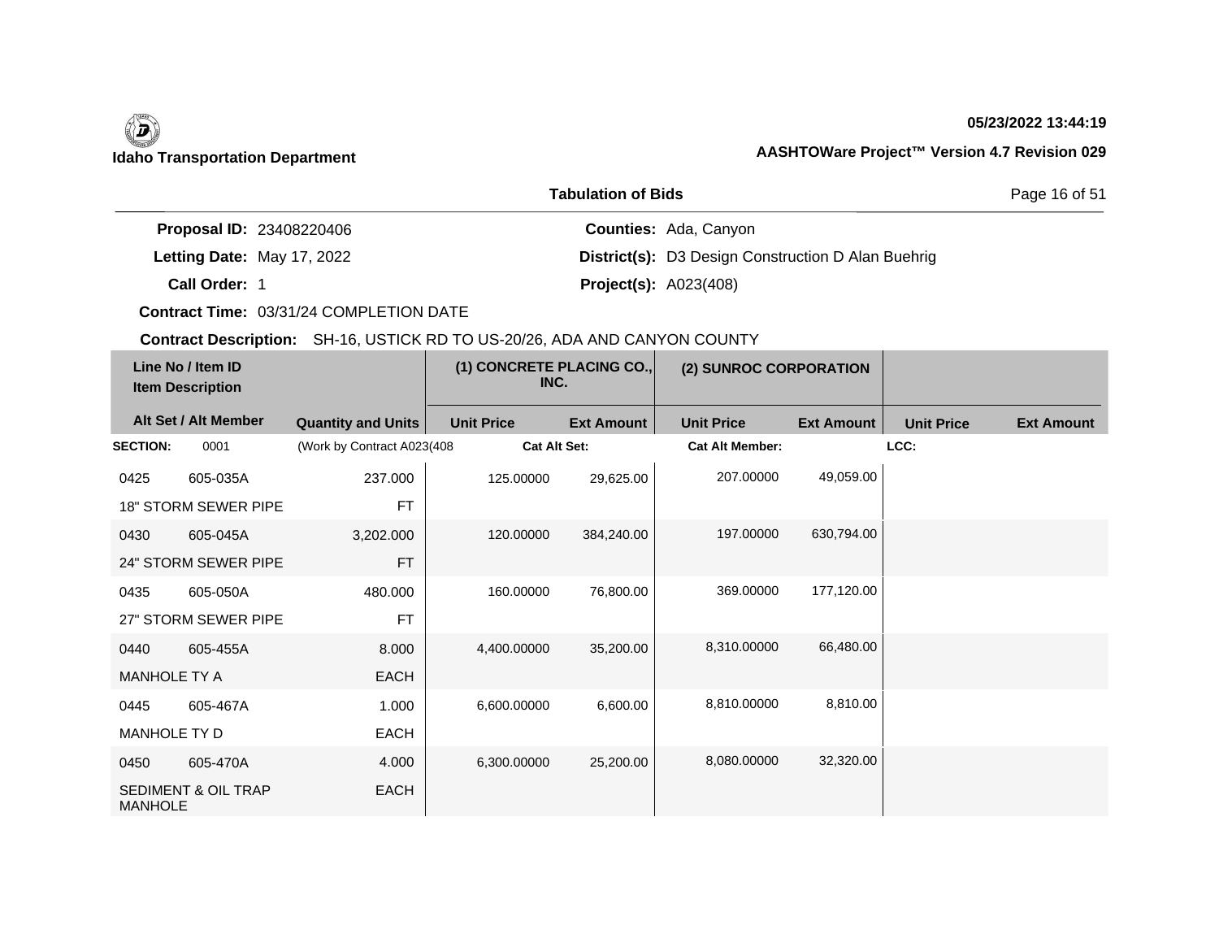**Idaho Transportation Department**

05/23/2022 13:44:19

AASHTOWare Project™ Version 4.7 Revision 029

**Tabulation of Bids**

**Proposal ID:** 23408220406
**Letting Date:** May 17, 2022
**Call Order:** 1
**Contract Time:** 03/31/24 COMPLETION DATE

**Counties:** Ada, Canyon
**District(s):** D3 Design Construction D Alan Buehrig
**Project(s):** A023(408)

**Contract Description:** SH-16, USTICK RD TO US-20/26, ADA AND CANYON COUNTY

| Line No / Item ID | Item Description | Quantity and Units | (1) CONCRETE PLACING CO., INC. Unit Price | (1) CONCRETE PLACING CO., INC. Ext Amount | (2) SUNROC CORPORATION Unit Price | (2) SUNROC CORPORATION Ext Amount | Unit Price | Ext Amount |
|---|---|---|---|---|---|---|---|---|
| **SECTION:** 0001 | | (Work by Contract A023(408 | Cat Alt Set: | | Cat Alt Member: | | LCC: | |
| 0425 605-035A | 18" STORM SEWER PIPE | 237.000 FT | 125.00000 | 29,625.00 | 207.00000 | 49,059.00 | | |
| 0430 605-045A | 24" STORM SEWER PIPE | 3,202.000 FT | 120.00000 | 384,240.00 | 197.00000 | 630,794.00 | | |
| 0435 605-050A | 27" STORM SEWER PIPE | 480.000 FT | 160.00000 | 76,800.00 | 369.00000 | 177,120.00 | | |
| 0440 605-455A | MANHOLE TY A | 8.000 EACH | 4,400.00000 | 35,200.00 | 8,310.00000 | 66,480.00 | | |
| 0445 605-467A | MANHOLE TY D | 1.000 EACH | 6,600.00000 | 6,600.00 | 8,810.00000 | 8,810.00 | | |
| 0450 605-470A | SEDIMENT & OIL TRAP MANHOLE | 4.000 EACH | 6,300.00000 | 25,200.00 | 8,080.00000 | 32,320.00 | | |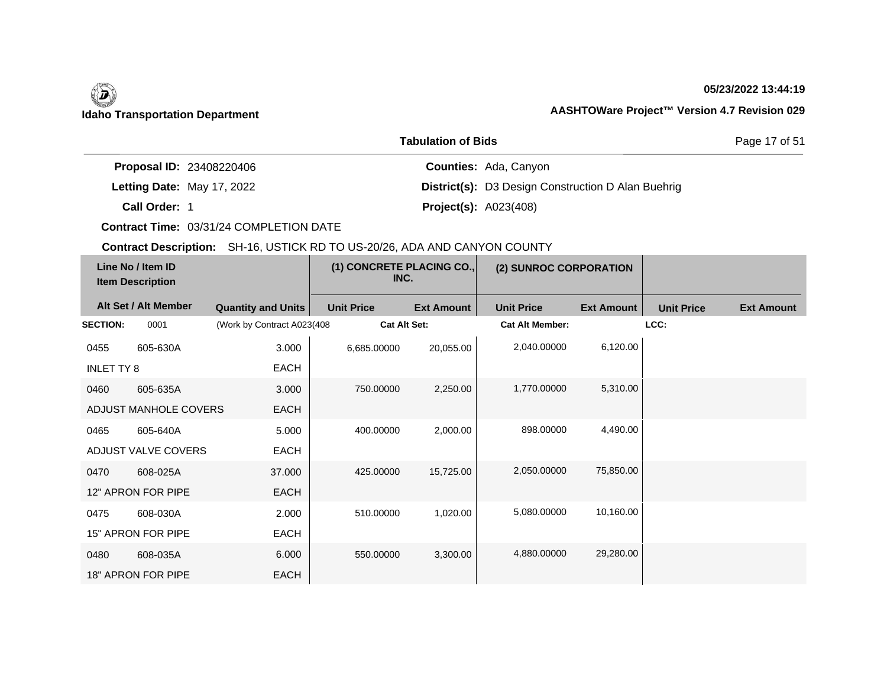**Idaho Transportation Department**

**05/23/2022 13:44:19**

**AASHTOWare Project™ Version 4.7 Revision 029**

**Tabulation of Bids**

**Proposal ID:** 23408220406

**Letting Date:** May 17, 2022

**Call Order:** 1

**Contract Time:** 03/31/24 COMPLETION DATE

**Counties:** Ada, Canyon

**District(s):** D3 Design Construction D Alan Buehrig

**Project(s):** A023(408)

**Contract Description:** SH-16, USTICK RD TO US-20/26, ADA AND CANYON COUNTY

| Line No / Item ID | Item Description | Quantity and Units | (1) CONCRETE PLACING CO., INC. Unit Price | Ext Amount | (2) SUNROC CORPORATION Unit Price | Ext Amount | Unit Price | Ext Amount |
|---|---|---|---|---|---|---|---|---|
| **SECTION:** 0001 | (Work by Contract A023(408 | | **Cat Alt Set:** | | **Cat Alt Member:** | | **LCC:** | |
| 0455 605-630A | INLET TY 8 | 3.000 EACH | 6,685.00000 | 20,055.00 | 2,040.00000 | 6,120.00 | | |
| 0460 605-635A | ADJUST MANHOLE COVERS | 3.000 EACH | 750.00000 | 2,250.00 | 1,770.00000 | 5,310.00 | | |
| 0465 605-640A | ADJUST VALVE COVERS | 5.000 EACH | 400.00000 | 2,000.00 | 898.00000 | 4,490.00 | | |
| 0470 608-025A | 12" APRON FOR PIPE | 37.000 EACH | 425.00000 | 15,725.00 | 2,050.00000 | 75,850.00 | | |
| 0475 608-030A | 15" APRON FOR PIPE | 2.000 EACH | 510.00000 | 1,020.00 | 5,080.00000 | 10,160.00 | | |
| 0480 608-035A | 18" APRON FOR PIPE | 6.000 EACH | 550.00000 | 3,300.00 | 4,880.00000 | 29,280.00 | | |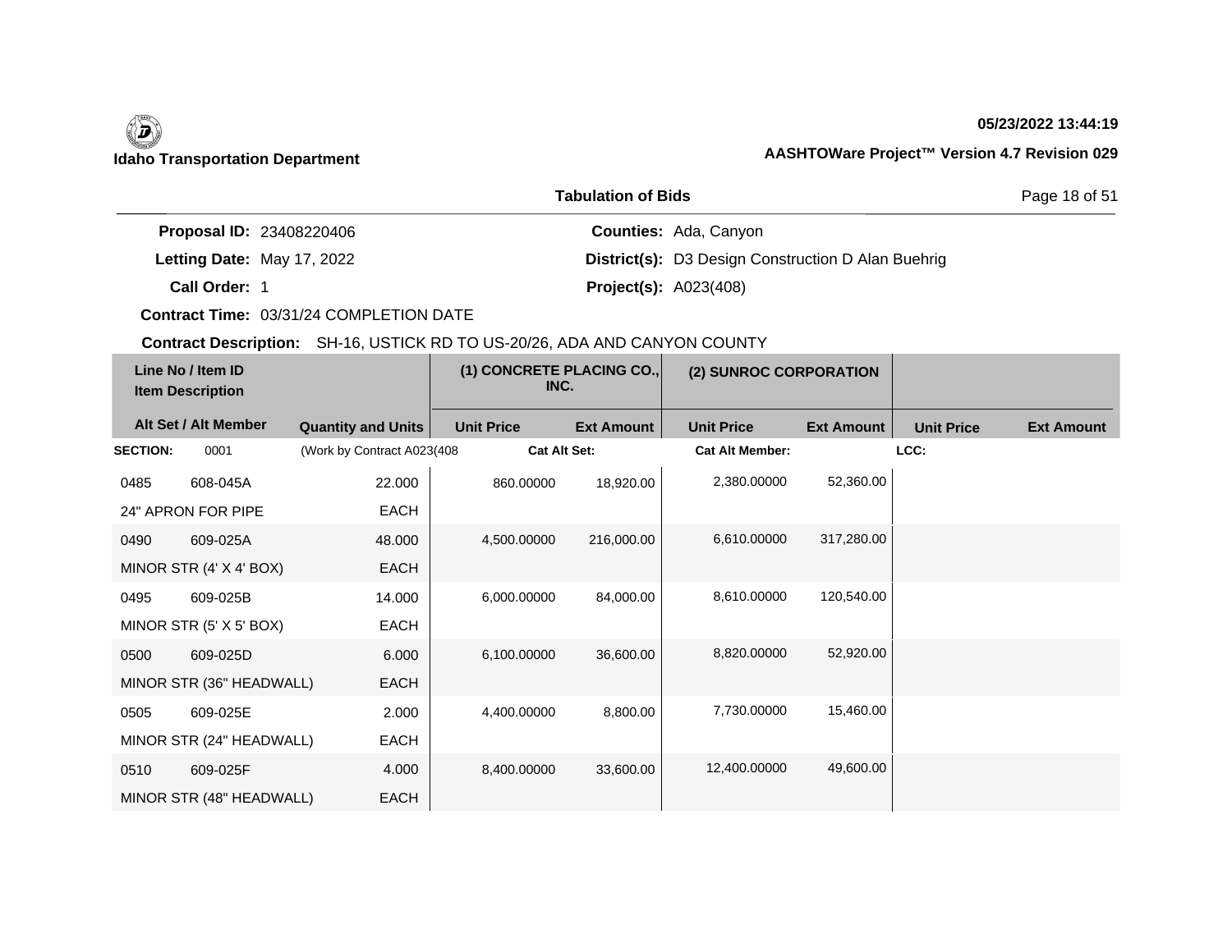**Idaho Transportation Department**

**05/23/2022 13:44:19**

**AASHTOWare Project™ Version 4.7 Revision 029**

## Tabulation of Bids

**Proposal ID:** 23408220406
**Letting Date:** May 17, 2022
**Call Order:** 1
**Contract Time:** 03/31/24 COMPLETION DATE
**Counties:** Ada, Canyon
**District(s):** D3 Design Construction D Alan Buehrig
**Project(s):** A023(408)

**Contract Description:** SH-16, USTICK RD TO US-20/26, ADA AND CANYON COUNTY

| Line No / Item ID | Item Description / Alt Set / Alt Member | Quantity and Units | (1) CONCRETE PLACING CO., INC. Unit Price | (1) CONCRETE PLACING CO., INC. Ext Amount | (2) SUNROC CORPORATION Unit Price | (2) SUNROC CORPORATION Ext Amount | Unit Price | Ext Amount |
|---|---|---|---|---|---|---|---|---|
| **SECTION:** 0001 | (Work by Contract A023(408 | | Cat Alt Set: | | Cat Alt Member: | | LCC: | |
| 0485 608-045A | 24" APRON FOR PIPE | 22.000 EACH | 860.00000 | 18,920.00 | 2,380.00000 | 52,360.00 | | |
| 0490 609-025A | MINOR STR (4' X 4' BOX) | 48.000 EACH | 4,500.00000 | 216,000.00 | 6,610.00000 | 317,280.00 | | |
| 0495 609-025B | MINOR STR (5' X 5' BOX) | 14.000 EACH | 6,000.00000 | 84,000.00 | 8,610.00000 | 120,540.00 | | |
| 0500 609-025D | MINOR STR (36" HEADWALL) | 6.000 EACH | 6,100.00000 | 36,600.00 | 8,820.00000 | 52,920.00 | | |
| 0505 609-025E | MINOR STR (24" HEADWALL) | 2.000 EACH | 4,400.00000 | 8,800.00 | 7,730.00000 | 15,460.00 | | |
| 0510 609-025F | MINOR STR (48" HEADWALL) | 4.000 EACH | 8,400.00000 | 33,600.00 | 12,400.00000 | 49,600.00 | | |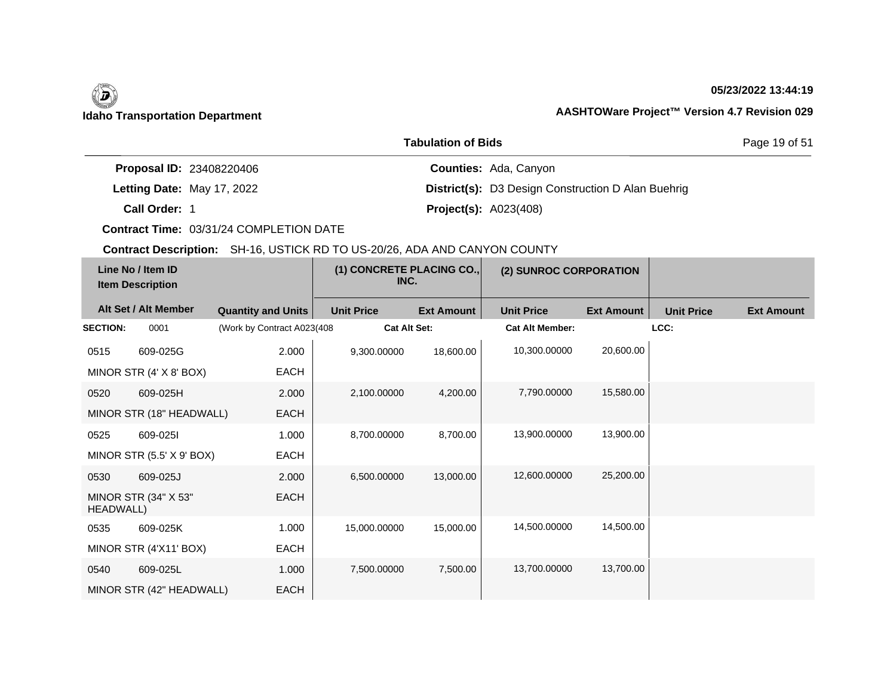**Idaho Transportation Department**

**05/23/2022 13:44:19**

**AASHTOWare Project™ Version 4.7 Revision 029**

## Tabulation of Bids

**Proposal ID:** 23408220406

**Letting Date:** May 17, 2022

**Call Order:** 1

**Contract Time:** 03/31/24 COMPLETION DATE

**Counties:** Ada, Canyon

**District(s):** D3 Design Construction D Alan Buehrig

**Project(s):** A023(408)

**Contract Description:** SH-16, USTICK RD TO US-20/26, ADA AND CANYON COUNTY

| Line No / Item ID | Item Description | Quantity and Units | (1) CONCRETE PLACING CO., INC. Unit Price | (1) CONCRETE PLACING CO., INC. Ext Amount | (2) SUNROC CORPORATION Unit Price | (2) SUNROC CORPORATION Ext Amount | Unit Price | Ext Amount |
|---|---|---|---|---|---|---|---|---|
| **SECTION:** 0001 | (Work by Contract A023(408 | | **Cat Alt Set:** | | **Cat Alt Member:** | | **LCC:** | |
| 0515 609-025G | MINOR STR (4' X 8' BOX) | 2.000 EACH | 9,300.00000 | 18,600.00 | 10,300.00000 | 20,600.00 | | |
| 0520 609-025H | MINOR STR (18" HEADWALL) | 2.000 EACH | 2,100.00000 | 4,200.00 | 7,790.00000 | 15,580.00 | | |
| 0525 609-025I | MINOR STR (5.5' X 9' BOX) | 1.000 EACH | 8,700.00000 | 8,700.00 | 13,900.00000 | 13,900.00 | | |
| 0530 609-025J | MINOR STR (34" X 53" HEADWALL) | 2.000 EACH | 6,500.00000 | 13,000.00 | 12,600.00000 | 25,200.00 | | |
| 0535 609-025K | MINOR STR (4'X11' BOX) | 1.000 EACH | 15,000.00000 | 15,000.00 | 14,500.00000 | 14,500.00 | | |
| 0540 609-025L | MINOR STR (42" HEADWALL) | 1.000 EACH | 7,500.00000 | 7,500.00 | 13,700.00000 | 13,700.00 | | |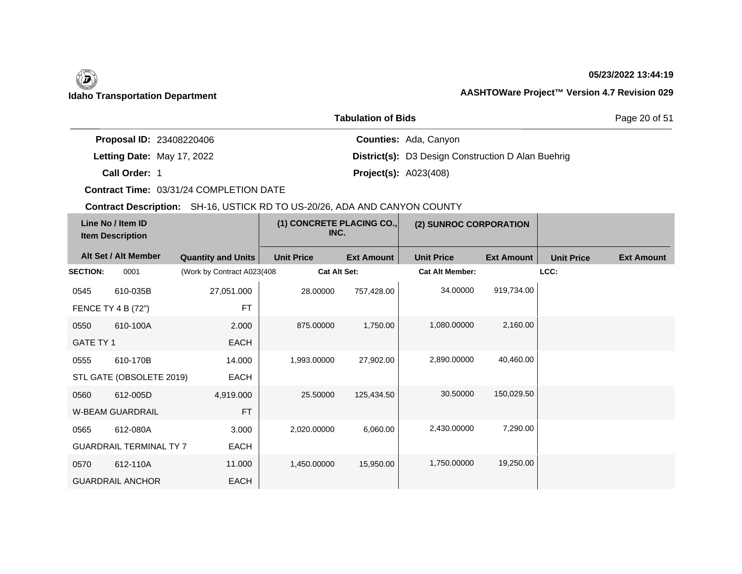**Idaho Transportation Department**

**05/23/2022 13:44:19**

**AASHTOWare Project™ Version 4.7 Revision 029**

## Tabulation of Bids

**Proposal ID:** 23408220406

**Letting Date:** May 17, 2022

**Call Order:** 1

**Contract Time:** 03/31/24 COMPLETION DATE

**Counties:** Ada, Canyon

**District(s):** D3 Design Construction D Alan Buehrig

**Project(s):** A023(408)

**Contract Description:** SH-16, USTICK RD TO US-20/26, ADA AND CANYON COUNTY

| Line No / Item ID | Item Description | Quantity and Units | (1) CONCRETE PLACING CO., INC. Unit Price | (1) CONCRETE PLACING CO., INC. Ext Amount | (2) SUNROC CORPORATION Unit Price | (2) SUNROC CORPORATION Ext Amount | Unit Price | Ext Amount |
|---|---|---|---|---|---|---|---|---|
| **SECTION:** 0001 | (Work by Contract A023(408 | | **Cat Alt Set:** | | **Cat Alt Member:** | | **LCC:** | |
| 0545 610-035B | FENCE TY 4 B (72") | 27,051.000 FT | 28.00000 | 757,428.00 | 34.00000 | 919,734.00 | | |
| 0550 610-100A | GATE TY 1 | 2.000 EACH | 875.00000 | 1,750.00 | 1,080.00000 | 2,160.00 | | |
| 0555 610-170B | STL GATE (OBSOLETE 2019) | 14.000 EACH | 1,993.00000 | 27,902.00 | 2,890.00000 | 40,460.00 | | |
| 0560 612-005D | W-BEAM GUARDRAIL | 4,919.000 FT | 25.50000 | 125,434.50 | 30.50000 | 150,029.50 | | |
| 0565 612-080A | GUARDRAIL TERMINAL TY 7 | 3.000 EACH | 2,020.00000 | 6,060.00 | 2,430.00000 | 7,290.00 | | |
| 0570 612-110A | GUARDRAIL ANCHOR | 11.000 EACH | 1,450.00000 | 15,950.00 | 1,750.00000 | 19,250.00 | | |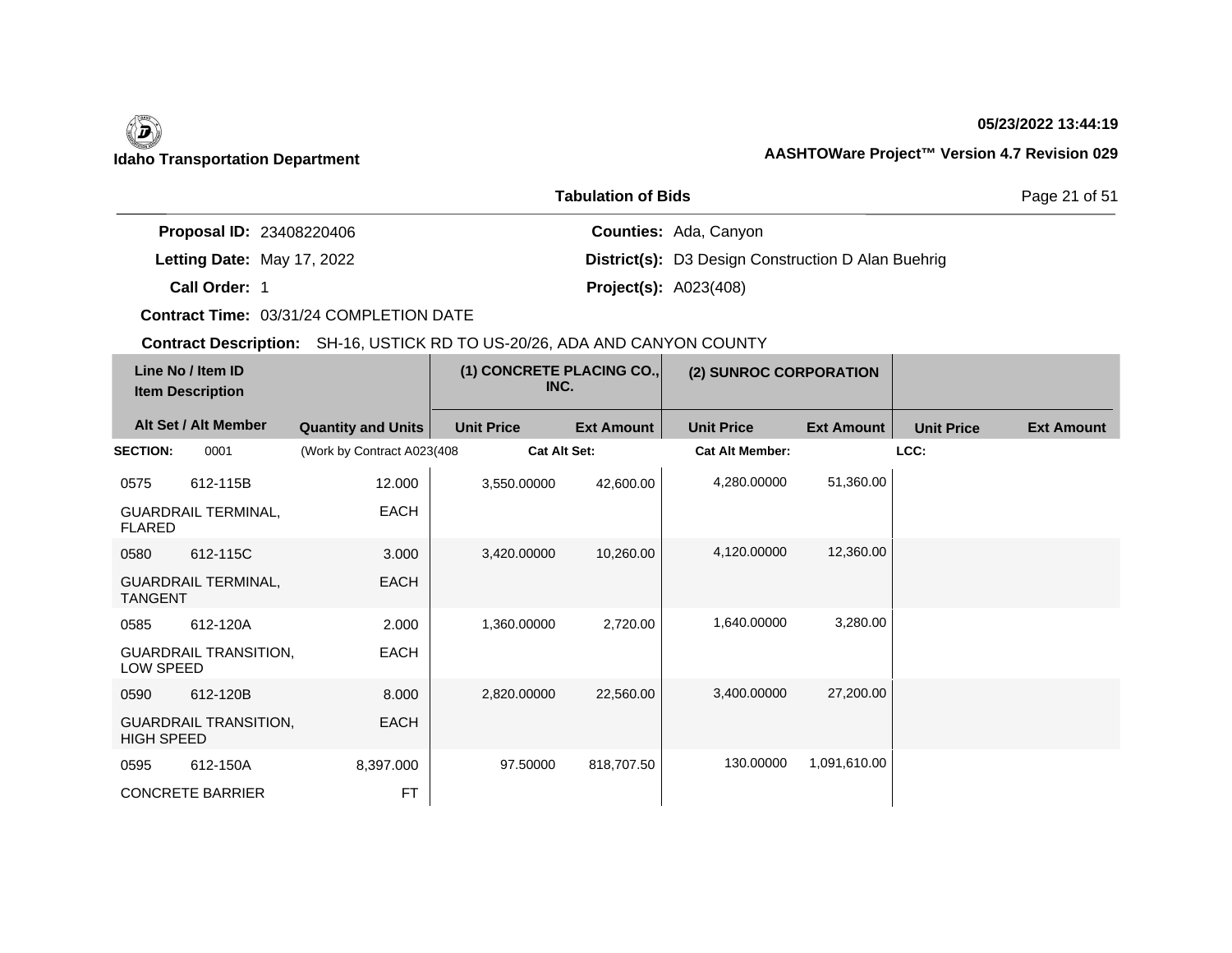## Tabulation of Bids

**Proposal ID:** 23408220406
**Letting Date:** May 17, 2022
**Call Order:** 1
**Contract Time:** 03/31/24 COMPLETION DATE

**Counties:** Ada, Canyon
**District(s):** D3 Design Construction D Alan Buehrig
**Project(s):** A023(408)

**Contract Description:** SH-16, USTICK RD TO US-20/26, ADA AND CANYON COUNTY

| Line No / Item ID | Item Description / Alt Set / Alt Member | Quantity and Units | (1) CONCRETE PLACING CO., INC. Unit Price | (1) CONCRETE PLACING CO., INC. Ext Amount | (2) SUNROC CORPORATION Unit Price | (2) SUNROC CORPORATION Ext Amount | Unit Price | Ext Amount |
|---|---|---|---|---|---|---|---|---|
| **SECTION:** 0001 | (Work by Contract A023(408 | | Cat Alt Set: | | Cat Alt Member: | | LCC: | |
| 0575 612-115B | GUARDRAIL TERMINAL, FLARED | 12.000 EACH | 3,550.00000 | 42,600.00 | 4,280.00000 | 51,360.00 | | |
| 0580 612-115C | GUARDRAIL TERMINAL, TANGENT | 3.000 EACH | 3,420.00000 | 10,260.00 | 4,120.00000 | 12,360.00 | | |
| 0585 612-120A | GUARDRAIL TRANSITION, LOW SPEED | 2.000 EACH | 1,360.00000 | 2,720.00 | 1,640.00000 | 3,280.00 | | |
| 0590 612-120B | GUARDRAIL TRANSITION, HIGH SPEED | 8.000 EACH | 2,820.00000 | 22,560.00 | 3,400.00000 | 27,200.00 | | |
| 0595 612-150A | CONCRETE BARRIER | 8,397.000 FT | 97.50000 | 818,707.50 | 130.00000 | 1,091,610.00 | | |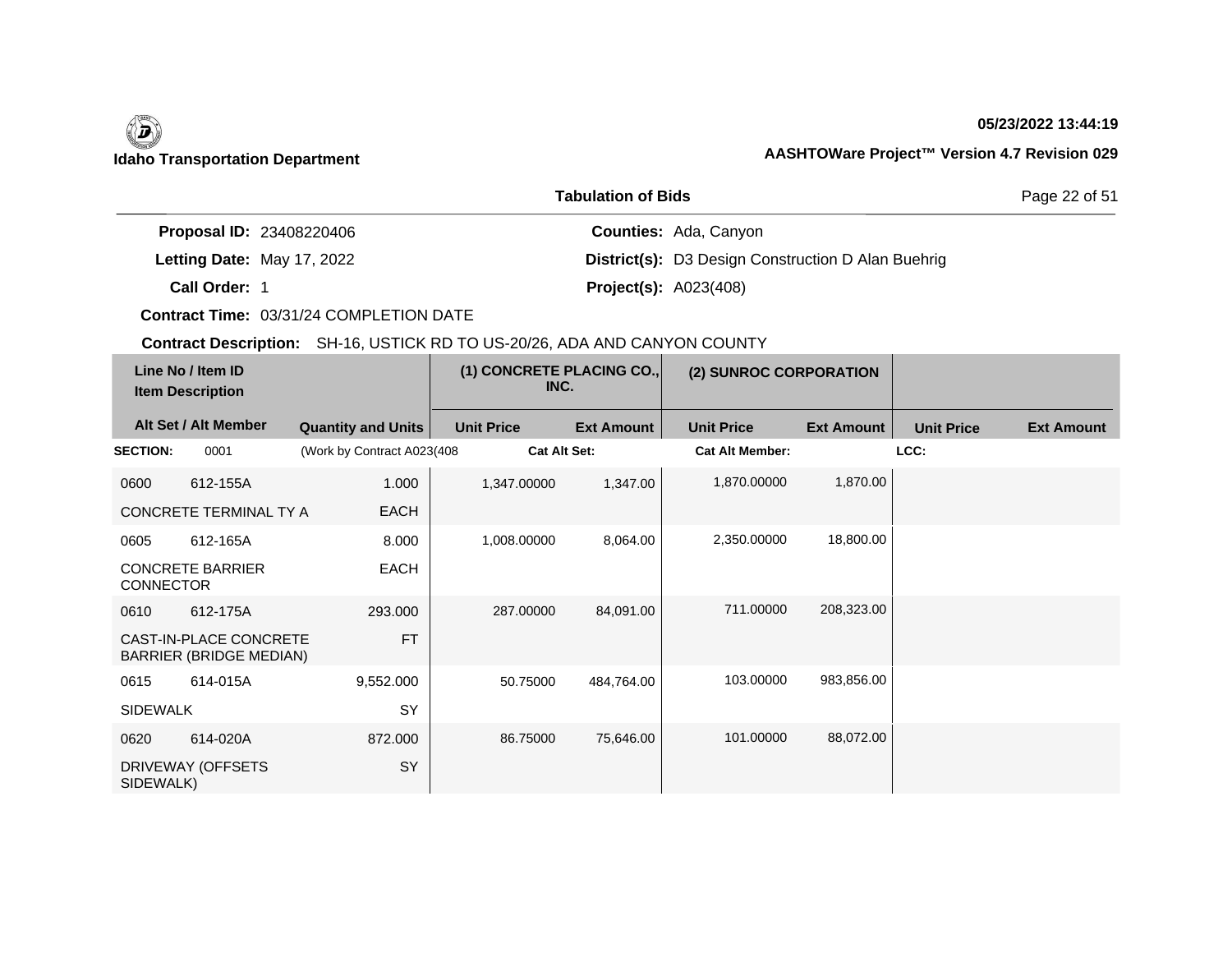**Idaho Transportation Department**

**05/23/2022 13:44:19**

**AASHTOWare Project™ Version 4.7 Revision 029**

**Tabulation of Bids**

**Proposal ID:** 23408220406

**Letting Date:** May 17, 2022

**Call Order:** 1

**Contract Time:** 03/31/24 COMPLETION DATE

**Counties:** Ada, Canyon

**District(s):** D3 Design Construction D Alan Buehrig

**Project(s):** A023(408)

**Contract Description:** SH-16, USTICK RD TO US-20/26, ADA AND CANYON COUNTY

| Line No / Item ID<br>Item Description | | | (1) CONCRETE PLACING CO., INC. | | (2) SUNROC CORPORATION | | | |
|---|---|---|---|---|---|---|---|---|
| Alt Set / Alt Member | | Quantity and Units | Unit Price | Ext Amount | Unit Price | Ext Amount | Unit Price | Ext Amount |
| **SECTION:** | 0001 | (Work by Contract A023(408 | **Cat Alt Set:** | | **Cat Alt Member:** | | **LCC:** | |
| 0600 | 612-155A | 1.000 | 1,347.00000 | 1,347.00 | 1,870.00000 | 1,870.00 | | |
| CONCRETE TERMINAL TY A | | EACH | | | | | | |
| 0605 | 612-165A | 8.000 | 1,008.00000 | 8,064.00 | 2,350.00000 | 18,800.00 | | |
| CONCRETE BARRIER CONNECTOR | | EACH | | | | | | |
| 0610 | 612-175A | 293.000 | 287.00000 | 84,091.00 | 711.00000 | 208,323.00 | | |
| CAST-IN-PLACE CONCRETE BARRIER (BRIDGE MEDIAN) | | FT | | | | | | |
| 0615 | 614-015A | 9,552.000 | 50.75000 | 484,764.00 | 103.00000 | 983,856.00 | | |
| SIDEWALK | | SY | | | | | | |
| 0620 | 614-020A | 872.000 | 86.75000 | 75,646.00 | 101.00000 | 88,072.00 | | |
| DRIVEWAY (OFFSETS SIDEWALK) | | SY | | | | | | |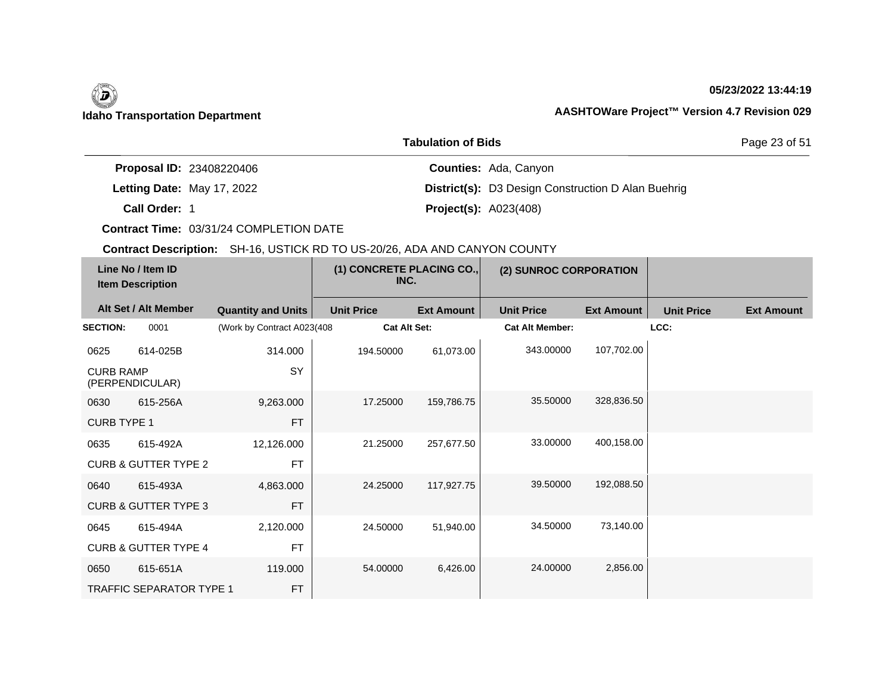**Idaho Transportation Department**

**05/23/2022 13:44:19**

**AASHTOWare Project™ Version 4.7 Revision 029**

**Tabulation of Bids**

**Proposal ID:** 23408220406
**Letting Date:** May 17, 2022
**Call Order:** 1
**Contract Time:** 03/31/24 COMPLETION DATE

**Counties:** Ada, Canyon
**District(s):** D3 Design Construction D Alan Buehrig
**Project(s):** A023(408)

**Contract Description:** SH-16, USTICK RD TO US-20/26, ADA AND CANYON COUNTY

| Line No / Item ID / Item Description | Alt Set / Alt Member | Quantity and Units | (1) CONCRETE PLACING CO., INC. Unit Price | (1) CONCRETE PLACING CO., INC. Ext Amount | (2) SUNROC CORPORATION Unit Price | (2) SUNROC CORPORATION Ext Amount | Unit Price | Ext Amount |
|---|---|---|---|---|---|---|---|---|
| **SECTION:** 0001 | | (Work by Contract A023(408 | **Cat Alt Set:** | | **Cat Alt Member:** | | **LCC:** | |
| 0625 614-025B CURB RAMP (PERPENDICULAR) | | 314.000 SY | 194.50000 | 61,073.00 | 343.00000 | 107,702.00 | | |
| 0630 615-256A CURB TYPE 1 | | 9,263.000 FT | 17.25000 | 159,786.75 | 35.50000 | 328,836.50 | | |
| 0635 615-492A CURB & GUTTER TYPE 2 | | 12,126.000 FT | 21.25000 | 257,677.50 | 33.00000 | 400,158.00 | | |
| 0640 615-493A CURB & GUTTER TYPE 3 | | 4,863.000 FT | 24.25000 | 117,927.75 | 39.50000 | 192,088.50 | | |
| 0645 615-494A CURB & GUTTER TYPE 4 | | 2,120.000 FT | 24.50000 | 51,940.00 | 34.50000 | 73,140.00 | | |
| 0650 615-651A TRAFFIC SEPARATOR TYPE 1 | | 119.000 FT | 54.00000 | 6,426.00 | 24.00000 | 2,856.00 | | |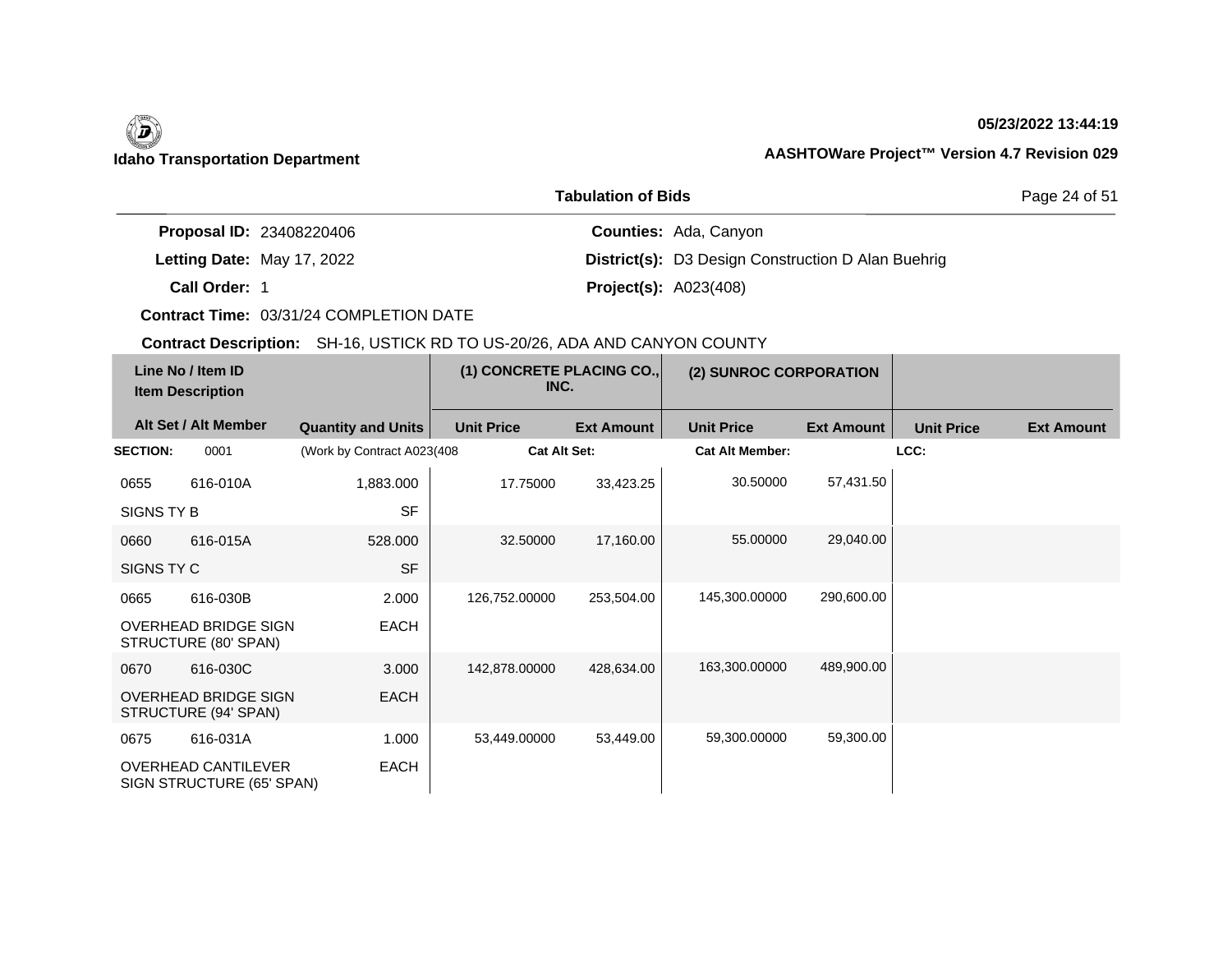**Idaho Transportation Department**

**05/23/2022 13:44:19**

**AASHTOWare Project™ Version 4.7 Revision 029**

**Tabulation of Bids**

**Proposal ID:** 23408220406

**Letting Date:** May 17, 2022

**Call Order:** 1

**Contract Time:** 03/31/24 COMPLETION DATE

**Counties:** Ada, Canyon

**District(s):** D3 Design Construction D Alan Buehrig

**Project(s):** A023(408)

**Contract Description:** SH-16, USTICK RD TO US-20/26, ADA AND CANYON COUNTY

| Line No / Item ID | Item Description | Quantity and Units | (1) CONCRETE PLACING CO., INC. Unit Price | Ext Amount | (2) SUNROC CORPORATION Unit Price | Ext Amount | Unit Price | Ext Amount |
|---|---|---|---|---|---|---|---|---|
| **SECTION:** 0001 | | (Work by Contract A023(408 | **Cat Alt Set:** | | **Cat Alt Member:** | | **LCC:** | |
| 0655 616-010A | SIGNS TY B | 1,883.000 SF | 17.75000 | 33,423.25 | 30.50000 | 57,431.50 | | |
| 0660 616-015A | SIGNS TY C | 528.000 SF | 32.50000 | 17,160.00 | 55.00000 | 29,040.00 | | |
| 0665 616-030B | OVERHEAD BRIDGE SIGN STRUCTURE (80' SPAN) | 2.000 EACH | 126,752.00000 | 253,504.00 | 145,300.00000 | 290,600.00 | | |
| 0670 616-030C | OVERHEAD BRIDGE SIGN STRUCTURE (94' SPAN) | 3.000 EACH | 142,878.00000 | 428,634.00 | 163,300.00000 | 489,900.00 | | |
| 0675 616-031A | OVERHEAD CANTILEVER SIGN STRUCTURE (65' SPAN) | 1.000 EACH | 53,449.00000 | 53,449.00 | 59,300.00000 | 59,300.00 | | |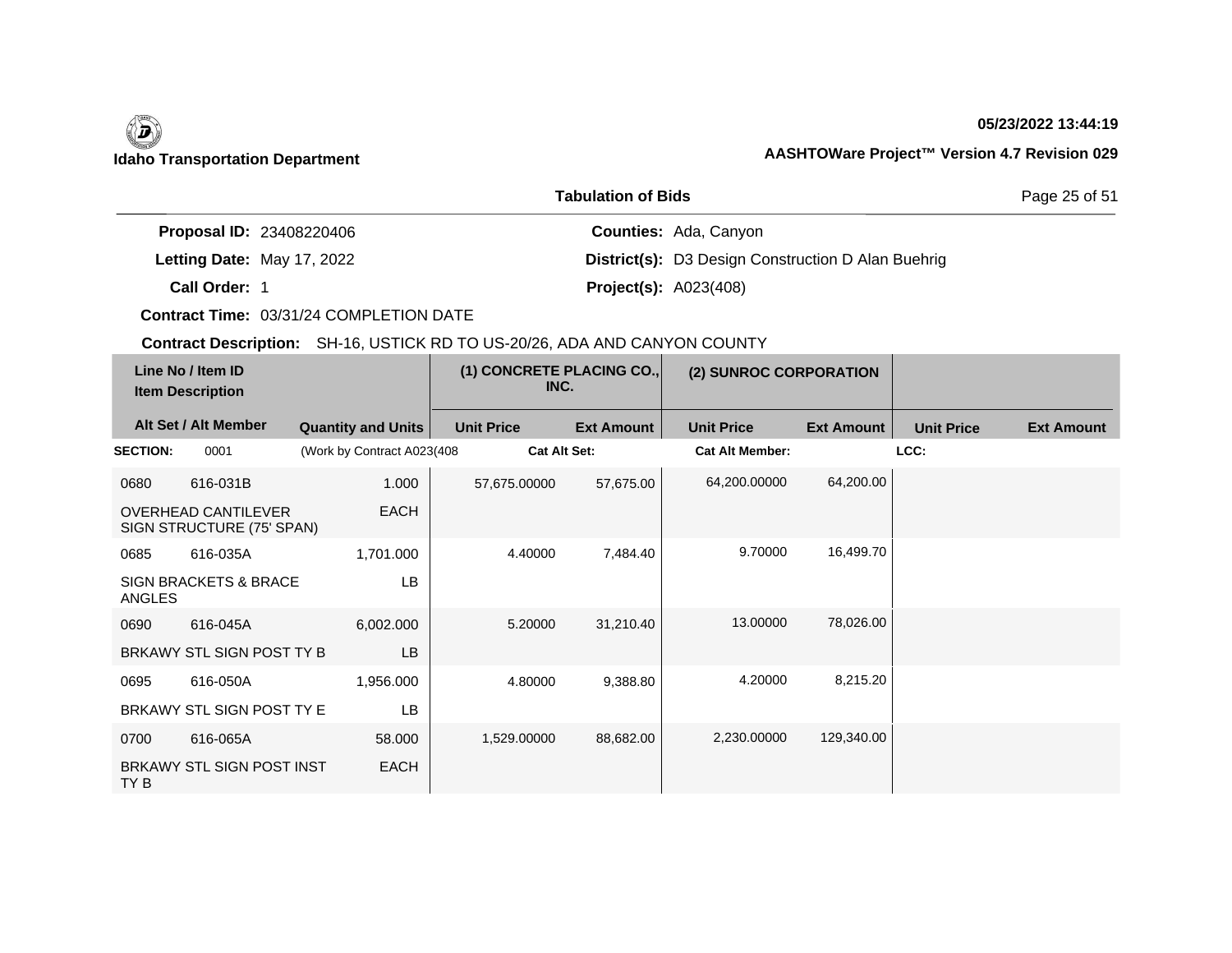**Idaho Transportation Department**

**05/23/2022 13:44:19**

**AASHTOWare Project™ Version 4.7 Revision 029**

**Tabulation of Bids**

| | | | |
|---|---|---|---|
| **Proposal ID:** | 23408220406 | **Counties:** | Ada, Canyon |
| **Letting Date:** | May 17, 2022 | **District(s):** | D3 Design Construction D Alan Buehrig |
| **Call Order:** | 1 | **Project(s):** | A023(408) |
| **Contract Time:** | 03/31/24 COMPLETION DATE | | |

**Contract Description:** SH-16, USTICK RD TO US-20/26, ADA AND CANYON COUNTY

| Line No / Item ID<br>Item Description<br>Alt Set / Alt Member | Quantity and Units | (1) CONCRETE PLACING CO., INC.<br>Unit Price | <br>Ext Amount | (2) SUNROC CORPORATION<br>Unit Price | <br>Ext Amount | <br>Unit Price | <br>Ext Amount |
|---|---|---|---|---|---|---|---|
| **SECTION:** 0001 | (Work by Contract A023(408 | **Cat Alt Set:** | | **Cat Alt Member:** | | **LCC:** | |
| 0680 616-031B<br>OVERHEAD CANTILEVER SIGN STRUCTURE (75' SPAN) | 1.000<br>EACH | 57,675.00000 | 57,675.00 | 64,200.00000 | 64,200.00 | | |
| 0685 616-035A<br>SIGN BRACKETS & BRACE ANGLES | 1,701.000<br>LB | 4.40000 | 7,484.40 | 9.70000 | 16,499.70 | | |
| 0690 616-045A<br>BRKAWY STL SIGN POST TY B | 6,002.000<br>LB | 5.20000 | 31,210.40 | 13.00000 | 78,026.00 | | |
| 0695 616-050A<br>BRKAWY STL SIGN POST TY E | 1,956.000<br>LB | 4.80000 | 9,388.80 | 4.20000 | 8,215.20 | | |
| 0700 616-065A<br>BRKAWY STL SIGN POST INST TY B | 58.000<br>EACH | 1,529.00000 | 88,682.00 | 2,230.00000 | 129,340.00 | | |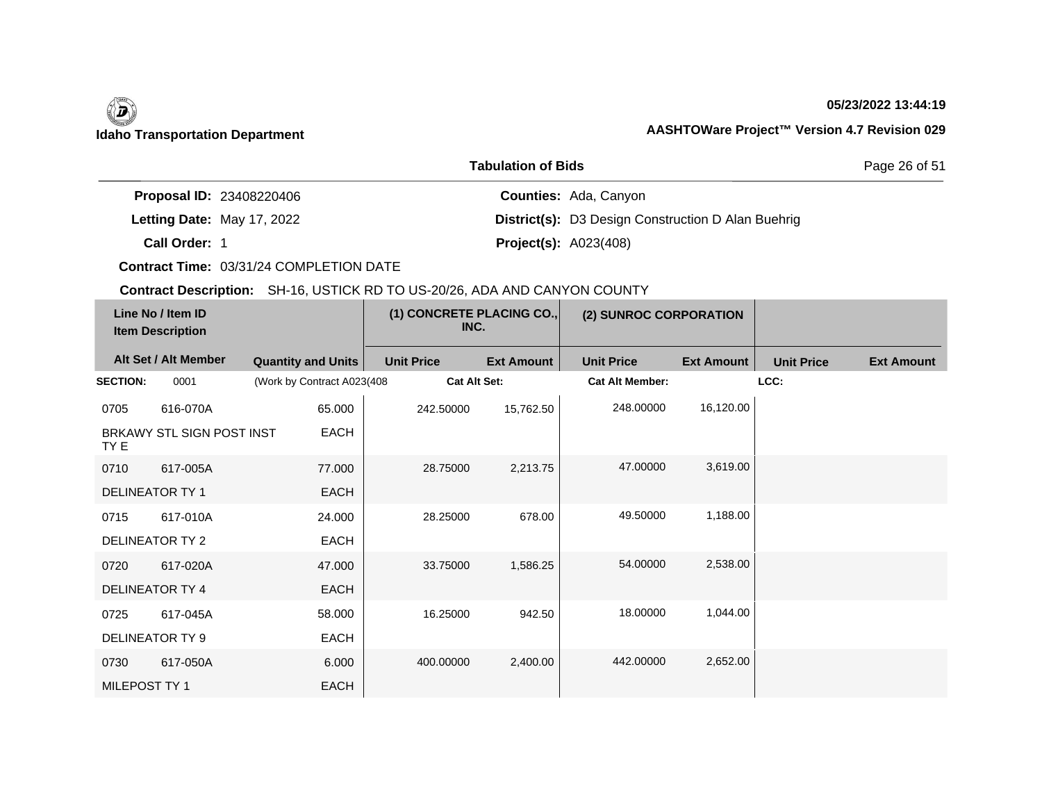**Idaho Transportation Department**

**05/23/2022 13:44:19**

**AASHTOWare Project™ Version 4.7 Revision 029**

**Tabulation of Bids**

**Proposal ID:** 23408220406

**Letting Date:** May 17, 2022

**Call Order:** 1

**Contract Time:** 03/31/24 COMPLETION DATE

**Counties:** Ada, Canyon

**District(s):** D3 Design Construction D Alan Buehrig

**Project(s):** A023(408)

**Contract Description:** SH-16, USTICK RD TO US-20/26, ADA AND CANYON COUNTY

| Line No / Item ID<br>Item Description | | | (1) CONCRETE PLACING CO., INC. | | (2) SUNROC CORPORATION | | | |
|---|---|---|---|---|---|---|---|---|
| Alt Set / Alt Member | | Quantity and Units | Unit Price | Ext Amount | Unit Price | Ext Amount | Unit Price | Ext Amount |
| **SECTION:** | 0001 | (Work by Contract A023(408 | **Cat Alt Set:** | | **Cat Alt Member:** | | **LCC:** | |
| 0705 | 616-070A | 65.000 | 242.50000 | 15,762.50 | 248.00000 | 16,120.00 | | |
| BRKAWY STL SIGN POST INST TY E | | EACH | | | | | | |
| 0710 | 617-005A | 77.000 | 28.75000 | 2,213.75 | 47.00000 | 3,619.00 | | |
| DELINEATOR TY 1 | | EACH | | | | | | |
| 0715 | 617-010A | 24.000 | 28.25000 | 678.00 | 49.50000 | 1,188.00 | | |
| DELINEATOR TY 2 | | EACH | | | | | | |
| 0720 | 617-020A | 47.000 | 33.75000 | 1,586.25 | 54.00000 | 2,538.00 | | |
| DELINEATOR TY 4 | | EACH | | | | | | |
| 0725 | 617-045A | 58.000 | 16.25000 | 942.50 | 18.00000 | 1,044.00 | | |
| DELINEATOR TY 9 | | EACH | | | | | | |
| 0730 | 617-050A | 6.000 | 400.00000 | 2,400.00 | 442.00000 | 2,652.00 | | |
| MILEPOST TY 1 | | EACH | | | | | | |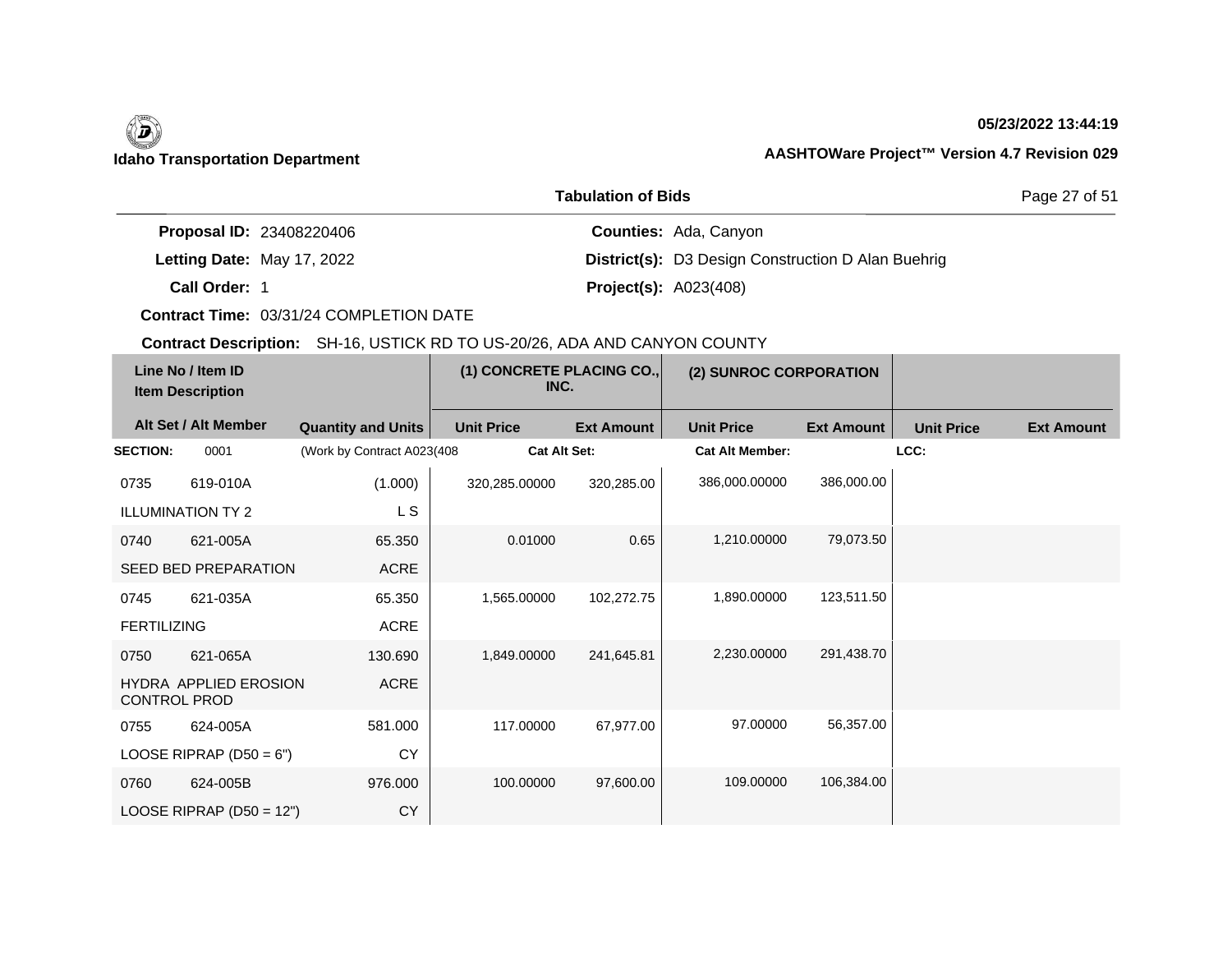**Idaho Transportation Department**

05/23/2022 13:44:19

AASHTOWare Project™ Version 4.7 Revision 029

## Tabulation of Bids

**Proposal ID:** 23408220406
**Letting Date:** May 17, 2022
**Call Order:** 1
**Contract Time:** 03/31/24 COMPLETION DATE
**Counties:** Ada, Canyon
**District(s):** D3 Design Construction D Alan Buehrig
**Project(s):** A023(408)

**Contract Description:** SH-16, USTICK RD TO US-20/26, ADA AND CANYON COUNTY

| Line No / Item ID / Item Description | Quantity and Units | (1) CONCRETE PLACING CO., INC. Unit Price | (1) CONCRETE PLACING CO., INC. Ext Amount | (2) SUNROC CORPORATION Unit Price | (2) SUNROC CORPORATION Ext Amount | Unit Price | Ext Amount |
|---|---|---|---|---|---|---|---|
| **SECTION:** 0001 | (Work by Contract A023(408 | **Cat Alt Set:** | | **Cat Alt Member:** | | **LCC:** | |
| 0735 619-010A ILLUMINATION TY 2 | (1.000) L S | 320,285.00000 | 320,285.00 | 386,000.00000 | 386,000.00 | | |
| 0740 621-005A SEED BED PREPARATION | 65.350 ACRE | 0.01000 | 0.65 | 1,210.00000 | 79,073.50 | | |
| 0745 621-035A FERTILIZING | 65.350 ACRE | 1,565.00000 | 102,272.75 | 1,890.00000 | 123,511.50 | | |
| 0750 621-065A HYDRA APPLIED EROSION CONTROL PROD | 130.690 ACRE | 1,849.00000 | 241,645.81 | 2,230.00000 | 291,438.70 | | |
| 0755 624-005A LOOSE RIPRAP (D50 = 6") | 581.000 CY | 117.00000 | 67,977.00 | 97.00000 | 56,357.00 | | |
| 0760 624-005B LOOSE RIPRAP (D50 = 12") | 976.000 CY | 100.00000 | 97,600.00 | 109.00000 | 106,384.00 | | |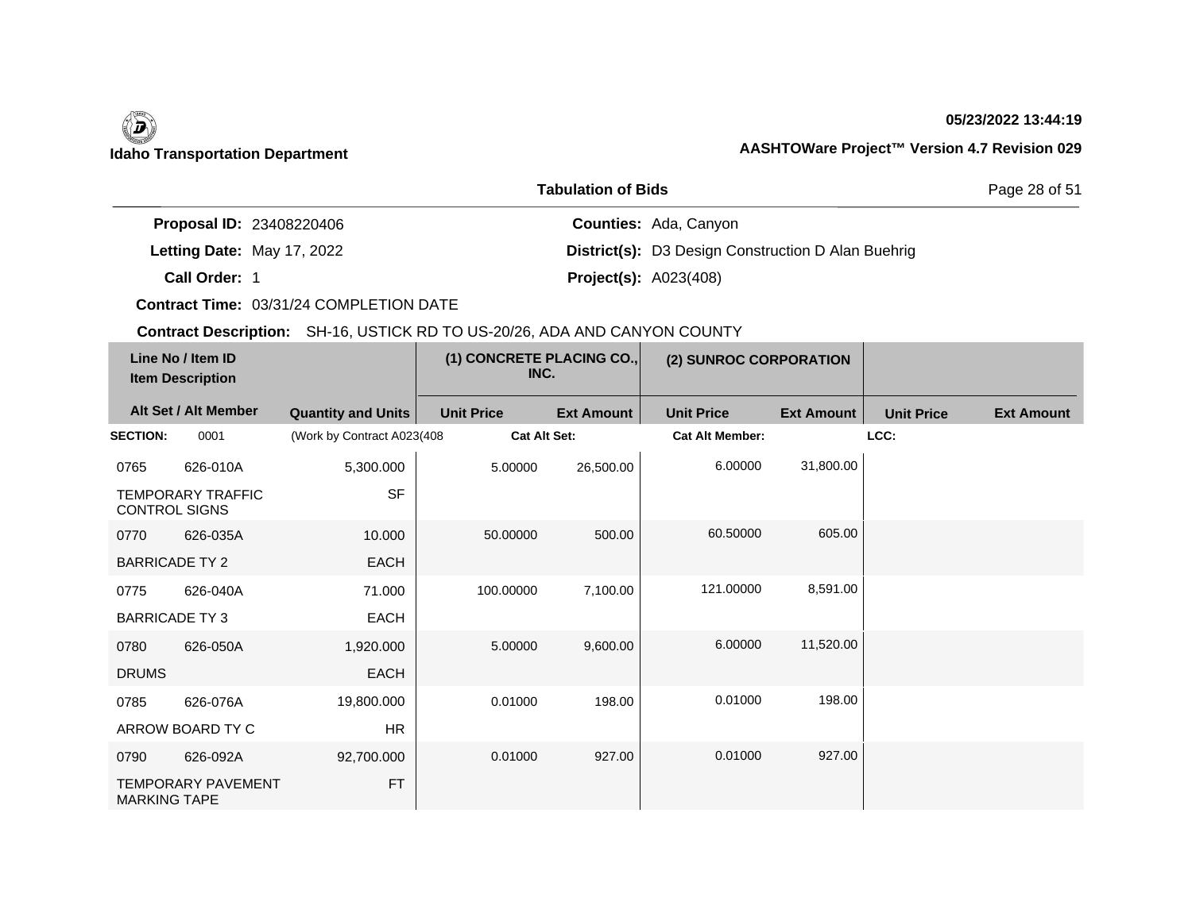**Idaho Transportation Department**

**05/23/2022 13:44:19**

**AASHTOWare Project™ Version 4.7 Revision 029**

**Tabulation of Bids**

**Proposal ID:** 23408220406
**Letting Date:** May 17, 2022
**Call Order:** 1
**Contract Time:** 03/31/24 COMPLETION DATE

**Counties:** Ada, Canyon
**District(s):** D3 Design Construction D Alan Buehrig
**Project(s):** A023(408)

**Contract Description:** SH-16, USTICK RD TO US-20/26, ADA AND CANYON COUNTY

| Line No / Item ID<br>Item Description | | | (1) CONCRETE PLACING CO., INC. | | (2) SUNROC CORPORATION | | | |
|---|---|---|---|---|---|---|---|---|
| Alt Set / Alt Member | | Quantity and Units | Unit Price | Ext Amount | Unit Price | Ext Amount | Unit Price | Ext Amount |
| **SECTION:** | 0001 | (Work by Contract A023(408 | **Cat Alt Set:** | | **Cat Alt Member:** | | **LCC:** | |
| 0765 | 626-010A | 5,300.000 | 5.00000 | 26,500.00 | 6.00000 | 31,800.00 | | |
| TEMPORARY TRAFFIC CONTROL SIGNS | | SF | | | | | | |
| 0770 | 626-035A | 10.000 | 50.00000 | 500.00 | 60.50000 | 605.00 | | |
| BARRICADE TY 2 | | EACH | | | | | | |
| 0775 | 626-040A | 71.000 | 100.00000 | 7,100.00 | 121.00000 | 8,591.00 | | |
| BARRICADE TY 3 | | EACH | | | | | | |
| 0780 | 626-050A | 1,920.000 | 5.00000 | 9,600.00 | 6.00000 | 11,520.00 | | |
| DRUMS | | EACH | | | | | | |
| 0785 | 626-076A | 19,800.000 | 0.01000 | 198.00 | 0.01000 | 198.00 | | |
| ARROW BOARD TY C | | HR | | | | | | |
| 0790 | 626-092A | 92,700.000 | 0.01000 | 927.00 | 0.01000 | 927.00 | | |
| TEMPORARY PAVEMENT MARKING TAPE | | FT | | | | | | |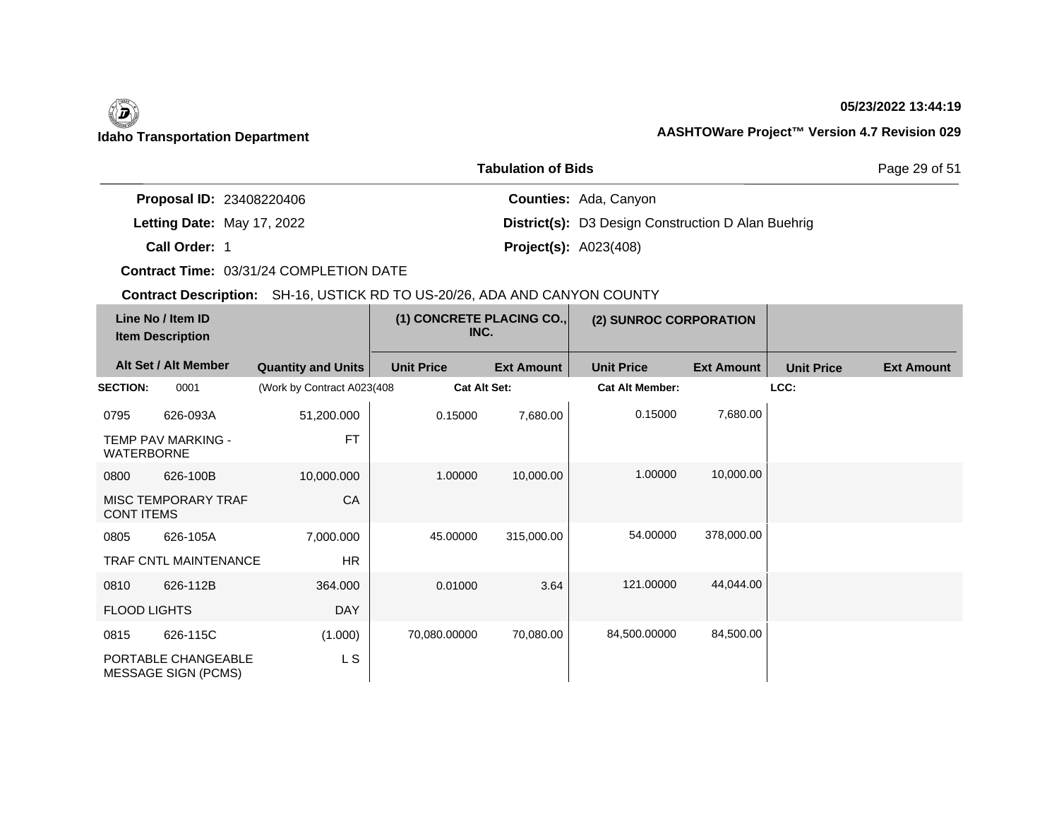**Idaho Transportation Department**

**05/23/2022 13:44:19**

**AASHTOWare Project™ Version 4.7 Revision 029**

**Tabulation of Bids**

**Proposal ID:** 23408220406
**Letting Date:** May 17, 2022
**Call Order:** 1
**Contract Time:** 03/31/24 COMPLETION DATE

**Counties:** Ada, Canyon
**District(s):** D3 Design Construction D Alan Buehrig
**Project(s):** A023(408)

**Contract Description:** SH-16, USTICK RD TO US-20/26, ADA AND CANYON COUNTY

| Line No / Item ID / Item Description | | | (1) CONCRETE PLACING CO., INC. | | (2) SUNROC CORPORATION | | | |
|---|---|---|---|---|---|---|---|---|
| Alt Set / Alt Member | | Quantity and Units | Unit Price | Ext Amount | Unit Price | Ext Amount | Unit Price | Ext Amount |
| **SECTION:** | 0001 | (Work by Contract A023(408 | **Cat Alt Set:** | | **Cat Alt Member:** | | **LCC:** | |
| 0795 | 626-093A | 51,200.000 | 0.15000 | 7,680.00 | 0.15000 | 7,680.00 | | |
| TEMP PAV MARKING - WATERBORNE | | FT | | | | | | |
| 0800 | 626-100B | 10,000.000 | 1.00000 | 10,000.00 | 1.00000 | 10,000.00 | | |
| MISC TEMPORARY TRAF CONT ITEMS | | CA | | | | | | |
| 0805 | 626-105A | 7,000.000 | 45.00000 | 315,000.00 | 54.00000 | 378,000.00 | | |
| TRAF CNTL MAINTENANCE | | HR | | | | | | |
| 0810 | 626-112B | 364.000 | 0.01000 | 3.64 | 121.00000 | 44,044.00 | | |
| FLOOD LIGHTS | | DAY | | | | | | |
| 0815 | 626-115C | (1.000) | 70,080.00000 | 70,080.00 | 84,500.00000 | 84,500.00 | | |
| PORTABLE CHANGEABLE MESSAGE SIGN (PCMS) | | L S | | | | | | |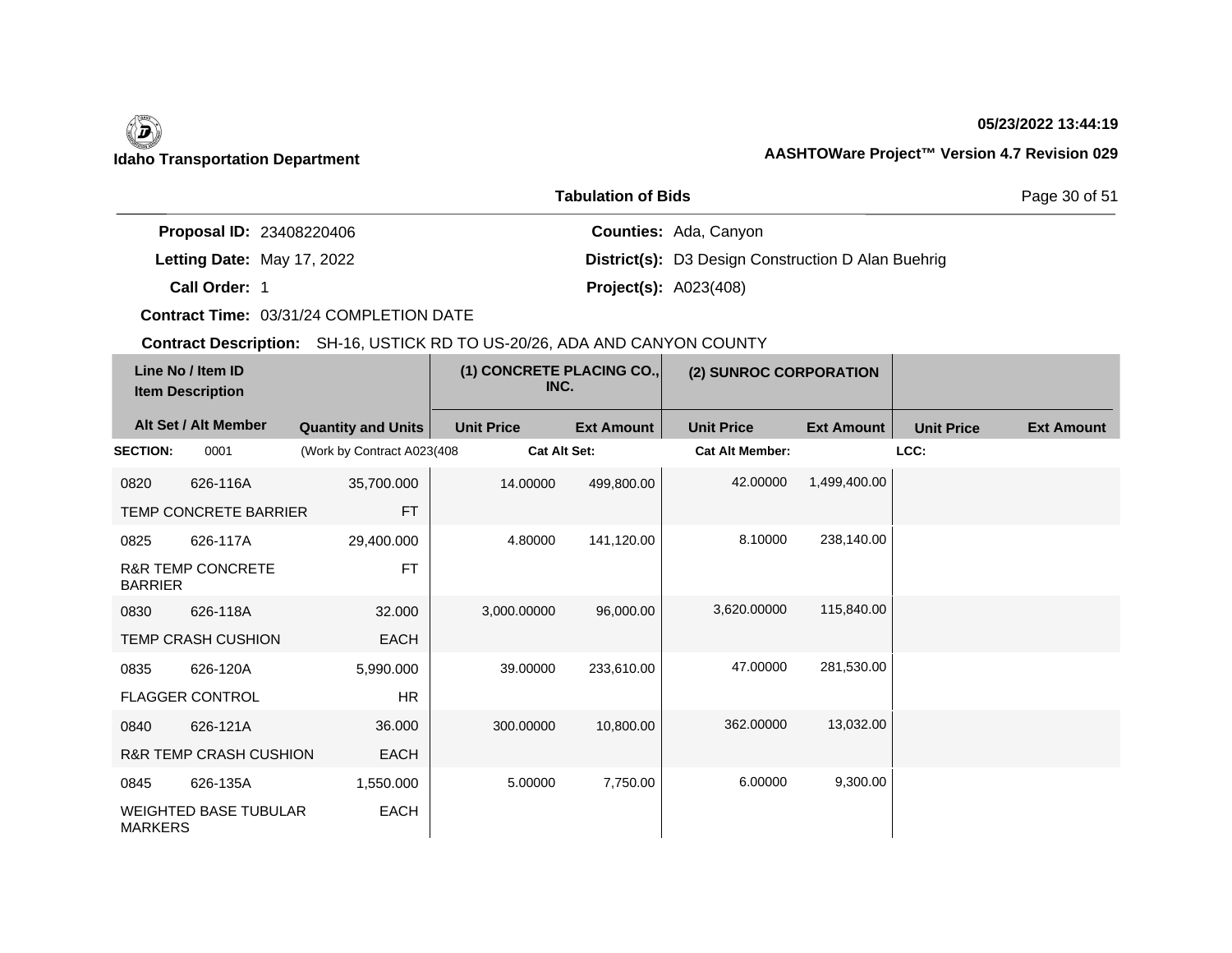**Idaho Transportation Department**

**05/23/2022 13:44:19**

**AASHTOWare Project™ Version 4.7 Revision 029**

## Tabulation of Bids

**Proposal ID:** 23408220406

**Letting Date:** May 17, 2022

**Call Order:** 1

**Contract Time:** 03/31/24 COMPLETION DATE

**Counties:** Ada, Canyon

**District(s):** D3 Design Construction D Alan Buehrig

**Project(s):** A023(408)

**Contract Description:** SH-16, USTICK RD TO US-20/26, ADA AND CANYON COUNTY

| Line No / Item ID | Item Description | Quantity and Units | (1) CONCRETE PLACING CO., INC. | | (2) SUNROC CORPORATION | | | |
|---|---|---|---|---|---|---|---|---|
| Alt Set / Alt Member | | | Unit Price | Ext Amount | Unit Price | Ext Amount | Unit Price | Ext Amount |
| **SECTION:** 0001 | (Work by Contract A023(408 | | **Cat Alt Set:** | | **Cat Alt Member:** | | **LCC:** | |
| 0820 626-116A | TEMP CONCRETE BARRIER | 35,700.000 FT | 14.00000 | 499,800.00 | 42.00000 | 1,499,400.00 | | |
| 0825 626-117A | R&R TEMP CONCRETE BARRIER | 29,400.000 FT | 4.80000 | 141,120.00 | 8.10000 | 238,140.00 | | |
| 0830 626-118A | TEMP CRASH CUSHION | 32.000 EACH | 3,000.00000 | 96,000.00 | 3,620.00000 | 115,840.00 | | |
| 0835 626-120A | FLAGGER CONTROL | 5,990.000 HR | 39.00000 | 233,610.00 | 47.00000 | 281,530.00 | | |
| 0840 626-121A | R&R TEMP CRASH CUSHION | 36.000 EACH | 300.00000 | 10,800.00 | 362.00000 | 13,032.00 | | |
| 0845 626-135A | WEIGHTED BASE TUBULAR MARKERS | 1,550.000 EACH | 5.00000 | 7,750.00 | 6.00000 | 9,300.00 | | |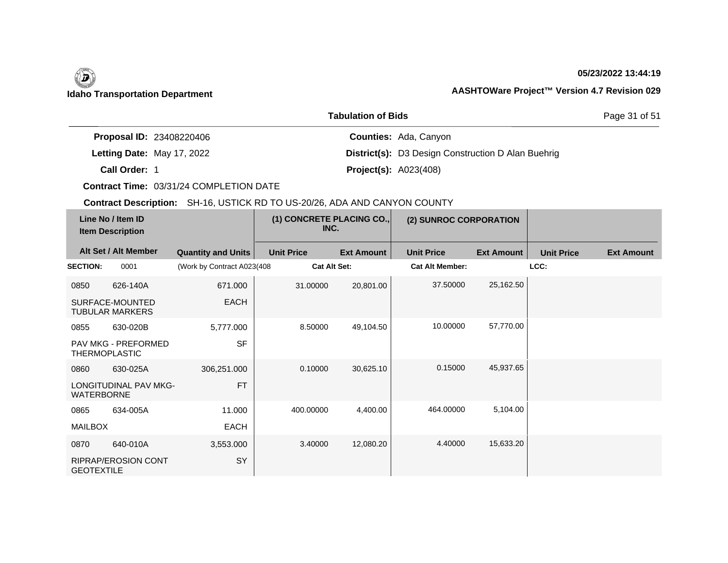**Idaho Transportation Department**

**05/23/2022 13:44:19**

**AASHTOWare Project™ Version 4.7 Revision 029**

**Tabulation of Bids**

**Proposal ID:** 23408220406

**Letting Date:** May 17, 2022

**Call Order:** 1

**Contract Time:** 03/31/24 COMPLETION DATE

**Counties:** Ada, Canyon

**District(s):** D3 Design Construction D Alan Buehrig

**Project(s):** A023(408)

**Contract Description:** SH-16, USTICK RD TO US-20/26, ADA AND CANYON COUNTY

| Line No / Item ID / Item Description | Alt Set / Alt Member | Quantity and Units | (1) CONCRETE PLACING CO., INC. Unit Price | (1) CONCRETE PLACING CO., INC. Ext Amount | (2) SUNROC CORPORATION Unit Price | (2) SUNROC CORPORATION Ext Amount | Unit Price | Ext Amount |
|---|---|---|---|---|---|---|---|---|
| **SECTION:** 0001 | | (Work by Contract A023(408 | **Cat Alt Set:** | | **Cat Alt Member:** | | **LCC:** | |
| 0850 626-140A SURFACE-MOUNTED TUBULAR MARKERS | | 671.000 EACH | 31.00000 | 20,801.00 | 37.50000 | 25,162.50 | | |
| 0855 630-020B PAV MKG - PREFORMED THERMOPLASTIC | | 5,777.000 SF | 8.50000 | 49,104.50 | 10.00000 | 57,770.00 | | |
| 0860 630-025A LONGITUDINAL PAV MKG-WATERBORNE | | 306,251.000 FT | 0.10000 | 30,625.10 | 0.15000 | 45,937.65 | | |
| 0865 634-005A MAILBOX | | 11.000 EACH | 400.00000 | 4,400.00 | 464.00000 | 5,104.00 | | |
| 0870 640-010A RIPRAP/EROSION CONT GEOTEXTILE | | 3,553.000 SY | 3.40000 | 12,080.20 | 4.40000 | 15,633.20 | | |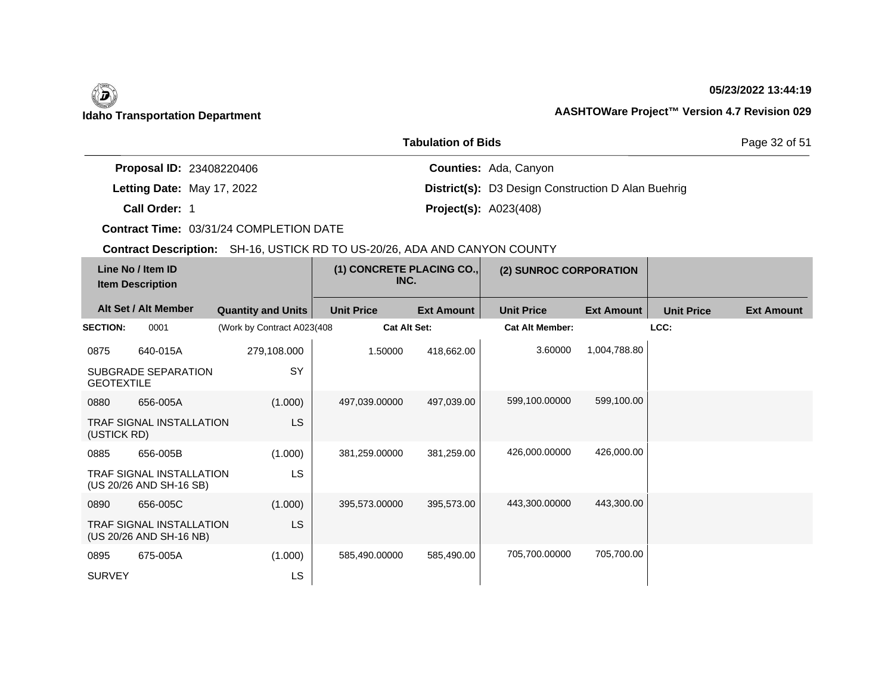**Idaho Transportation Department**

**05/23/2022 13:44:19**

**AASHTOWare Project™ Version 4.7 Revision 029**

**Tabulation of Bids**

**Proposal ID:** 23408220406
**Letting Date:** May 17, 2022
**Call Order:** 1
**Contract Time:** 03/31/24 COMPLETION DATE

**Counties:** Ada, Canyon
**District(s):** D3 Design Construction D Alan Buehrig
**Project(s):** A023(408)

**Contract Description:** SH-16, USTICK RD TO US-20/26, ADA AND CANYON COUNTY

| Line No / Item ID | Item Description / Alt Set / Alt Member | Quantity and Units | (1) CONCRETE PLACING CO., INC. Unit Price | (1) CONCRETE PLACING CO., INC. Ext Amount | (2) SUNROC CORPORATION Unit Price | (2) SUNROC CORPORATION Ext Amount | Unit Price | Ext Amount |
|---|---|---|---|---|---|---|---|---|
| **SECTION:** 0001 | (Work by Contract A023(408 | | **Cat Alt Set:** | | **Cat Alt Member:** | | **LCC:** | |
| 0875 640-015A | SUBGRADE SEPARATION GEOTEXTILE | 279,108.000 SY | 1.50000 | 418,662.00 | 3.60000 | 1,004,788.80 | | |
| 0880 656-005A | TRAF SIGNAL INSTALLATION (USTICK RD) | (1.000) LS | 497,039.00000 | 497,039.00 | 599,100.00000 | 599,100.00 | | |
| 0885 656-005B | TRAF SIGNAL INSTALLATION (US 20/26 AND SH-16 SB) | (1.000) LS | 381,259.00000 | 381,259.00 | 426,000.00000 | 426,000.00 | | |
| 0890 656-005C | TRAF SIGNAL INSTALLATION (US 20/26 AND SH-16 NB) | (1.000) LS | 395,573.00000 | 395,573.00 | 443,300.00000 | 443,300.00 | | |
| 0895 675-005A | SURVEY | (1.000) LS | 585,490.00000 | 585,490.00 | 705,700.00000 | 705,700.00 | | |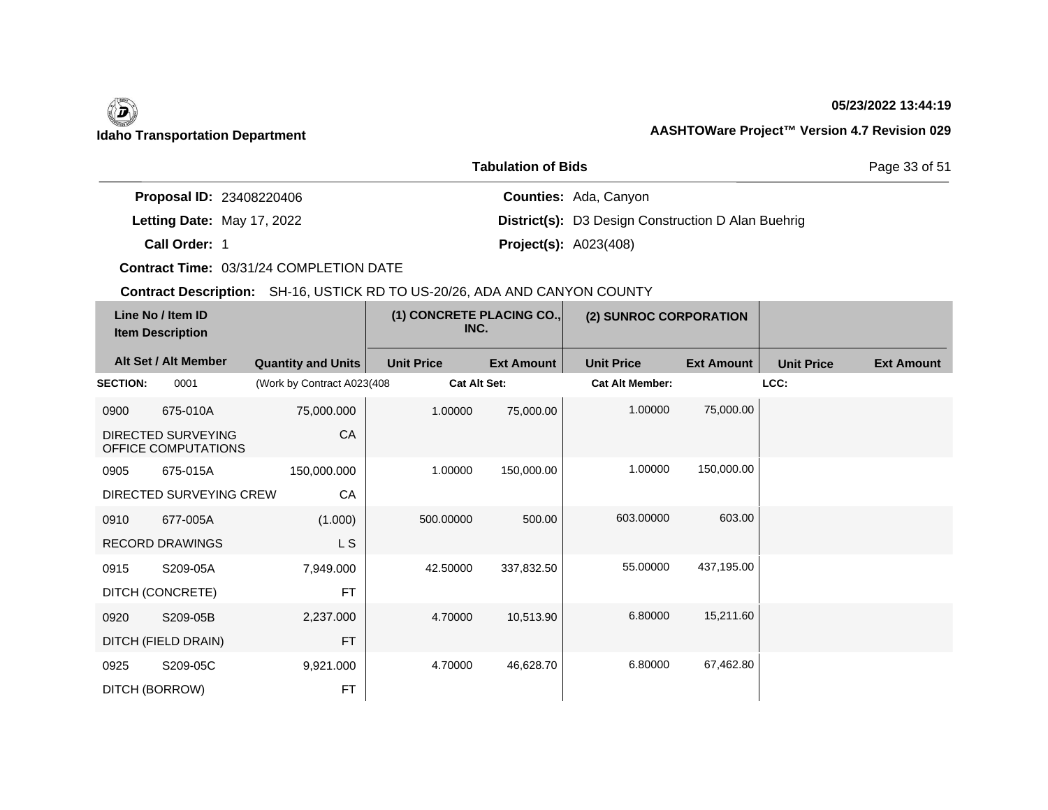**Idaho Transportation Department**

**05/23/2022 13:44:19**

**AASHTOWare Project™ Version 4.7 Revision 029**

**Tabulation of Bids**

**Proposal ID:** 23408220406
**Letting Date:** May 17, 2022
**Call Order:** 1
**Contract Time:** 03/31/24 COMPLETION DATE

**Counties:** Ada, Canyon
**District(s):** D3 Design Construction D Alan Buehrig
**Project(s):** A023(408)

**Contract Description:** SH-16, USTICK RD TO US-20/26, ADA AND CANYON COUNTY

| Line No / Item ID<br>Item Description | | | (1) CONCRETE PLACING CO., INC. | | (2) SUNROC CORPORATION | | | |
|---|---|---|---|---|---|---|---|---|
| Alt Set / Alt Member | | Quantity and Units | Unit Price | Ext Amount | Unit Price | Ext Amount | Unit Price | Ext Amount |
| **SECTION:** | 0001 | (Work by Contract A023(408 | **Cat Alt Set:** | | **Cat Alt Member:** | | **LCC:** | |
| 0900 | 675-010A | 75,000.000 | 1.00000 | 75,000.00 | 1.00000 | 75,000.00 | | |
| DIRECTED SURVEYING OFFICE COMPUTATIONS | | CA | | | | | | |
| 0905 | 675-015A | 150,000.000 | 1.00000 | 150,000.00 | 1.00000 | 150,000.00 | | |
| DIRECTED SURVEYING CREW | | CA | | | | | | |
| 0910 | 677-005A | (1.000) | 500.00000 | 500.00 | 603.00000 | 603.00 | | |
| RECORD DRAWINGS | | L S | | | | | | |
| 0915 | S209-05A | 7,949.000 | 42.50000 | 337,832.50 | 55.00000 | 437,195.00 | | |
| DITCH (CONCRETE) | | FT | | | | | | |
| 0920 | S209-05B | 2,237.000 | 4.70000 | 10,513.90 | 6.80000 | 15,211.60 | | |
| DITCH (FIELD DRAIN) | | FT | | | | | | |
| 0925 | S209-05C | 9,921.000 | 4.70000 | 46,628.70 | 6.80000 | 67,462.80 | | |
| DITCH (BORROW) | | FT | | | | | | |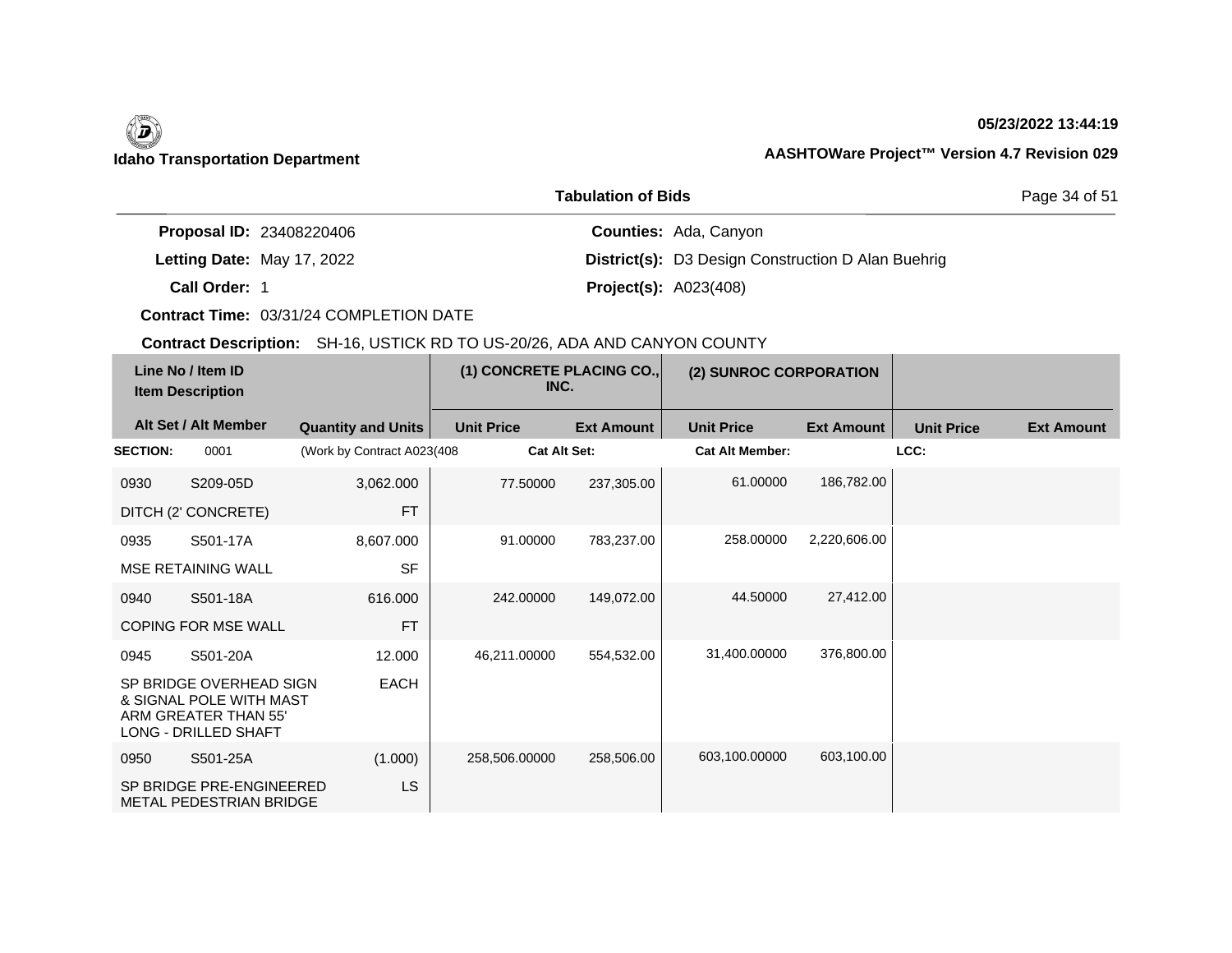**Idaho Transportation Department**

**05/23/2022 13:44:19**

**AASHTOWare Project™ Version 4.7 Revision 029**

**Tabulation of Bids**

**Proposal ID:** 23408220406
**Letting Date:** May 17, 2022
**Call Order:** 1
**Contract Time:** 03/31/24 COMPLETION DATE

**Counties:** Ada, Canyon
**District(s):** D3 Design Construction D Alan Buehrig
**Project(s):** A023(408)

**Contract Description:** SH-16, USTICK RD TO US-20/26, ADA AND CANYON COUNTY

| Line No / Item ID | Item Description / Alt Set / Alt Member | Quantity and Units | (1) CONCRETE PLACING CO., INC. Unit Price | (1) CONCRETE PLACING CO., INC. Ext Amount | (2) SUNROC CORPORATION Unit Price | (2) SUNROC CORPORATION Ext Amount | Unit Price | Ext Amount |
|---|---|---|---|---|---|---|---|---|
| **SECTION:** 0001 | (Work by Contract A023(408 | | Cat Alt Set: | | Cat Alt Member: | | LCC: | |
| 0930 S209-05D | DITCH (2' CONCRETE) | 3,062.000 FT | 77.50000 | 237,305.00 | 61.00000 | 186,782.00 | | |
| 0935 S501-17A | MSE RETAINING WALL | 8,607.000 SF | 91.00000 | 783,237.00 | 258.00000 | 2,220,606.00 | | |
| 0940 S501-18A | COPING FOR MSE WALL | 616.000 FT | 242.00000 | 149,072.00 | 44.50000 | 27,412.00 | | |
| 0945 S501-20A | SP BRIDGE OVERHEAD SIGN & SIGNAL POLE WITH MAST ARM GREATER THAN 55' LONG - DRILLED SHAFT | 12.000 EACH | 46,211.00000 | 554,532.00 | 31,400.00000 | 376,800.00 | | |
| 0950 S501-25A | SP BRIDGE PRE-ENGINEERED METAL PEDESTRIAN BRIDGE | (1.000) LS | 258,506.00000 | 258,506.00 | 603,100.00000 | 603,100.00 | | |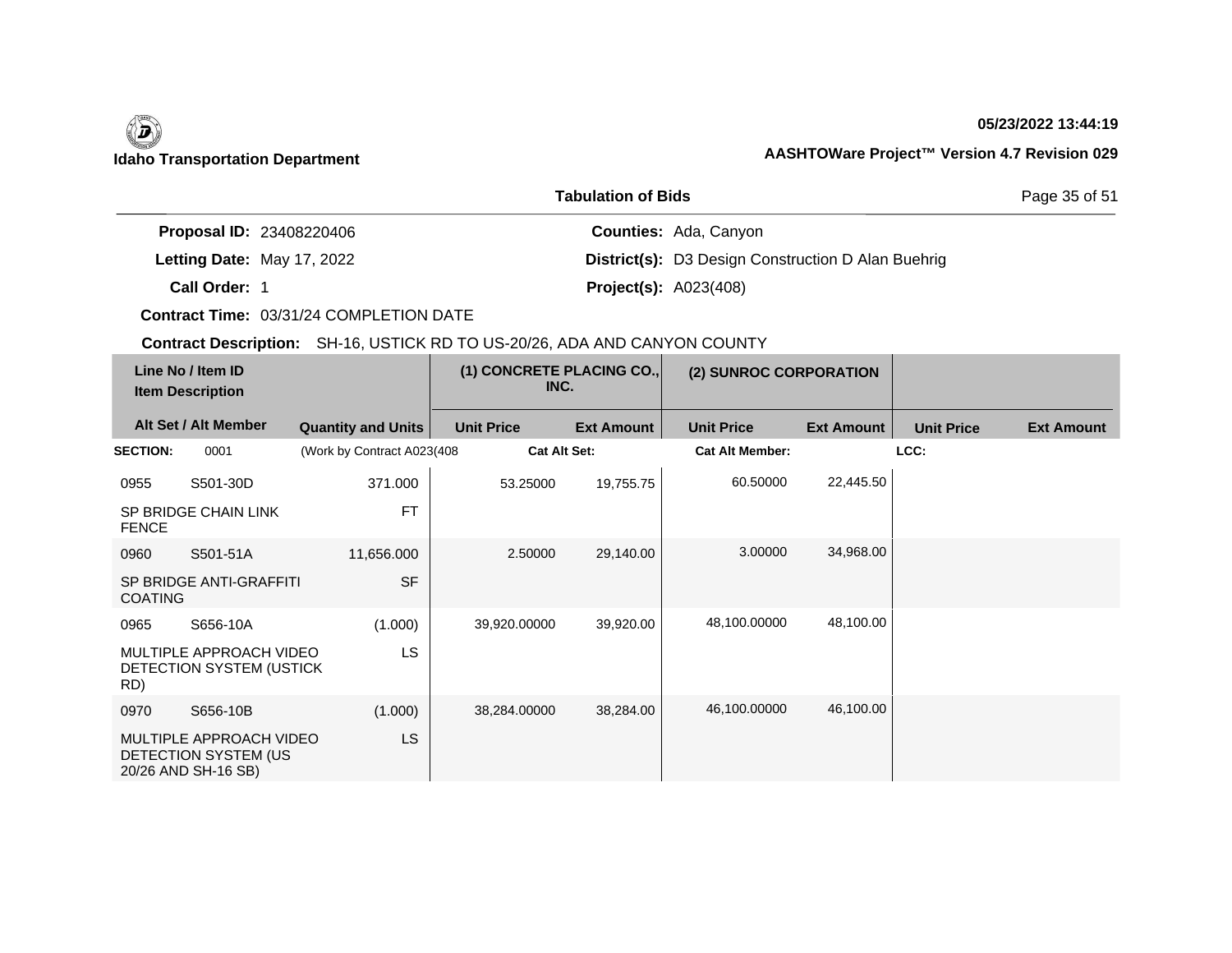**Idaho Transportation Department**

**05/23/2022 13:44:19**

**AASHTOWare Project™ Version 4.7 Revision 029**

**Tabulation of Bids**

**Proposal ID:** 23408220406
**Letting Date:** May 17, 2022
**Call Order:** 1
**Contract Time:** 03/31/24 COMPLETION DATE
**Counties:** Ada, Canyon
**District(s):** D3 Design Construction D Alan Buehrig
**Project(s):** A023(408)

**Contract Description:** SH-16, USTICK RD TO US-20/26, ADA AND CANYON COUNTY

| Line No / Item ID / Item Description | Alt Set / Alt Member | Quantity and Units | (1) CONCRETE PLACING CO., INC. Unit Price | (1) CONCRETE PLACING CO., INC. Ext Amount | (2) SUNROC CORPORATION Unit Price | (2) SUNROC CORPORATION Ext Amount | Unit Price | Ext Amount |
|---|---|---|---|---|---|---|---|---|
| **SECTION:** 0001 | | (Work by Contract A023(408 | **Cat Alt Set:** | | **Cat Alt Member:** | | **LCC:** | |
| 0955 S501-30D SP BRIDGE CHAIN LINK FENCE | | 371.000 FT | 53.25000 | 19,755.75 | 60.50000 | 22,445.50 | | |
| 0960 S501-51A SP BRIDGE ANTI-GRAFFITI COATING | | 11,656.000 SF | 2.50000 | 29,140.00 | 3.00000 | 34,968.00 | | |
| 0965 S656-10A MULTIPLE APPROACH VIDEO DETECTION SYSTEM (USTICK RD) | | (1.000) LS | 39,920.00000 | 39,920.00 | 48,100.00000 | 48,100.00 | | |
| 0970 S656-10B MULTIPLE APPROACH VIDEO DETECTION SYSTEM (US 20/26 AND SH-16 SB) | | (1.000) LS | 38,284.00000 | 38,284.00 | 46,100.00000 | 46,100.00 | | |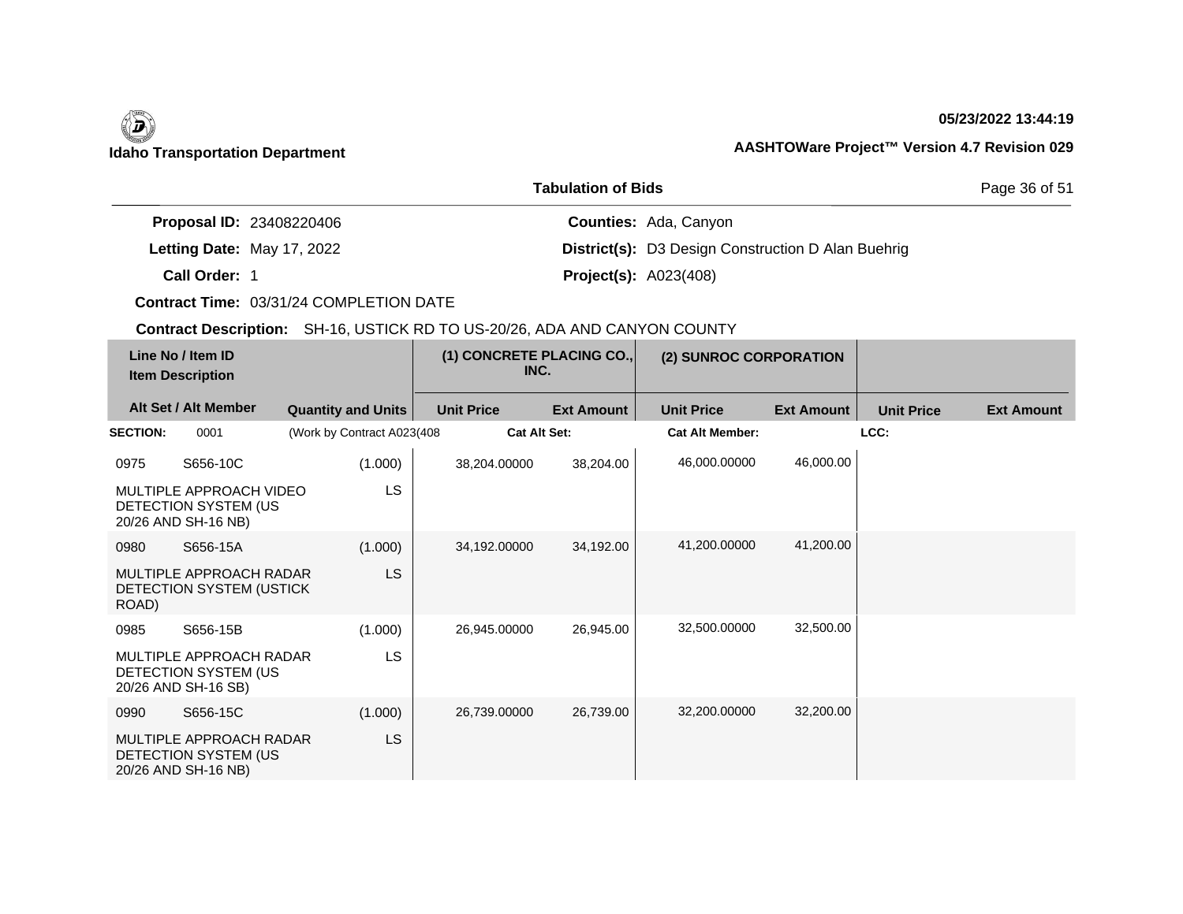**Idaho Transportation Department**

**05/23/2022 13:44:19**

**AASHTOWare Project™ Version 4.7 Revision 029**

**Tabulation of Bids**

**Proposal ID:** 23408220406
**Letting Date:** May 17, 2022
**Call Order:** 1
**Contract Time:** 03/31/24 COMPLETION DATE

**Counties:** Ada, Canyon
**District(s):** D3 Design Construction D Alan Buehrig
**Project(s):** A023(408)

**Contract Description:** SH-16, USTICK RD TO US-20/26, ADA AND CANYON COUNTY

| Line No / Item ID / Item Description / Alt Set / Alt Member | Quantity and Units | (1) CONCRETE PLACING CO., INC. Unit Price | (1) CONCRETE PLACING CO., INC. Ext Amount | (2) SUNROC CORPORATION Unit Price | (2) SUNROC CORPORATION Ext Amount | Unit Price | Ext Amount |
|---|---|---|---|---|---|---|---|
| **SECTION:** 0001 | (Work by Contract A023(408 | **Cat Alt Set:** | | **Cat Alt Member:** | | **LCC:** | |
| 0975 S656-10C MULTIPLE APPROACH VIDEO DETECTION SYSTEM (US 20/26 AND SH-16 NB) | (1.000) LS | 38,204.00000 | 38,204.00 | 46,000.00000 | 46,000.00 | | |
| 0980 S656-15A MULTIPLE APPROACH RADAR DETECTION SYSTEM (USTICK ROAD) | (1.000) LS | 34,192.00000 | 34,192.00 | 41,200.00000 | 41,200.00 | | |
| 0985 S656-15B MULTIPLE APPROACH RADAR DETECTION SYSTEM (US 20/26 AND SH-16 SB) | (1.000) LS | 26,945.00000 | 26,945.00 | 32,500.00000 | 32,500.00 | | |
| 0990 S656-15C MULTIPLE APPROACH RADAR DETECTION SYSTEM (US 20/26 AND SH-16 NB) | (1.000) LS | 26,739.00000 | 26,739.00 | 32,200.00000 | 32,200.00 | | |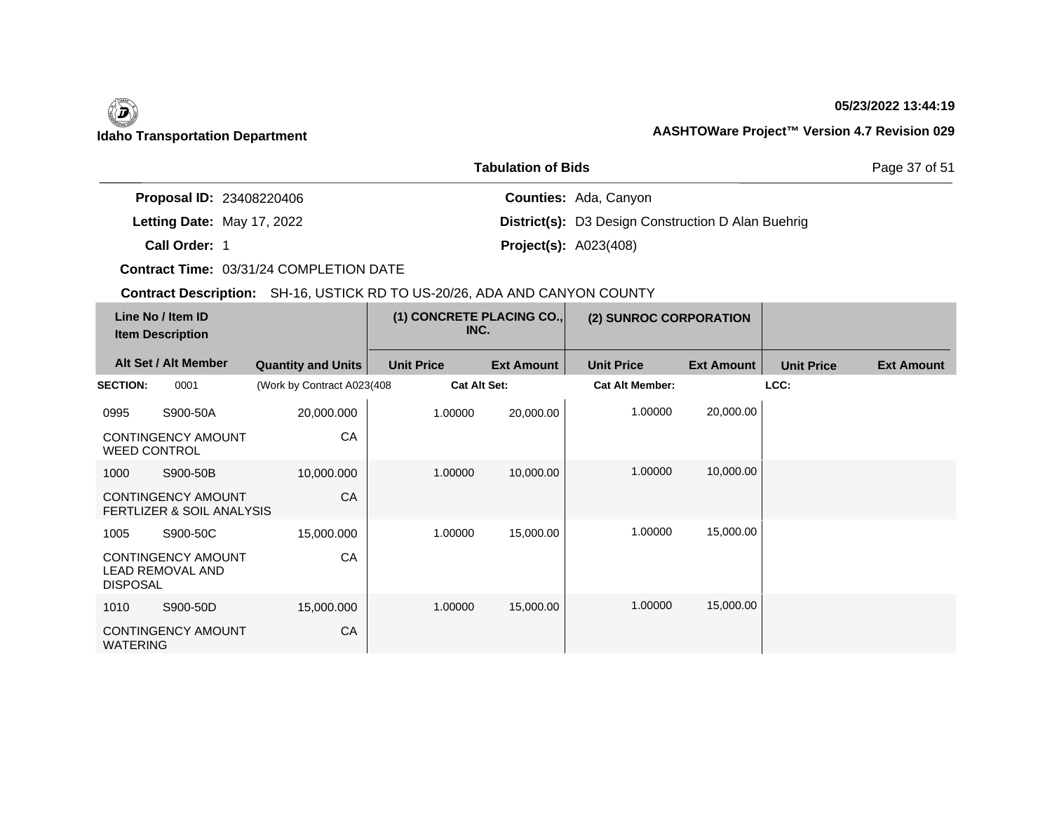**Idaho Transportation Department**

**05/23/2022 13:44:19**

**AASHTOWare Project™ Version 4.7 Revision 029**

**Tabulation of Bids**

**Proposal ID:** 23408220406

**Letting Date:** May 17, 2022

**Call Order:** 1

**Contract Time:** 03/31/24 COMPLETION DATE

**Counties:** Ada, Canyon

**District(s):** D3 Design Construction D Alan Buehrig

**Project(s):** A023(408)

**Contract Description:** SH-16, USTICK RD TO US-20/26, ADA AND CANYON COUNTY

| Line No / Item ID / Item Description / Alt Set / Alt Member | | Quantity and Units | (1) CONCRETE PLACING CO., INC. Unit Price | (1) CONCRETE PLACING CO., INC. Ext Amount | (2) SUNROC CORPORATION Unit Price | (2) SUNROC CORPORATION Ext Amount | Unit Price | Ext Amount |
|---|---|---|---|---|---|---|---|---|
| **SECTION:** | 0001 | (Work by Contract A023(408 | **Cat Alt Set:** | | **Cat Alt Member:** | | **LCC:** | |
| 0995 | S900-50A | 20,000.000 | 1.00000 | 20,000.00 | 1.00000 | 20,000.00 | | |
| CONTINGENCY AMOUNT WEED CONTROL | | CA | | | | | | |
| 1000 | S900-50B | 10,000.000 | 1.00000 | 10,000.00 | 1.00000 | 10,000.00 | | |
| CONTINGENCY AMOUNT FERTLIZER & SOIL ANALYSIS | | CA | | | | | | |
| 1005 | S900-50C | 15,000.000 | 1.00000 | 15,000.00 | 1.00000 | 15,000.00 | | |
| CONTINGENCY AMOUNT LEAD REMOVAL AND DISPOSAL | | CA | | | | | | |
| 1010 | S900-50D | 15,000.000 | 1.00000 | 15,000.00 | 1.00000 | 15,000.00 | | |
| CONTINGENCY AMOUNT WATERING | | CA | | | | | | |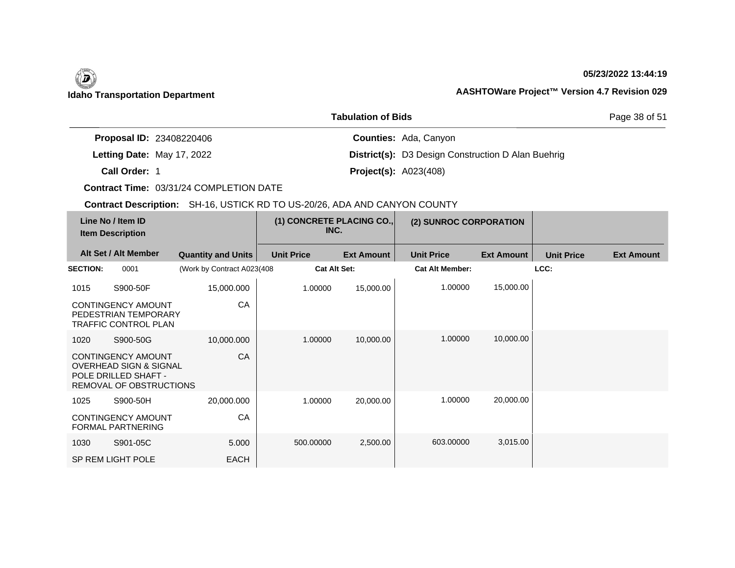**Idaho Transportation Department**

**05/23/2022 13:44:19**

**AASHTOWare Project™ Version 4.7 Revision 029**

**Tabulation of Bids**

**Proposal ID:** 23408220406

**Letting Date:** May 17, 2022

**Call Order:** 1

**Contract Time:** 03/31/24 COMPLETION DATE

**Counties:** Ada, Canyon

**District(s):** D3 Design Construction D Alan Buehrig

**Project(s):** A023(408)

**Contract Description:** SH-16, USTICK RD TO US-20/26, ADA AND CANYON COUNTY

| Line No / Item ID / Item Description | Alt Set / Alt Member | Quantity and Units | (1) CONCRETE PLACING CO., INC. Unit Price | (1) CONCRETE PLACING CO., INC. Ext Amount | (2) SUNROC CORPORATION Unit Price | (2) SUNROC CORPORATION Ext Amount | Unit Price | Ext Amount |
|---|---|---|---|---|---|---|---|---|
| **SECTION:** 0001 | | (Work by Contract A023(408 | **Cat Alt Set:** | | **Cat Alt Member:** | | **LCC:** | |
| 1015 S900-50F CONTINGENCY AMOUNT PEDESTRIAN TEMPORARY TRAFFIC CONTROL PLAN | | 15,000.000 CA | 1.00000 | 15,000.00 | 1.00000 | 15,000.00 | | |
| 1020 S900-50G CONTINGENCY AMOUNT OVERHEAD SIGN & SIGNAL POLE DRILLED SHAFT - REMOVAL OF OBSTRUCTIONS | | 10,000.000 CA | 1.00000 | 10,000.00 | 1.00000 | 10,000.00 | | |
| 1025 S900-50H CONTINGENCY AMOUNT FORMAL PARTNERING | | 20,000.000 CA | 1.00000 | 20,000.00 | 1.00000 | 20,000.00 | | |
| 1030 S901-05C SP REM LIGHT POLE | | 5.000 EACH | 500.00000 | 2,500.00 | 603.00000 | 3,015.00 | | |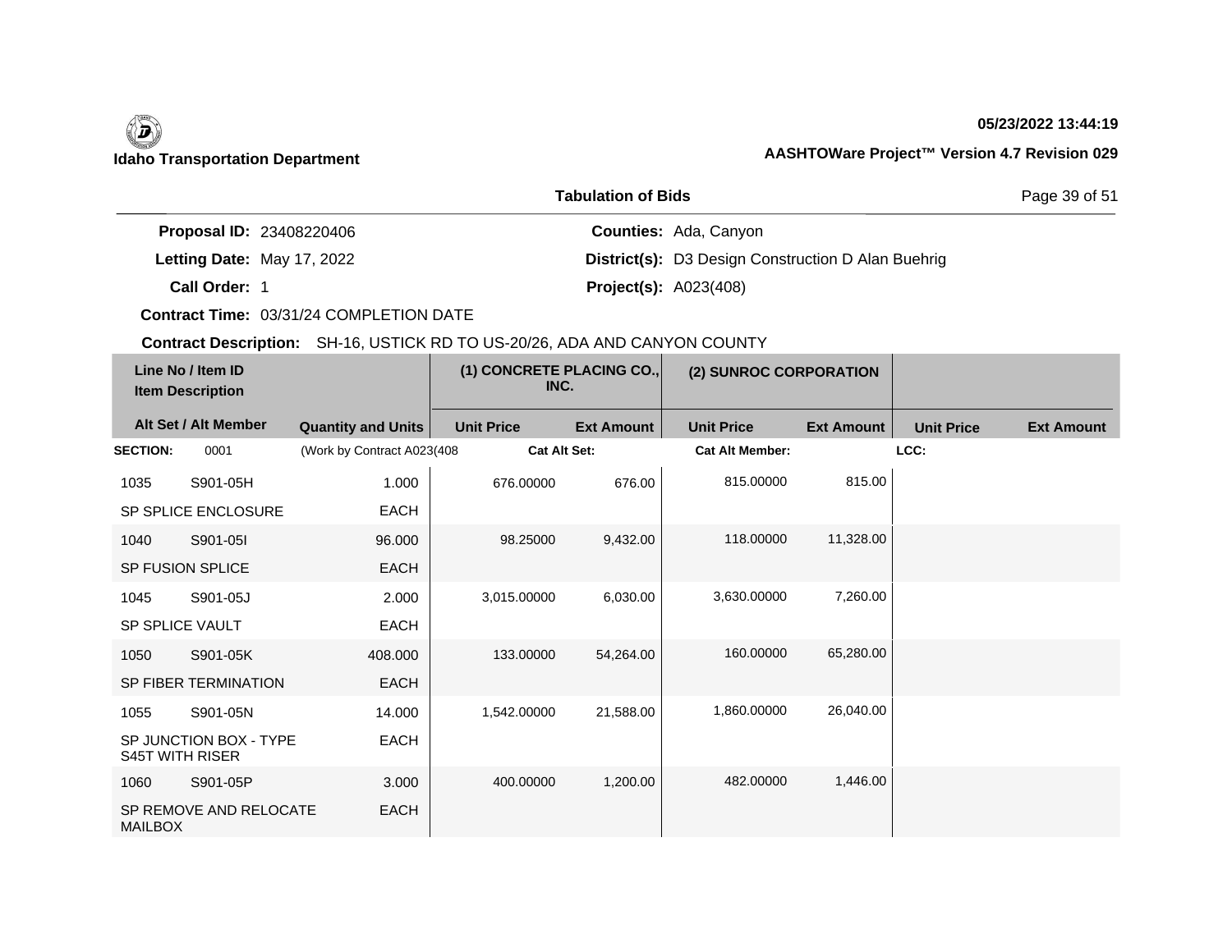**Idaho Transportation Department**

**05/23/2022 13:44:19**

**AASHTOWare Project™ Version 4.7 Revision 029**

**Tabulation of Bids**

**Proposal ID:** 23408220406

**Letting Date:** May 17, 2022

**Call Order:** 1

**Contract Time:** 03/31/24 COMPLETION DATE

**Counties:** Ada, Canyon

**District(s):** D3 Design Construction D Alan Buehrig

**Project(s):** A023(408)

**Contract Description:** SH-16, USTICK RD TO US-20/26, ADA AND CANYON COUNTY

| Line No / Item ID | Item Description | Quantity and Units | (1) CONCRETE PLACING CO., INC. Unit Price | Ext Amount | (2) SUNROC CORPORATION Unit Price | Ext Amount | Unit Price | Ext Amount |
|---|---|---|---|---|---|---|---|---|
| **SECTION:** 0001 | (Work by Contract A023(408 | | **Cat Alt Set:** | | **Cat Alt Member:** | | **LCC:** | |
| 1035 S901-05H | SP SPLICE ENCLOSURE | 1.000 EACH | 676.00000 | 676.00 | 815.00000 | 815.00 | | |
| 1040 S901-05I | SP FUSION SPLICE | 96.000 EACH | 98.25000 | 9,432.00 | 118.00000 | 11,328.00 | | |
| 1045 S901-05J | SP SPLICE VAULT | 2.000 EACH | 3,015.00000 | 6,030.00 | 3,630.00000 | 7,260.00 | | |
| 1050 S901-05K | SP FIBER TERMINATION | 408.000 EACH | 133.00000 | 54,264.00 | 160.00000 | 65,280.00 | | |
| 1055 S901-05N | SP JUNCTION BOX - TYPE S45T WITH RISER | 14.000 EACH | 1,542.00000 | 21,588.00 | 1,860.00000 | 26,040.00 | | |
| 1060 S901-05P | SP REMOVE AND RELOCATE MAILBOX | 3.000 EACH | 400.00000 | 1,200.00 | 482.00000 | 1,446.00 | | |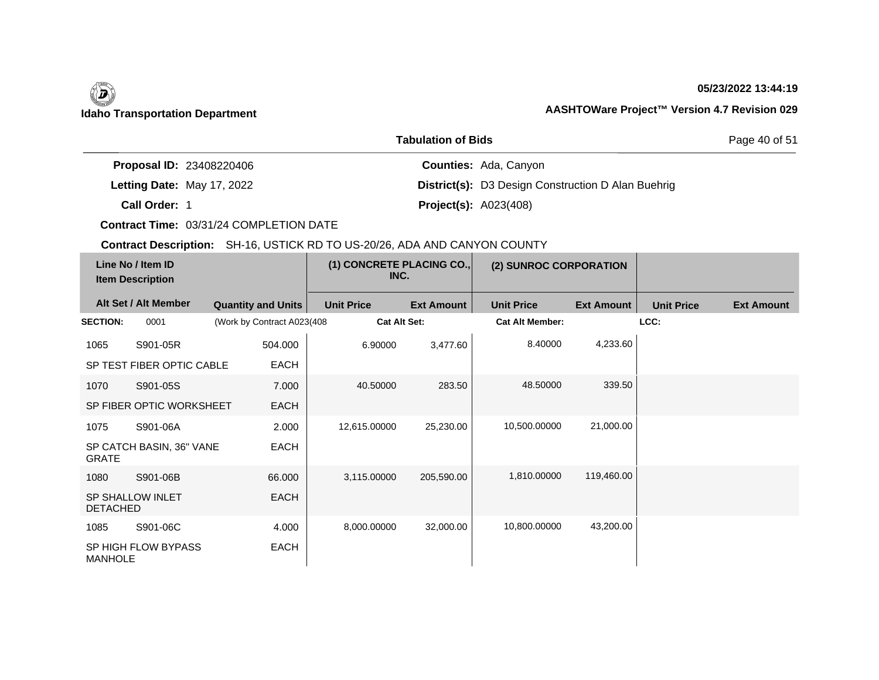**Idaho Transportation Department**

**05/23/2022 13:44:19**

**AASHTOWare Project™ Version 4.7 Revision 029**

**Tabulation of Bids**

| | | | |
|---|---|---|---|
| **Proposal ID:** | 23408220406 | **Counties:** | Ada, Canyon |
| **Letting Date:** | May 17, 2022 | **District(s):** | D3 Design Construction D Alan Buehrig |
| **Call Order:** | 1 | **Project(s):** | A023(408) |
| **Contract Time:** | 03/31/24 COMPLETION DATE | | |

**Contract Description:** SH-16, USTICK RD TO US-20/26, ADA AND CANYON COUNTY

| Line No / Item ID / Item Description | Alt Set / Alt Member | Quantity and Units | (1) CONCRETE PLACING CO., INC. Unit Price | (1) CONCRETE PLACING CO., INC. Ext Amount | (2) SUNROC CORPORATION Unit Price | (2) SUNROC CORPORATION Ext Amount | Unit Price | Ext Amount |
|---|---|---|---|---|---|---|---|---|
| **SECTION:** 0001 | | (Work by Contract A023(408 | **Cat Alt Set:** | | **Cat Alt Member:** | | **LCC:** | |
| 1065 S901-05R SP TEST FIBER OPTIC CABLE | | 504.000 EACH | 6.90000 | 3,477.60 | 8.40000 | 4,233.60 | | |
| 1070 S901-05S SP FIBER OPTIC WORKSHEET | | 7.000 EACH | 40.50000 | 283.50 | 48.50000 | 339.50 | | |
| 1075 S901-06A SP CATCH BASIN, 36" VANE GRATE | | 2.000 EACH | 12,615.00000 | 25,230.00 | 10,500.00000 | 21,000.00 | | |
| 1080 S901-06B SP SHALLOW INLET DETACHED | | 66.000 EACH | 3,115.00000 | 205,590.00 | 1,810.00000 | 119,460.00 | | |
| 1085 S901-06C SP HIGH FLOW BYPASS MANHOLE | | 4.000 EACH | 8,000.00000 | 32,000.00 | 10,800.00000 | 43,200.00 | | |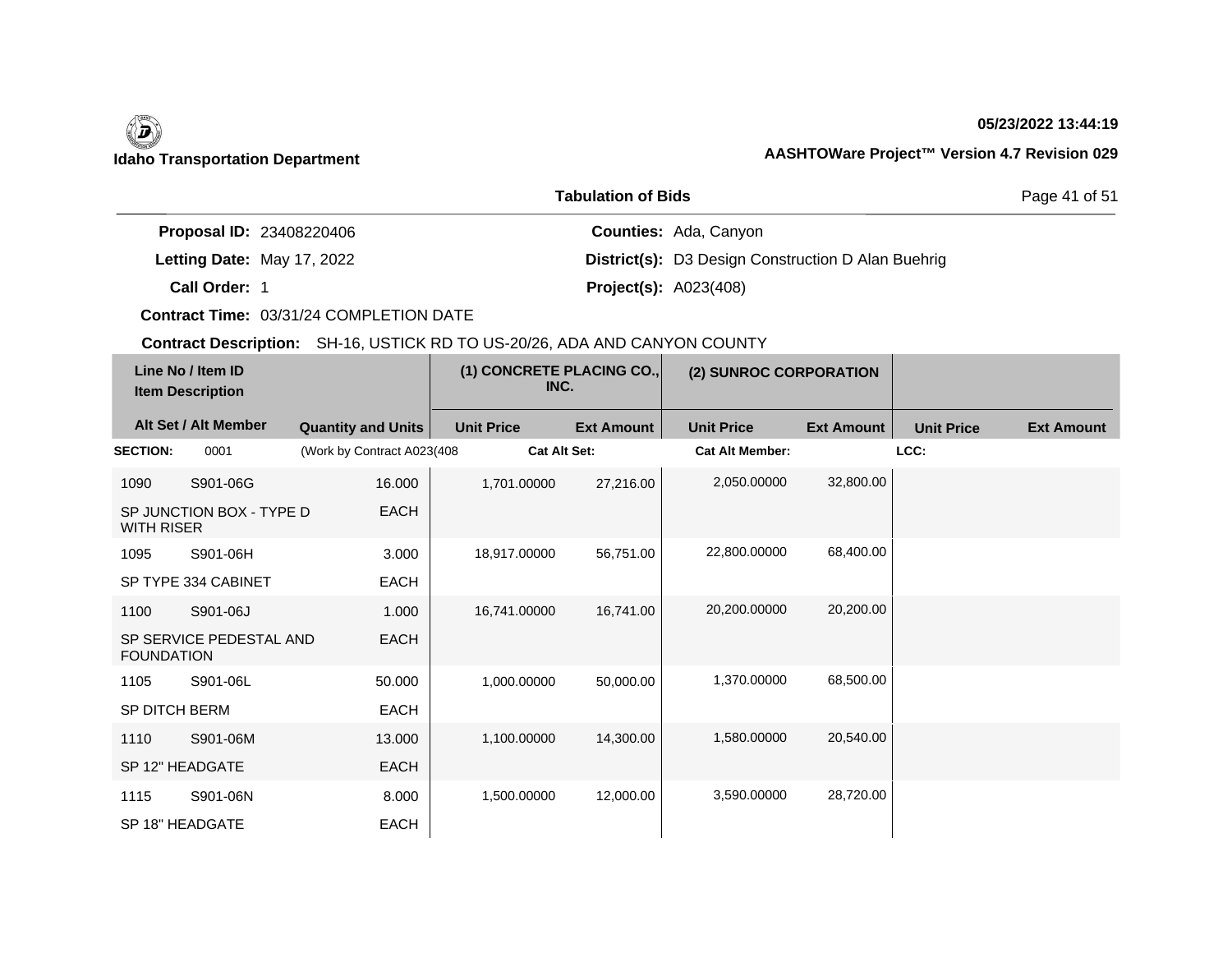**Idaho Transportation Department**

**05/23/2022 13:44:19**

**AASHTOWare Project™ Version 4.7 Revision 029**

**Tabulation of Bids**

**Proposal ID:** 23408220406

**Letting Date:** May 17, 2022

**Call Order:** 1

**Contract Time:** 03/31/24 COMPLETION DATE

**Counties:** Ada, Canyon

**District(s):** D3 Design Construction D Alan Buehrig

**Project(s):** A023(408)

**Contract Description:** SH-16, USTICK RD TO US-20/26, ADA AND CANYON COUNTY

| Line No / Item ID | Item Description | Quantity and Units | (1) CONCRETE PLACING CO., INC. Unit Price | Ext Amount | (2) SUNROC CORPORATION Unit Price | Ext Amount | Unit Price | Ext Amount |
|---|---|---|---|---|---|---|---|---|
| **SECTION:** 0001 | (Work by Contract A023(408 | | **Cat Alt Set:** | | **Cat Alt Member:** | | **LCC:** | |
| 1090 S901-06G | SP JUNCTION BOX - TYPE D WITH RISER | 16.000 EACH | 1,701.00000 | 27,216.00 | 2,050.00000 | 32,800.00 | | |
| 1095 S901-06H | SP TYPE 334 CABINET | 3.000 EACH | 18,917.00000 | 56,751.00 | 22,800.00000 | 68,400.00 | | |
| 1100 S901-06J | SP SERVICE PEDESTAL AND FOUNDATION | 1.000 EACH | 16,741.00000 | 16,741.00 | 20,200.00000 | 20,200.00 | | |
| 1105 S901-06L | SP DITCH BERM | 50.000 EACH | 1,000.00000 | 50,000.00 | 1,370.00000 | 68,500.00 | | |
| 1110 S901-06M | SP 12" HEADGATE | 13.000 EACH | 1,100.00000 | 14,300.00 | 1,580.00000 | 20,540.00 | | |
| 1115 S901-06N | SP 18" HEADGATE | 8.000 EACH | 1,500.00000 | 12,000.00 | 3,590.00000 | 28,720.00 | | |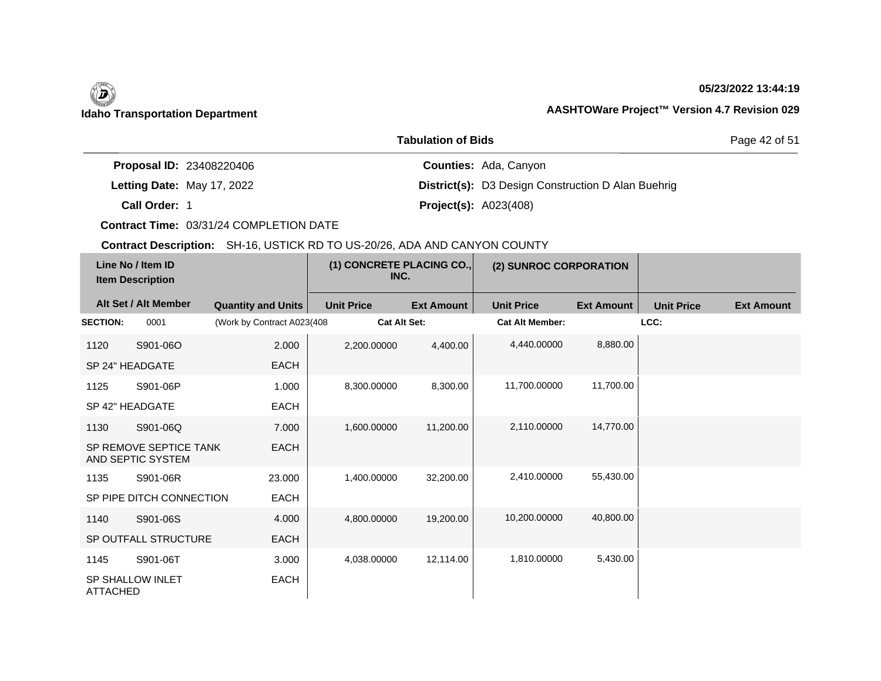**Idaho Transportation Department**

**05/23/2022 13:44:19**

**AASHTOWare Project™ Version 4.7 Revision 029**

**Tabulation of Bids**

**Proposal ID:** 23408220406
**Letting Date:** May 17, 2022
**Call Order:** 1
**Contract Time:** 03/31/24 COMPLETION DATE

**Counties:** Ada, Canyon
**District(s):** D3 Design Construction D Alan Buehrig
**Project(s):** A023(408)

**Contract Description:** SH-16, USTICK RD TO US-20/26, ADA AND CANYON COUNTY

| Line No / Item ID | Item Description | Quantity and Units | (1) CONCRETE PLACING CO., INC. Unit Price | (1) CONCRETE PLACING CO., INC. Ext Amount | (2) SUNROC CORPORATION Unit Price | (2) SUNROC CORPORATION Ext Amount | Unit Price | Ext Amount |
|---|---|---|---|---|---|---|---|---|
| **SECTION:** 0001 | | (Work by Contract A023(408 | **Cat Alt Set:** | | **Cat Alt Member:** | | **LCC:** | |
| 1120 S901-06O | SP 24" HEADGATE | 2.000 EACH | 2,200.00000 | 4,400.00 | 4,440.00000 | 8,880.00 | | |
| 1125 S901-06P | SP 42" HEADGATE | 1.000 EACH | 8,300.00000 | 8,300.00 | 11,700.00000 | 11,700.00 | | |
| 1130 S901-06Q | SP REMOVE SEPTICE TANK AND SEPTIC SYSTEM | 7.000 EACH | 1,600.00000 | 11,200.00 | 2,110.00000 | 14,770.00 | | |
| 1135 S901-06R | SP PIPE DITCH CONNECTION | 23.000 EACH | 1,400.00000 | 32,200.00 | 2,410.00000 | 55,430.00 | | |
| 1140 S901-06S | SP OUTFALL STRUCTURE | 4.000 EACH | 4,800.00000 | 19,200.00 | 10,200.00000 | 40,800.00 | | |
| 1145 S901-06T | SP SHALLOW INLET ATTACHED | 3.000 EACH | 4,038.00000 | 12,114.00 | 1,810.00000 | 5,430.00 | | |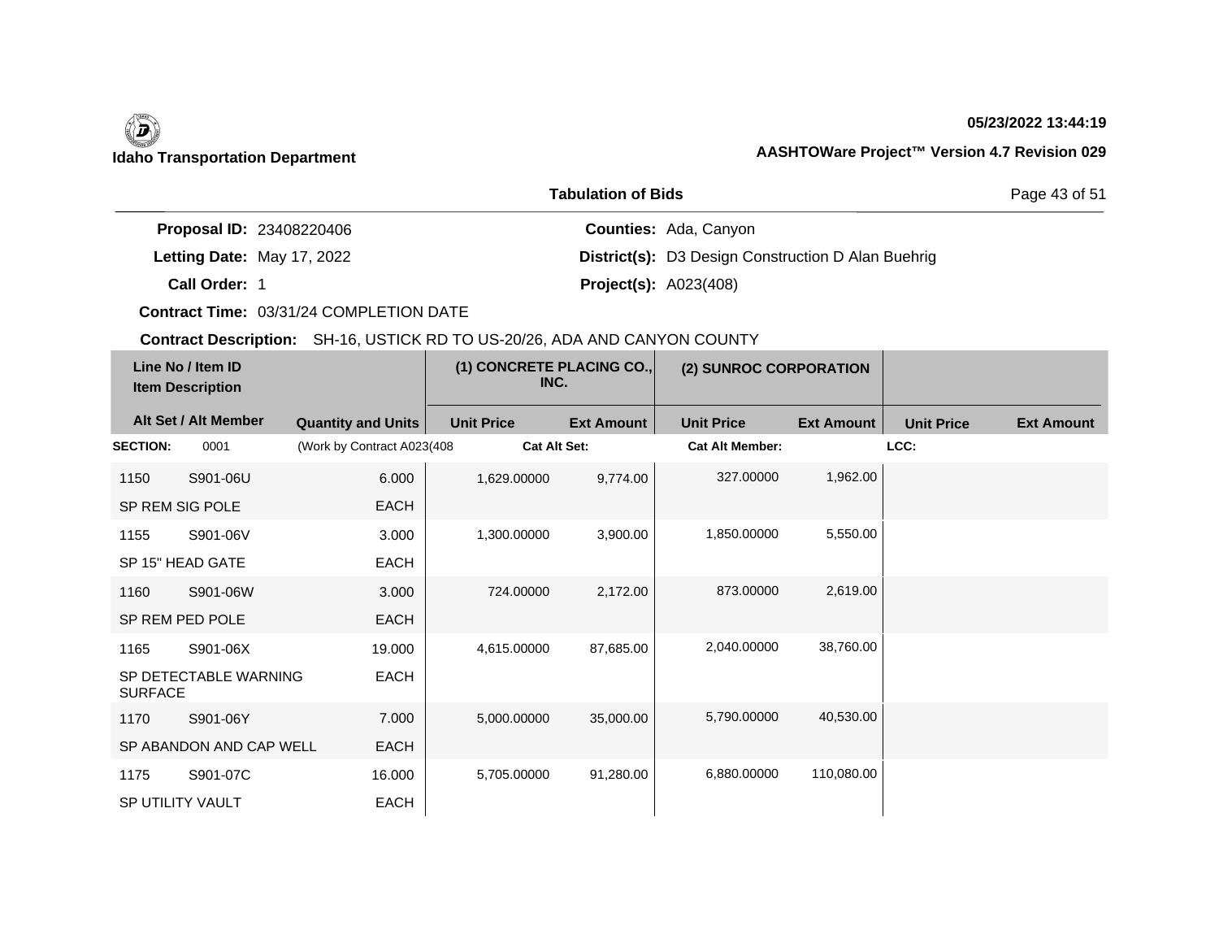**Idaho Transportation Department**

**05/23/2022 13:44:19**

**AASHTOWare Project™ Version 4.7 Revision 029**

**Tabulation of Bids**

**Proposal ID:** 23408220406

**Letting Date:** May 17, 2022

**Call Order:** 1

**Contract Time:** 03/31/24 COMPLETION DATE

**Counties:** Ada, Canyon

**District(s):** D3 Design Construction D Alan Buehrig

**Project(s):** A023(408)

**Contract Description:** SH-16, USTICK RD TO US-20/26, ADA AND CANYON COUNTY

| Line No / Item ID<br>Item Description | | | (1) CONCRETE PLACING CO., INC. | | (2) SUNROC CORPORATION | | | |
|---|---|---|---|---|---|---|---|---|
| Alt Set / Alt Member | | Quantity and Units | Unit Price | Ext Amount | Unit Price | Ext Amount | Unit Price | Ext Amount |
| **SECTION:** | 0001 | (Work by Contract A023(408 | **Cat Alt Set:** | | **Cat Alt Member:** | | **LCC:** | |
| 1150 | S901-06U | 6.000 | 1,629.00000 | 9,774.00 | 327.00000 | 1,962.00 | | |
| SP REM SIG POLE | | EACH | | | | | | |
| 1155 | S901-06V | 3.000 | 1,300.00000 | 3,900.00 | 1,850.00000 | 5,550.00 | | |
| SP 15" HEAD GATE | | EACH | | | | | | |
| 1160 | S901-06W | 3.000 | 724.00000 | 2,172.00 | 873.00000 | 2,619.00 | | |
| SP REM PED POLE | | EACH | | | | | | |
| 1165 | S901-06X | 19.000 | 4,615.00000 | 87,685.00 | 2,040.00000 | 38,760.00 | | |
| SP DETECTABLE WARNING SURFACE | | EACH | | | | | | |
| 1170 | S901-06Y | 7.000 | 5,000.00000 | 35,000.00 | 5,790.00000 | 40,530.00 | | |
| SP ABANDON AND CAP WELL | | EACH | | | | | | |
| 1175 | S901-07C | 16.000 | 5,705.00000 | 91,280.00 | 6,880.00000 | 110,080.00 | | |
| SP UTILITY VAULT | | EACH | | | | | | |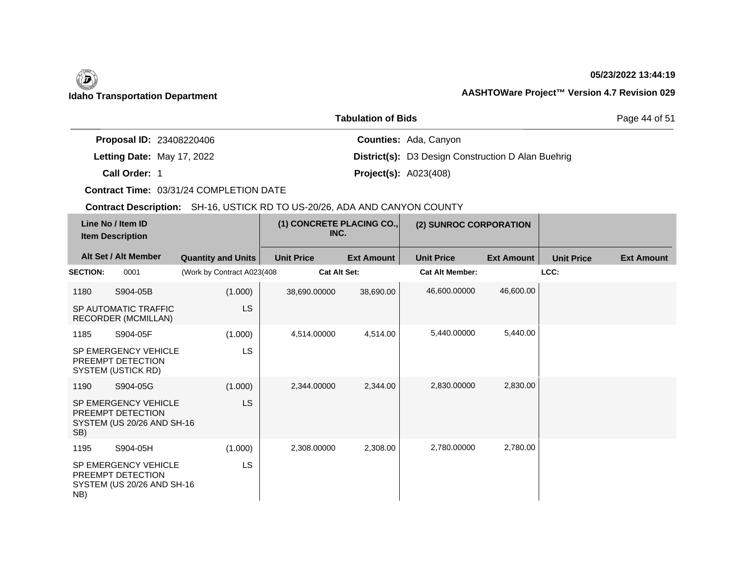**Idaho Transportation Department**

**05/23/2022 13:44:19**

**AASHTOWare Project™ Version 4.7 Revision 029**

**Tabulation of Bids**

**Proposal ID:** 23408220406

**Letting Date:** May 17, 2022

**Call Order:** 1

**Contract Time:** 03/31/24 COMPLETION DATE

**Counties:** Ada, Canyon

**District(s):** D3 Design Construction D Alan Buehrig

**Project(s):** A023(408)

**Contract Description:** SH-16, USTICK RD TO US-20/26, ADA AND CANYON COUNTY

| Line No / Item ID | Item Description | Quantity and Units | (1) CONCRETE PLACING CO., INC. Unit Price | (1) CONCRETE PLACING CO., INC. Ext Amount | (2) SUNROC CORPORATION Unit Price | (2) SUNROC CORPORATION Ext Amount | Unit Price | Ext Amount |
|---|---|---|---|---|---|---|---|---|
| **SECTION:** 0001 | (Work by Contract A023(408 | | **Cat Alt Set:** | | **Cat Alt Member:** | | **LCC:** | |
| 1180 S904-05B | SP AUTOMATIC TRAFFIC RECORDER (MCMILLAN) | (1.000) LS | 38,690.00000 | 38,690.00 | 46,600.00000 | 46,600.00 | | |
| 1185 S904-05F | SP EMERGENCY VEHICLE PREEMPT DETECTION SYSTEM (USTICK RD) | (1.000) LS | 4,514.00000 | 4,514.00 | 5,440.00000 | 5,440.00 | | |
| 1190 S904-05G | SP EMERGENCY VEHICLE PREEMPT DETECTION SYSTEM (US 20/26 AND SH-16 SB) | (1.000) LS | 2,344.00000 | 2,344.00 | 2,830.00000 | 2,830.00 | | |
| 1195 S904-05H | SP EMERGENCY VEHICLE PREEMPT DETECTION SYSTEM (US 20/26 AND SH-16 NB) | (1.000) LS | 2,308.00000 | 2,308.00 | 2,780.00000 | 2,780.00 | | |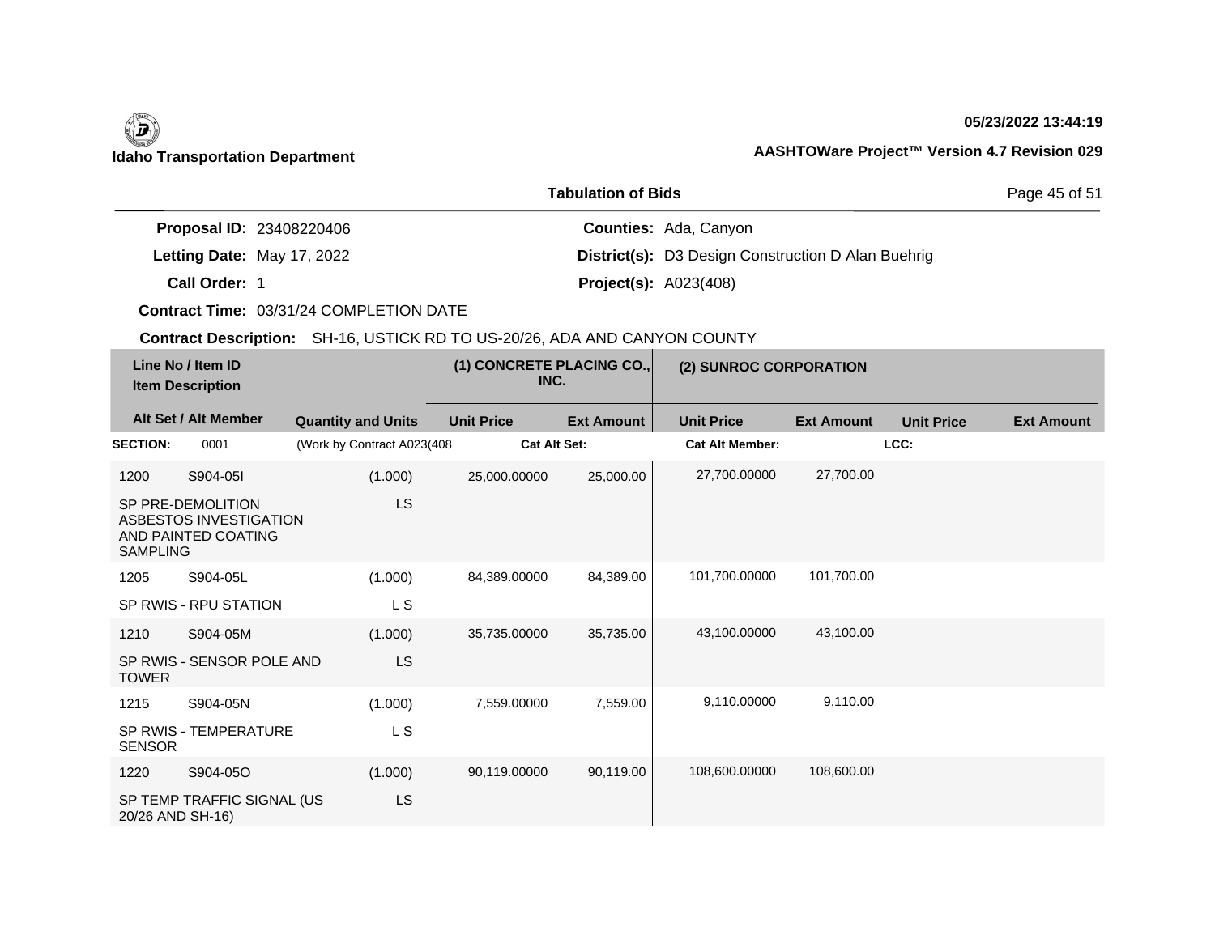**Idaho Transportation Department**

**05/23/2022 13:44:19**

**AASHTOWare Project™ Version 4.7 Revision 029**

**Tabulation of Bids**

**Proposal ID:** 23408220406

**Letting Date:** May 17, 2022

**Call Order:** 1

**Contract Time:** 03/31/24 COMPLETION DATE

**Counties:** Ada, Canyon

**District(s):** D3 Design Construction D Alan Buehrig

**Project(s):** A023(408)

**Contract Description:** SH-16, USTICK RD TO US-20/26, ADA AND CANYON COUNTY

| Line No / Item ID | Item Description | Quantity and Units | (1) CONCRETE PLACING CO., INC. Unit Price | (1) CONCRETE PLACING CO., INC. Ext Amount | (2) SUNROC CORPORATION Unit Price | (2) SUNROC CORPORATION Ext Amount | Unit Price | Ext Amount |
|---|---|---|---|---|---|---|---|---|
| **SECTION:** 0001 | (Work by Contract A023(408 | | **Cat Alt Set:** | | **Cat Alt Member:** | | **LCC:** | |
| 1200 S904-05I | SP PRE-DEMOLITION ASBESTOS INVESTIGATION AND PAINTED COATING SAMPLING | (1.000) LS | 25,000.00000 | 25,000.00 | 27,700.00000 | 27,700.00 | | |
| 1205 S904-05L | SP RWIS - RPU STATION | (1.000) L S | 84,389.00000 | 84,389.00 | 101,700.00000 | 101,700.00 | | |
| 1210 S904-05M | SP RWIS - SENSOR POLE AND TOWER | (1.000) LS | 35,735.00000 | 35,735.00 | 43,100.00000 | 43,100.00 | | |
| 1215 S904-05N | SP RWIS - TEMPERATURE SENSOR | (1.000) L S | 7,559.00000 | 7,559.00 | 9,110.00000 | 9,110.00 | | |
| 1220 S904-05O | SP TEMP TRAFFIC SIGNAL (US 20/26 AND SH-16) | (1.000) LS | 90,119.00000 | 90,119.00 | 108,600.00000 | 108,600.00 | | |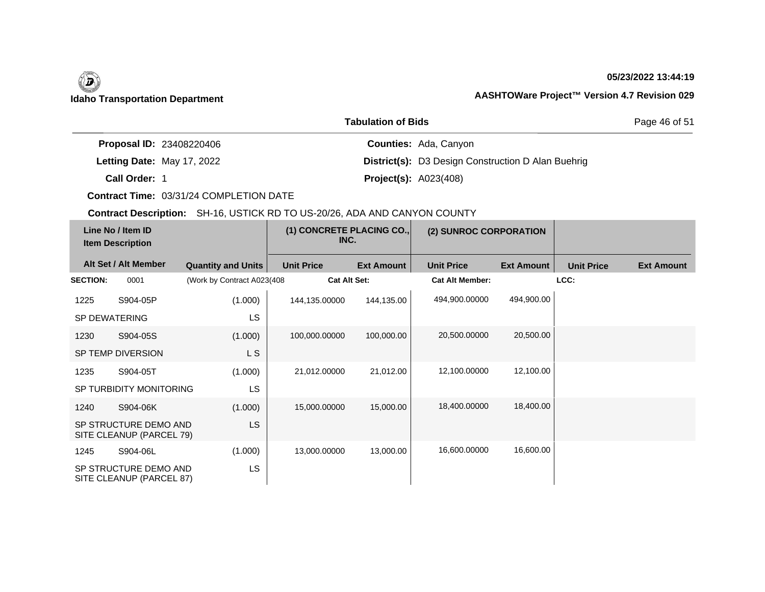**Idaho Transportation Department**

**05/23/2022 13:44:19**

**AASHTOWare Project™ Version 4.7 Revision 029**

**Tabulation of Bids**

**Proposal ID:** 23408220406
**Letting Date:** May 17, 2022
**Call Order:** 1
**Contract Time:** 03/31/24 COMPLETION DATE

**Counties:** Ada, Canyon
**District(s):** D3 Design Construction D Alan Buehrig
**Project(s):** A023(408)

**Contract Description:** SH-16, USTICK RD TO US-20/26, ADA AND CANYON COUNTY

| Line No / Item ID | Item Description | Alt Set / Alt Member | Quantity and Units | (1) CONCRETE PLACING CO., INC. Unit Price | (1) CONCRETE PLACING CO., INC. Ext Amount | (2) SUNROC CORPORATION Unit Price | (2) SUNROC CORPORATION Ext Amount | Unit Price | Ext Amount |
|---|---|---|---|---|---|---|---|---|---|
| **SECTION:** 0001 | (Work by Contract A023(408 | | | **Cat Alt Set:** | | **Cat Alt Member:** | | **LCC:** | |
| 1225 S904-05P | SP DEWATERING | | (1.000) LS | 144,135.00000 | 144,135.00 | 494,900.00000 | 494,900.00 | | |
| 1230 S904-05S | SP TEMP DIVERSION | | (1.000) L S | 100,000.00000 | 100,000.00 | 20,500.00000 | 20,500.00 | | |
| 1235 S904-05T | SP TURBIDITY MONITORING | | (1.000) LS | 21,012.00000 | 21,012.00 | 12,100.00000 | 12,100.00 | | |
| 1240 S904-06K | SP STRUCTURE DEMO AND SITE CLEANUP (PARCEL 79) | | (1.000) LS | 15,000.00000 | 15,000.00 | 18,400.00000 | 18,400.00 | | |
| 1245 S904-06L | SP STRUCTURE DEMO AND SITE CLEANUP (PARCEL 87) | | (1.000) LS | 13,000.00000 | 13,000.00 | 16,600.00000 | 16,600.00 | | |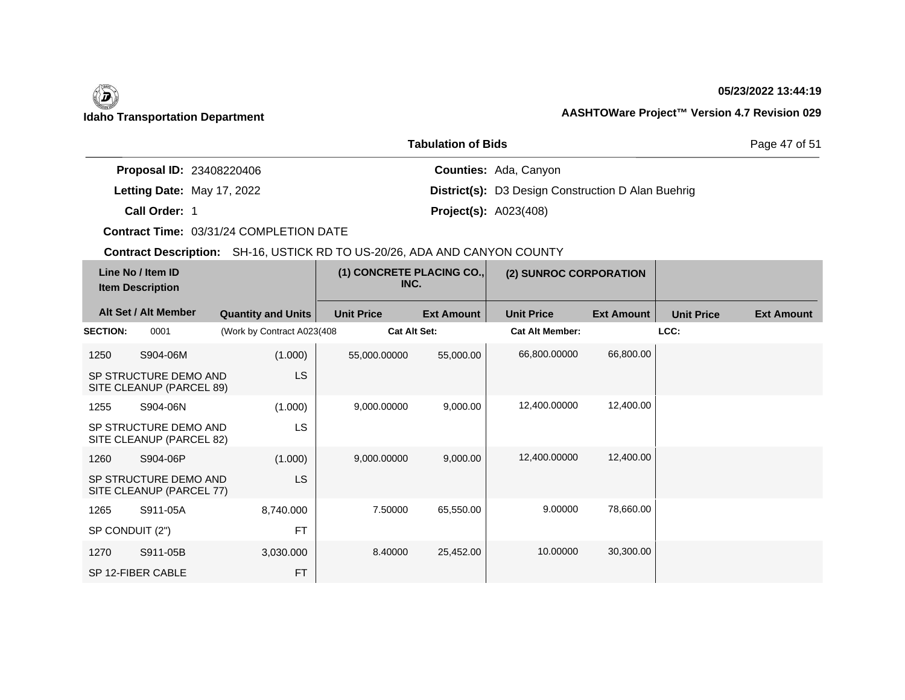**Idaho Transportation Department**

**05/23/2022 13:44:19**

**AASHTOWare Project™ Version 4.7 Revision 029**

**Tabulation of Bids**

**Proposal ID:** 23408220406
**Letting Date:** May 17, 2022
**Call Order:** 1
**Contract Time:** 03/31/24 COMPLETION DATE

**Counties:** Ada, Canyon
**District(s):** D3 Design Construction D Alan Buehrig
**Project(s):** A023(408)

**Contract Description:** SH-16, USTICK RD TO US-20/26, ADA AND CANYON COUNTY

| Line No / Item ID / Item Description / Alt Set / Alt Member | Quantity and Units | (1) CONCRETE PLACING CO., INC. Unit Price | (1) CONCRETE PLACING CO., INC. Ext Amount | (2) SUNROC CORPORATION Unit Price | (2) SUNROC CORPORATION Ext Amount | Unit Price | Ext Amount |
|---|---|---|---|---|---|---|---|
| **SECTION:** 0001 | (Work by Contract A023(408 | **Cat Alt Set:** | | **Cat Alt Member:** | | **LCC:** | |
| 1250 S904-06M SP STRUCTURE DEMO AND SITE CLEANUP (PARCEL 89) | (1.000) LS | 55,000.00000 | 55,000.00 | 66,800.00000 | 66,800.00 | | |
| 1255 S904-06N SP STRUCTURE DEMO AND SITE CLEANUP (PARCEL 82) | (1.000) LS | 9,000.00000 | 9,000.00 | 12,400.00000 | 12,400.00 | | |
| 1260 S904-06P SP STRUCTURE DEMO AND SITE CLEANUP (PARCEL 77) | (1.000) LS | 9,000.00000 | 9,000.00 | 12,400.00000 | 12,400.00 | | |
| 1265 S911-05A SP CONDUIT (2") | 8,740.000 FT | 7.50000 | 65,550.00 | 9.00000 | 78,660.00 | | |
| 1270 S911-05B SP 12-FIBER CABLE | 3,030.000 FT | 8.40000 | 25,452.00 | 10.00000 | 30,300.00 | | |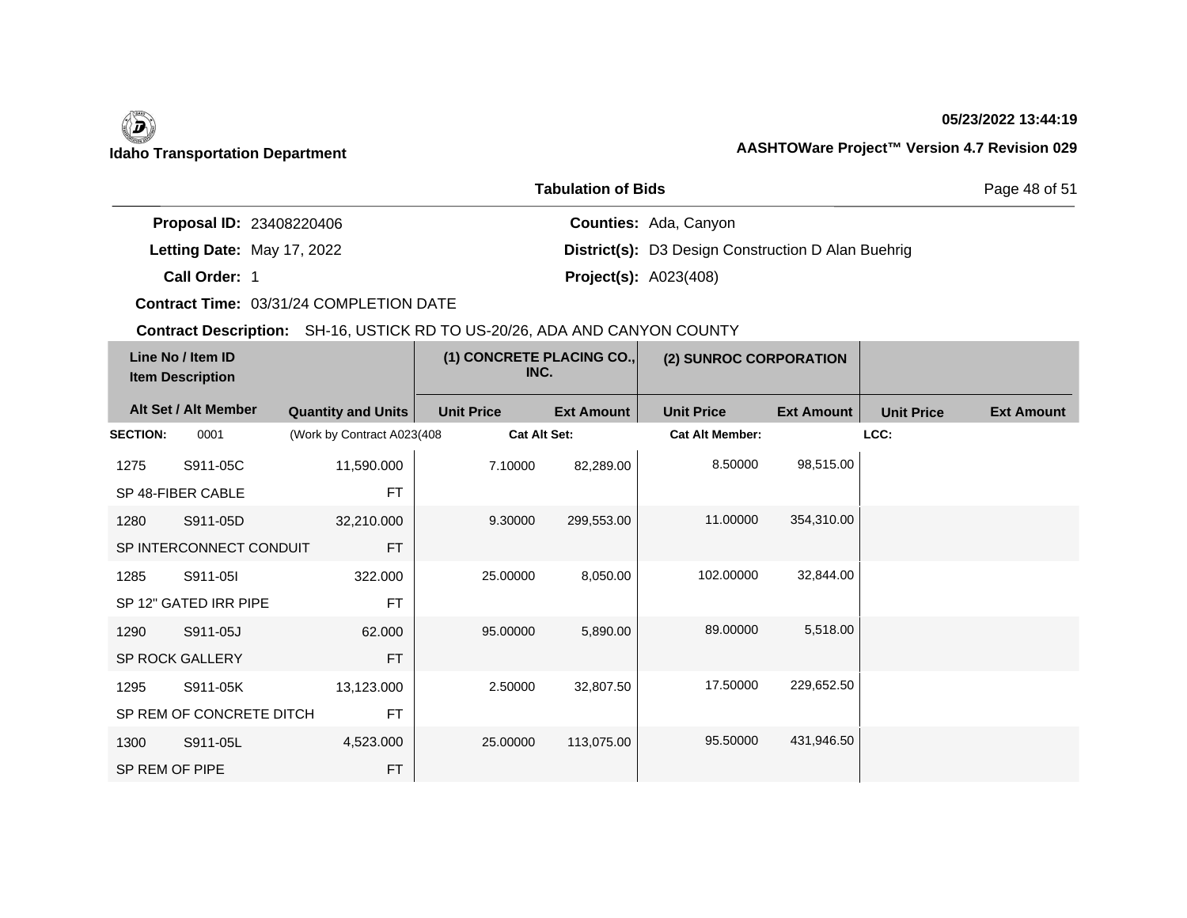**Idaho Transportation Department**

**05/23/2022 13:44:19**

**AASHTOWare Project™ Version 4.7 Revision 029**

**Tabulation of Bids**

**Proposal ID:** 23408220406
**Letting Date:** May 17, 2022
**Call Order:** 1
**Contract Time:** 03/31/24 COMPLETION DATE
**Counties:** Ada, Canyon
**District(s):** D3 Design Construction D Alan Buehrig
**Project(s):** A023(408)

**Contract Description:** SH-16, USTICK RD TO US-20/26, ADA AND CANYON COUNTY

| Line No / Item ID | Item Description | Quantity and Units | (1) CONCRETE PLACING CO., INC. Unit Price | (1) CONCRETE PLACING CO., INC. Ext Amount | (2) SUNROC CORPORATION Unit Price | (2) SUNROC CORPORATION Ext Amount | Unit Price | Ext Amount |
|---|---|---|---|---|---|---|---|---|
| **SECTION:** 0001 | | (Work by Contract A023(408 | Cat Alt Set: | | Cat Alt Member: | | LCC: | |
| 1275 S911-05C | SP 48-FIBER CABLE | 11,590.000 FT | 7.10000 | 82,289.00 | 8.50000 | 98,515.00 | | |
| 1280 S911-05D | SP INTERCONNECT CONDUIT | 32,210.000 FT | 9.30000 | 299,553.00 | 11.00000 | 354,310.00 | | |
| 1285 S911-05I | SP 12" GATED IRR PIPE | 322.000 FT | 25.00000 | 8,050.00 | 102.00000 | 32,844.00 | | |
| 1290 S911-05J | SP ROCK GALLERY | 62.000 FT | 95.00000 | 5,890.00 | 89.00000 | 5,518.00 | | |
| 1295 S911-05K | SP REM OF CONCRETE DITCH | 13,123.000 FT | 2.50000 | 32,807.50 | 17.50000 | 229,652.50 | | |
| 1300 S911-05L | SP REM OF PIPE | 4,523.000 FT | 25.00000 | 113,075.00 | 95.50000 | 431,946.50 | | |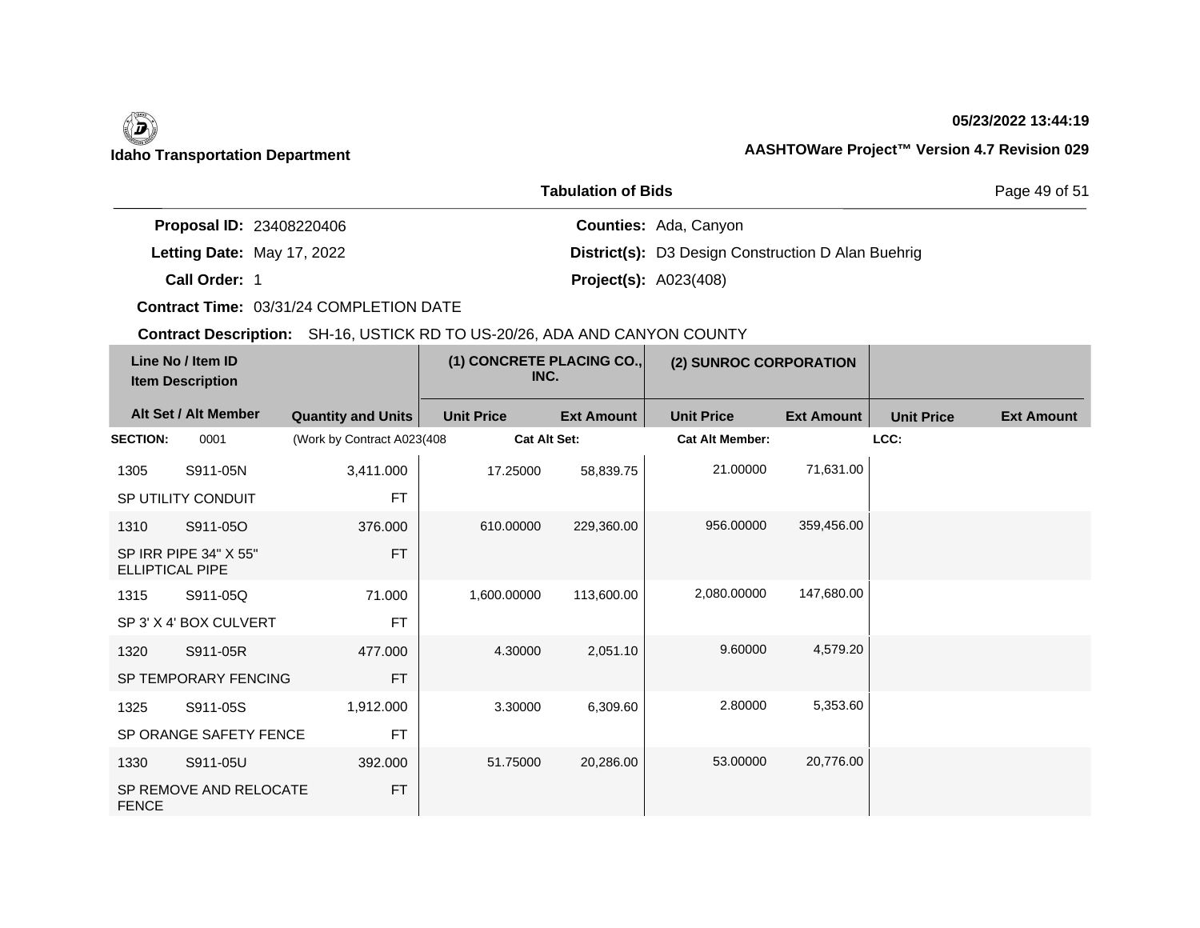**Idaho Transportation Department**

**05/23/2022 13:44:19**

**AASHTOWare Project™ Version 4.7 Revision 029**

## Tabulation of Bids

**Proposal ID:** 23408220406

**Letting Date:** May 17, 2022

**Call Order:** 1

**Contract Time:** 03/31/24 COMPLETION DATE

**Counties:** Ada, Canyon

**District(s):** D3 Design Construction D Alan Buehrig

**Project(s):** A023(408)

**Contract Description:** SH-16, USTICK RD TO US-20/26, ADA AND CANYON COUNTY

| Line No / Item ID | Item Description / Alt Set / Alt Member | Quantity and Units | (1) CONCRETE PLACING CO., INC. Unit Price | (1) CONCRETE PLACING CO., INC. Ext Amount | (2) SUNROC CORPORATION Unit Price | (2) SUNROC CORPORATION Ext Amount | Unit Price | Ext Amount |
|---|---|---|---|---|---|---|---|---|
| **SECTION:** 0001 | (Work by Contract A023(408 | | **Cat Alt Set:** | | **Cat Alt Member:** | | **LCC:** | |
| 1305 S911-05N | SP UTILITY CONDUIT | 3,411.000 FT | 17.25000 | 58,839.75 | 21.00000 | 71,631.00 | | |
| 1310 S911-05O | SP IRR PIPE 34" X 55" ELLIPTICAL PIPE | 376.000 FT | 610.00000 | 229,360.00 | 956.00000 | 359,456.00 | | |
| 1315 S911-05Q | SP 3' X 4' BOX CULVERT | 71.000 FT | 1,600.00000 | 113,600.00 | 2,080.00000 | 147,680.00 | | |
| 1320 S911-05R | SP TEMPORARY FENCING | 477.000 FT | 4.30000 | 2,051.10 | 9.60000 | 4,579.20 | | |
| 1325 S911-05S | SP ORANGE SAFETY FENCE | 1,912.000 FT | 3.30000 | 6,309.60 | 2.80000 | 5,353.60 | | |
| 1330 S911-05U | SP REMOVE AND RELOCATE FENCE | 392.000 FT | 51.75000 | 20,286.00 | 53.00000 | 20,776.00 | | |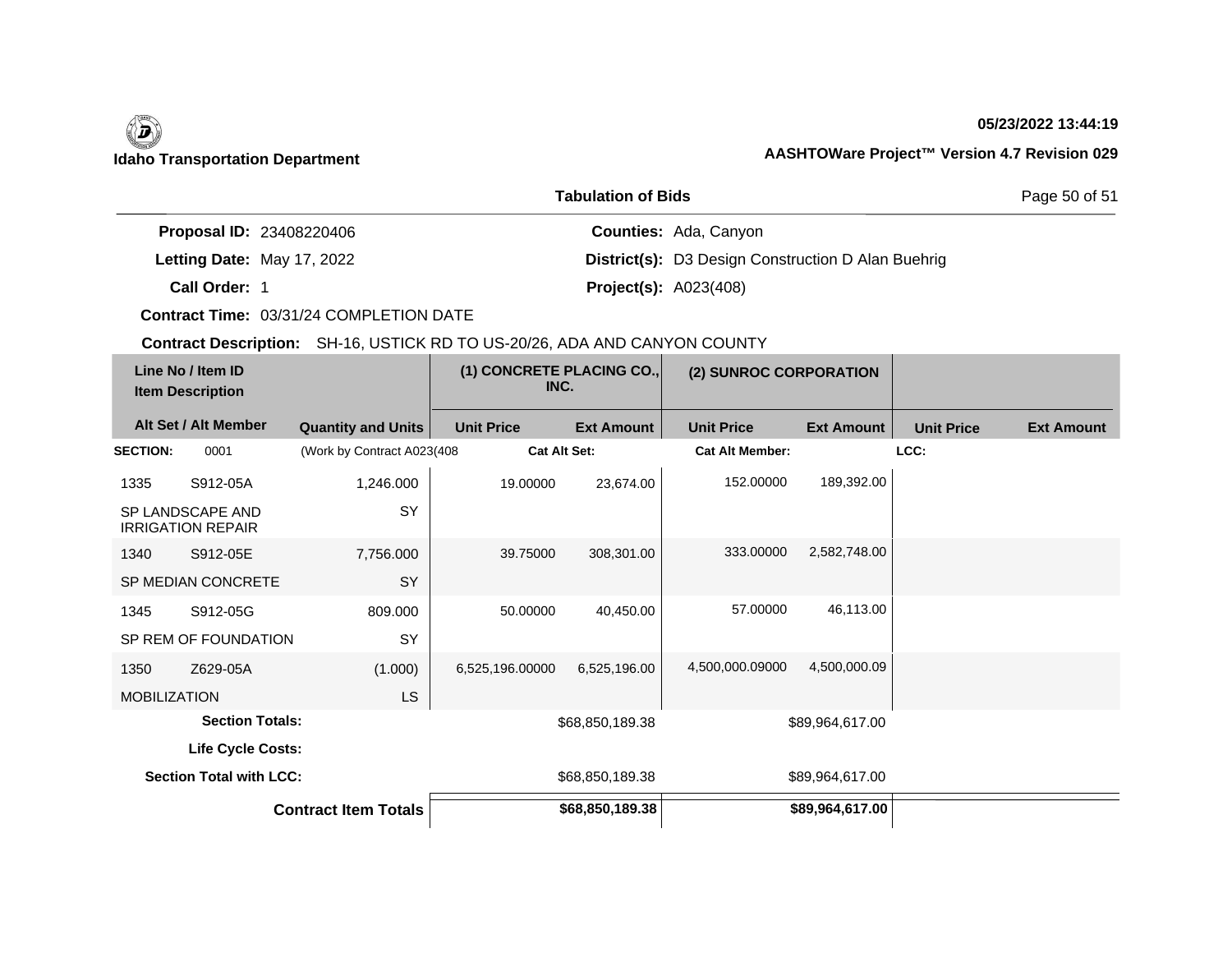**Idaho Transportation Department**

**05/23/2022 13:44:19**

**AASHTOWare Project™ Version 4.7 Revision 029**

## Tabulation of Bids

**Proposal ID:** 23408220406

**Letting Date:** May 17, 2022

**Call Order:** 1

**Contract Time:** 03/31/24 COMPLETION DATE

**Counties:** Ada, Canyon

**District(s):** D3 Design Construction D Alan Buehrig

**Project(s):** A023(408)

**Contract Description:** SH-16, USTICK RD TO US-20/26, ADA AND CANYON COUNTY

| Line No / Item ID / Item Description | Alt Set / Alt Member | Quantity and Units | (1) CONCRETE PLACING CO., INC. Unit Price | (1) CONCRETE PLACING CO., INC. Ext Amount | (2) SUNROC CORPORATION Unit Price | (2) SUNROC CORPORATION Ext Amount | Unit Price | Ext Amount |
|---|---|---|---|---|---|---|---|---|
| **SECTION:** 0001 | | (Work by Contract A023(408 | **Cat Alt Set:** | | **Cat Alt Member:** | | **LCC:** | |
| 1335 S912-05A SP LANDSCAPE AND IRRIGATION REPAIR | | 1,246.000 SY | 19.00000 | 23,674.00 | 152.00000 | 189,392.00 | | |
| 1340 S912-05E SP MEDIAN CONCRETE | | 7,756.000 SY | 39.75000 | 308,301.00 | 333.00000 | 2,582,748.00 | | |
| 1345 S912-05G SP REM OF FOUNDATION | | 809.000 SY | 50.00000 | 40,450.00 | 57.00000 | 46,113.00 | | |
| 1350 Z629-05A MOBILIZATION | | (1.000) LS | 6,525,196.00000 | 6,525,196.00 | 4,500,000.09000 | 4,500,000.09 | | |
| **Section Totals:** | | | | $68,850,189.38 | | $89,964,617.00 | | |
| **Life Cycle Costs:** | | | | | | | | |
| **Section Total with LCC:** | | | | $68,850,189.38 | | $89,964,617.00 | | |
| **Contract Item Totals** | | | | **$68,850,189.38** | | **$89,964,617.00** | | |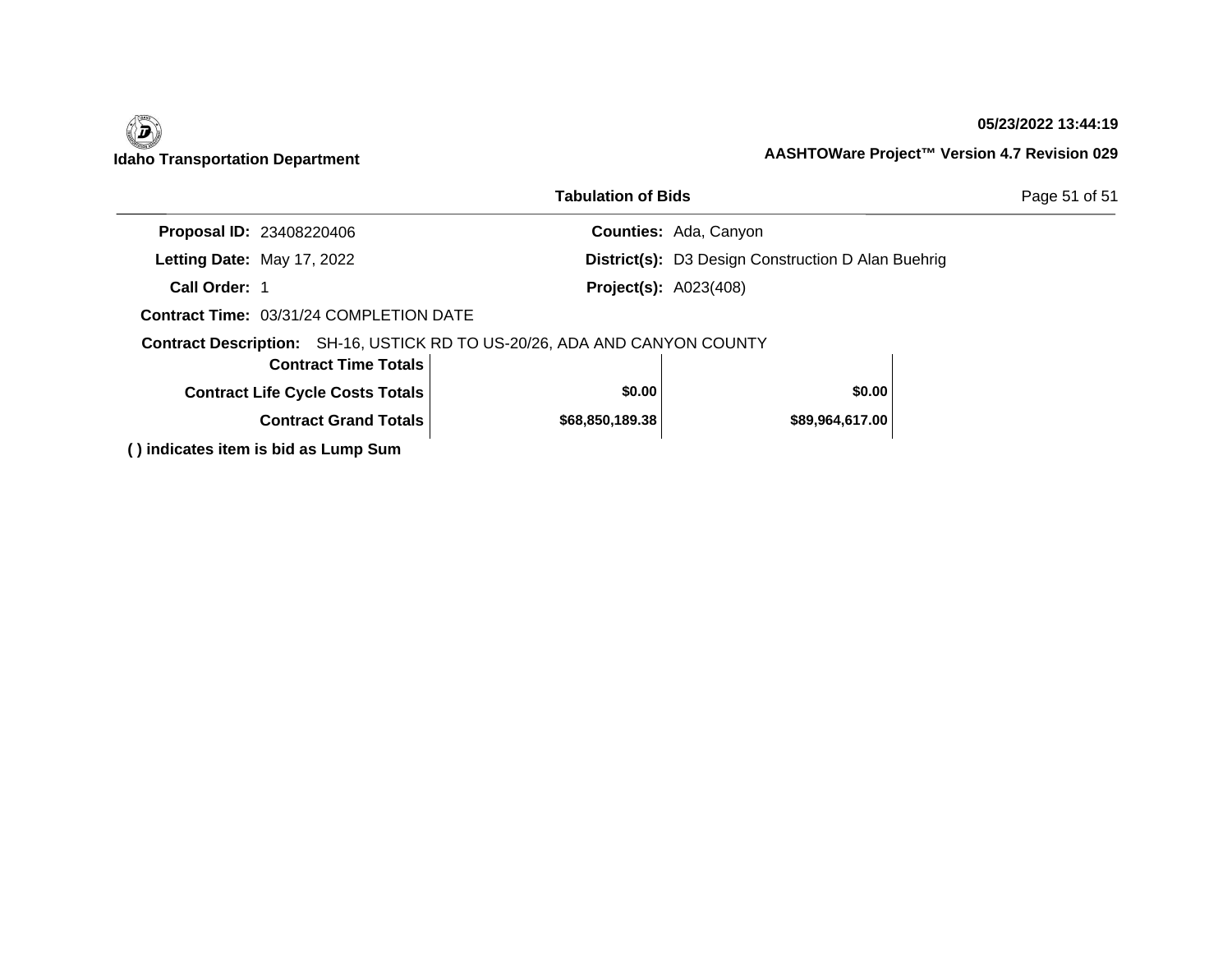**Idaho Transportation Department**

**05/23/2022 13:44:19**

**AASHTOWare Project™ Version 4.7 Revision 029**

**Tabulation of Bids**

| | |
|---|---|
| **Proposal ID:** 23408220406 | **Counties:** Ada, Canyon |
| **Letting Date:** May 17, 2022 | **District(s):** D3 Design Construction D Alan Buehrig |
| **Call Order:** 1 | **Project(s):** A023(408) |
| **Contract Time:** 03/31/24 COMPLETION DATE | |

**Contract Description:** SH-16, USTICK RD TO US-20/26, ADA AND CANYON COUNTY

| | | |
|---|---|---|
| **Contract Time Totals** | | |
| **Contract Life Cycle Costs Totals** | **$0.00** | **$0.00** |
| **Contract Grand Totals** | **$68,850,189.38** | **$89,964,617.00** |

**( ) indicates item is bid as Lump Sum**